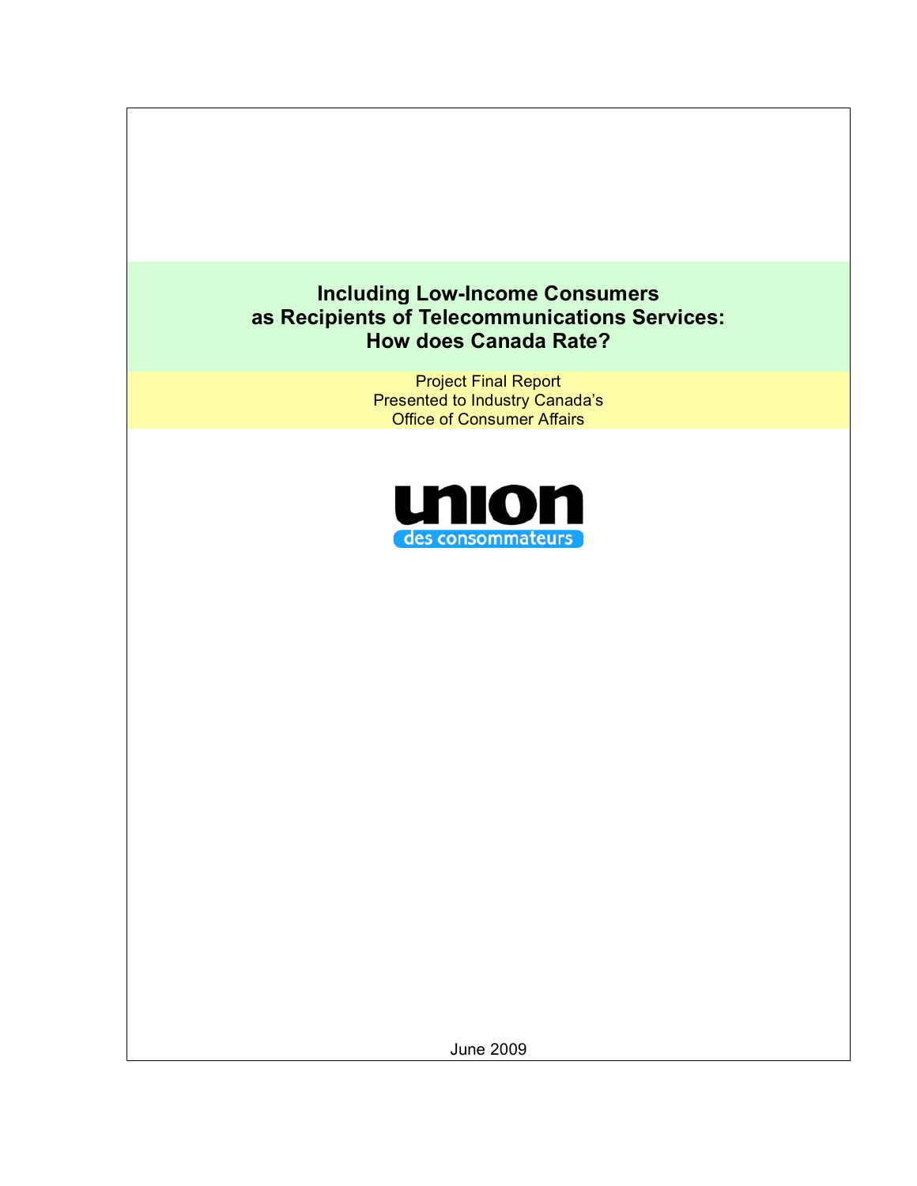# Including Low-Income Consumers as Recipients of Telecommunications Services: How does Canada Rate?

Project Final Report
Presented to Industry Canada's
Office of Consumer Affairs

union
des consommateurs

June 2009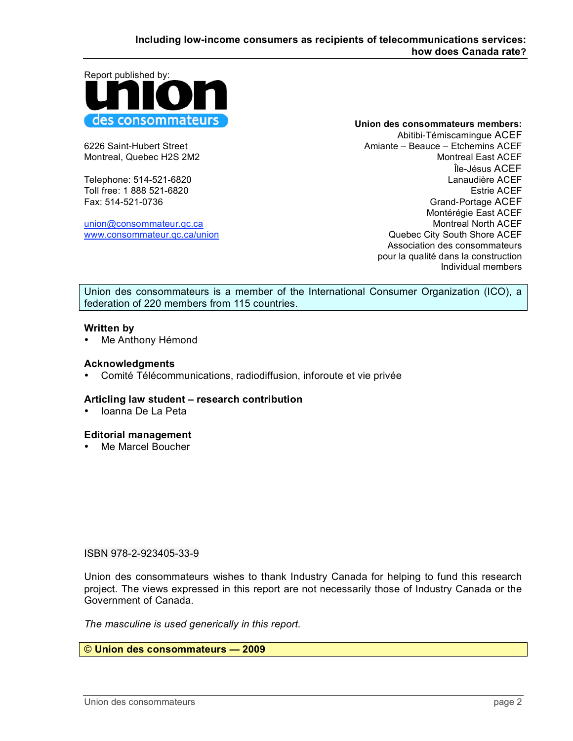Report published by:

**union des consommateurs**

6226 Saint-Hubert Street
Montreal, Quebec H2S 2M2

Telephone: 514-521-6820
Toll free: 1 888 521-6820
Fax: 514-521-0736

union@consommateur.qc.ca
www.consommateur.qc.ca/union

**Union des consommateurs members:**
Abitibi-Témiscamingue ACEF
Amiante – Beauce – Etchemins ACEF
Montreal East ACEF
Île-Jésus ACEF
Lanaudière ACEF
Estrie ACEF
Grand-Portage ACEF
Montérégie East ACEF
Montreal North ACEF
Quebec City South Shore ACEF
Association des consommateurs pour la qualité dans la construction
Individual members

Union des consommateurs is a member of the International Consumer Organization (ICO), a federation of 220 members from 115 countries.

**Written by**

- Me Anthony Hémond

**Acknowledgments**

- Comité Télécommunications, radiodiffusion, inforoute et vie privée

**Articling law student – research contribution**

- Ioanna De La Peta

**Editorial management**

- Me Marcel Boucher

ISBN 978-2-923405-33-9

Union des consommateurs wishes to thank Industry Canada for helping to fund this research project. The views expressed in this report are not necessarily those of Industry Canada or the Government of Canada.

*The masculine is used generically in this report.*

**© Union des consommateurs — 2009**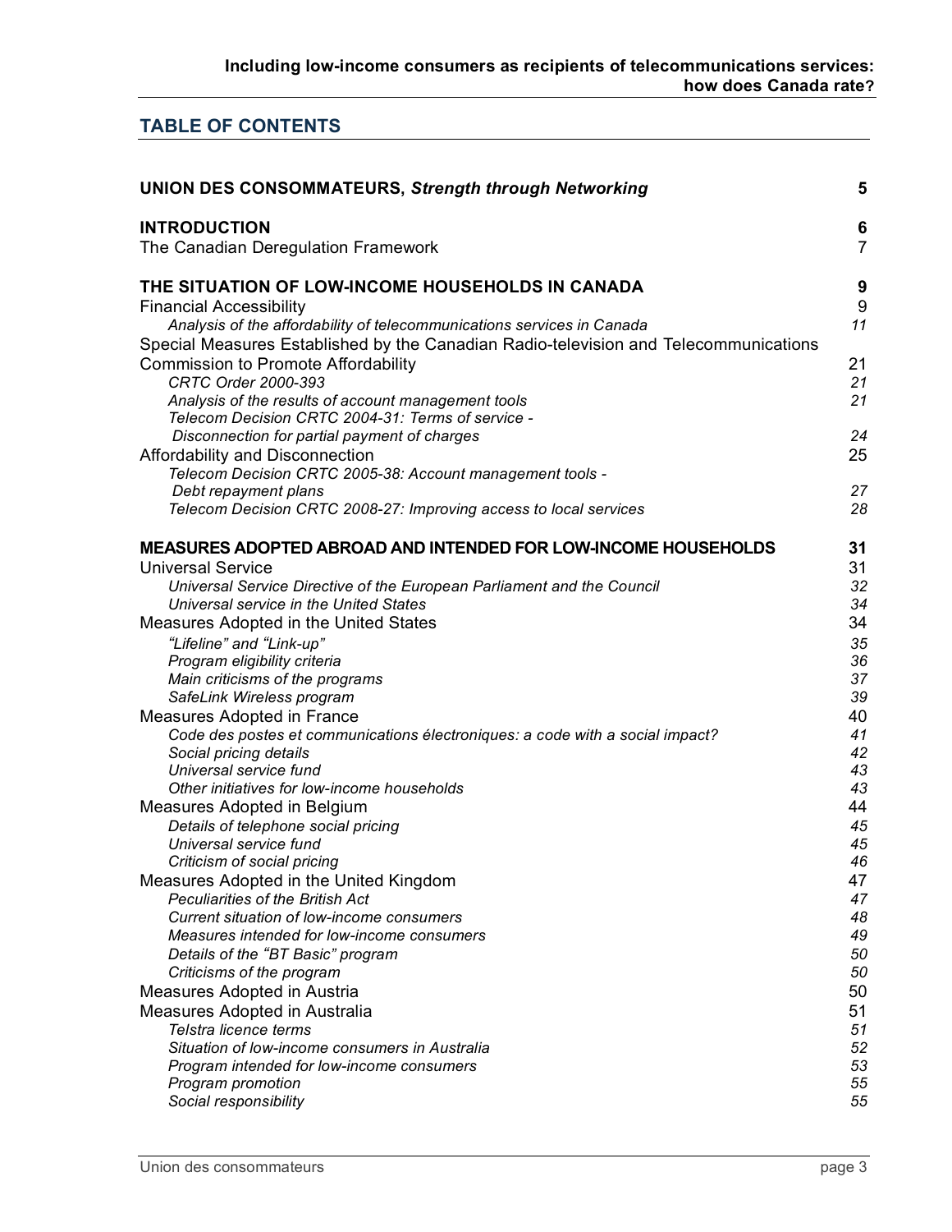# TABLE OF CONTENTS

| | |
|---|---|
| **UNION DES CONSOMMATEURS, *Strength through Networking*** | **5** |
| **INTRODUCTION** | **6** |
| The Canadian Deregulation Framework | 7 |
| **THE SITUATION OF LOW-INCOME HOUSEHOLDS IN CANADA** | **9** |
| Financial Accessibility | 9 |
| *Analysis of the affordability of telecommunications services in Canada* | *11* |
| Special Measures Established by the Canadian Radio-television and Telecommunications Commission to Promote Affordability | 21 |
| *CRTC Order 2000-393* | *21* |
| *Analysis of the results of account management tools* | *21* |
| *Telecom Decision CRTC 2004-31: Terms of service - Disconnection for partial payment of charges* | *24* |
| Affordability and Disconnection | 25 |
| *Telecom Decision CRTC 2005-38: Account management tools - Debt repayment plans* | *27* |
| *Telecom Decision CRTC 2008-27: Improving access to local services* | *28* |
| **MEASURES ADOPTED ABROAD AND INTENDED FOR LOW-INCOME HOUSEHOLDS** | **31** |
| Universal Service | 31 |
| *Universal Service Directive of the European Parliament and the Council* | *32* |
| *Universal service in the United States* | *34* |
| Measures Adopted in the United States | 34 |
| *"Lifeline" and "Link-up"* | *35* |
| *Program eligibility criteria* | *36* |
| *Main criticisms of the programs* | *37* |
| *SafeLink Wireless program* | *39* |
| Measures Adopted in France | 40 |
| *Code des postes et communications électroniques: a code with a social impact?* | *41* |
| *Social pricing details* | *42* |
| *Universal service fund* | *43* |
| *Other initiatives for low-income households* | *43* |
| Measures Adopted in Belgium | 44 |
| *Details of telephone social pricing* | *45* |
| *Universal service fund* | *45* |
| *Criticism of social pricing* | *46* |
| Measures Adopted in the United Kingdom | 47 |
| *Peculiarities of the British Act* | *47* |
| *Current situation of low-income consumers* | *48* |
| *Measures intended for low-income consumers* | *49* |
| *Details of the "BT Basic" program* | *50* |
| *Criticisms of the program* | *50* |
| Measures Adopted in Austria | 50 |
| Measures Adopted in Australia | 51 |
| *Telstra licence terms* | *51* |
| *Situation of low-income consumers in Australia* | *52* |
| *Program intended for low-income consumers* | *53* |
| *Program promotion* | *55* |
| *Social responsibility* | *55* |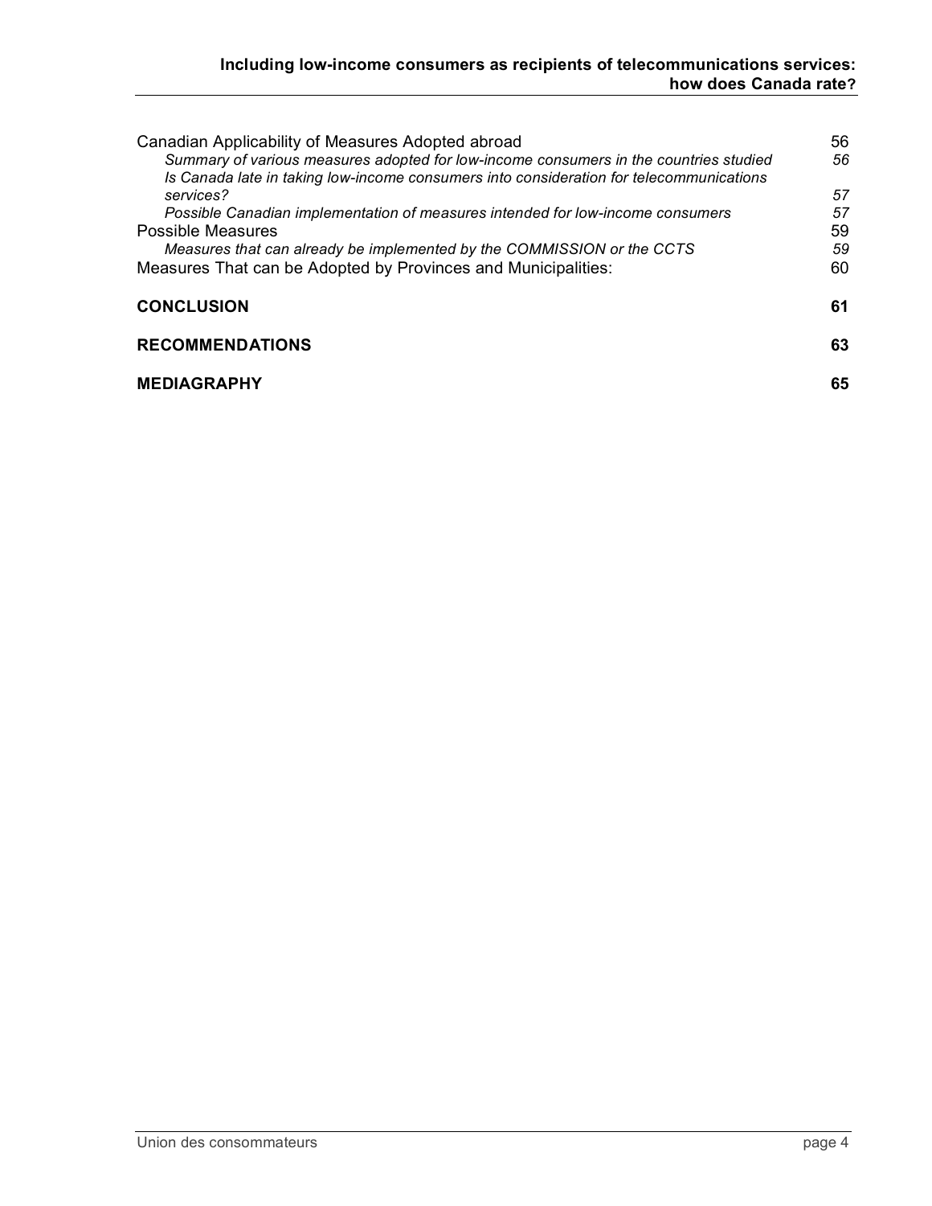Canadian Applicability of Measures Adopted abroad 56

*Summary of various measures adopted for low-income consumers in the countries studied 56*

*Is Canada late in taking low-income consumers into consideration for telecommunications services? 57*

*Possible Canadian implementation of measures intended for low-income consumers 57*

Possible Measures 59

*Measures that can already be implemented by the COMMISSION or the CCTS 59*

Measures That can be Adopted by Provinces and Municipalities: 60

**CONCLUSION 61**

**RECOMMENDATIONS 63**

**MEDIAGRAPHY 65**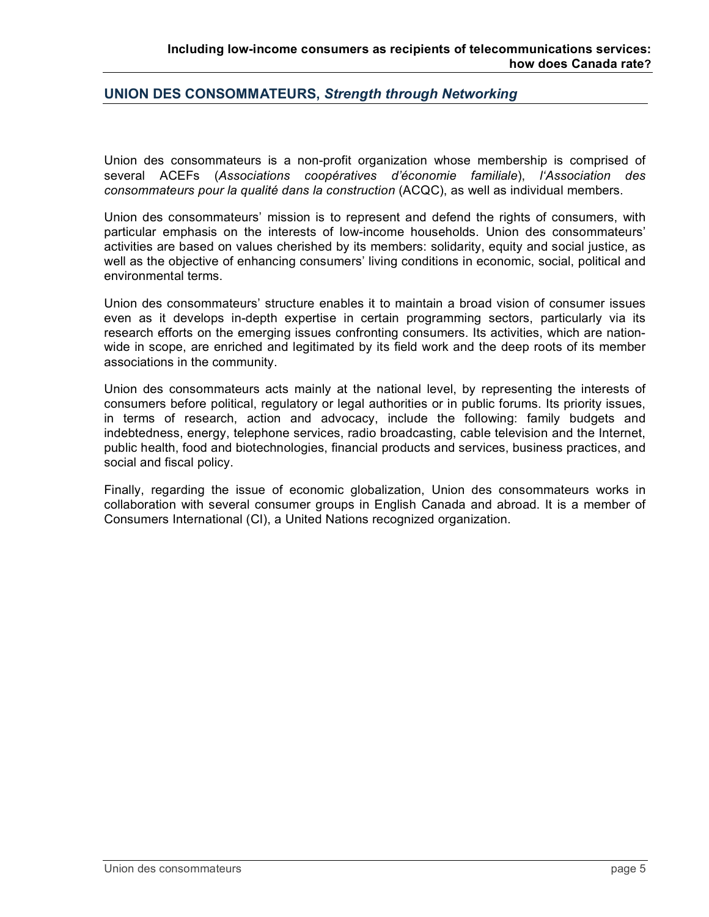## UNION DES CONSOMMATEURS, *Strength through Networking*

Union des consommateurs is a non-profit organization whose membership is comprised of several ACEFs (*Associations coopératives d'économie familiale*), *l'Association des consommateurs pour la qualité dans la construction* (ACQC), as well as individual members.

Union des consommateurs' mission is to represent and defend the rights of consumers, with particular emphasis on the interests of low-income households. Union des consommateurs' activities are based on values cherished by its members: solidarity, equity and social justice, as well as the objective of enhancing consumers' living conditions in economic, social, political and environmental terms.

Union des consommateurs' structure enables it to maintain a broad vision of consumer issues even as it develops in-depth expertise in certain programming sectors, particularly via its research efforts on the emerging issues confronting consumers. Its activities, which are nation-wide in scope, are enriched and legitimated by its field work and the deep roots of its member associations in the community.

Union des consommateurs acts mainly at the national level, by representing the interests of consumers before political, regulatory or legal authorities or in public forums. Its priority issues, in terms of research, action and advocacy, include the following: family budgets and indebtedness, energy, telephone services, radio broadcasting, cable television and the Internet, public health, food and biotechnologies, financial products and services, business practices, and social and fiscal policy.

Finally, regarding the issue of economic globalization, Union des consommateurs works in collaboration with several consumer groups in English Canada and abroad. It is a member of Consumers International (CI), a United Nations recognized organization.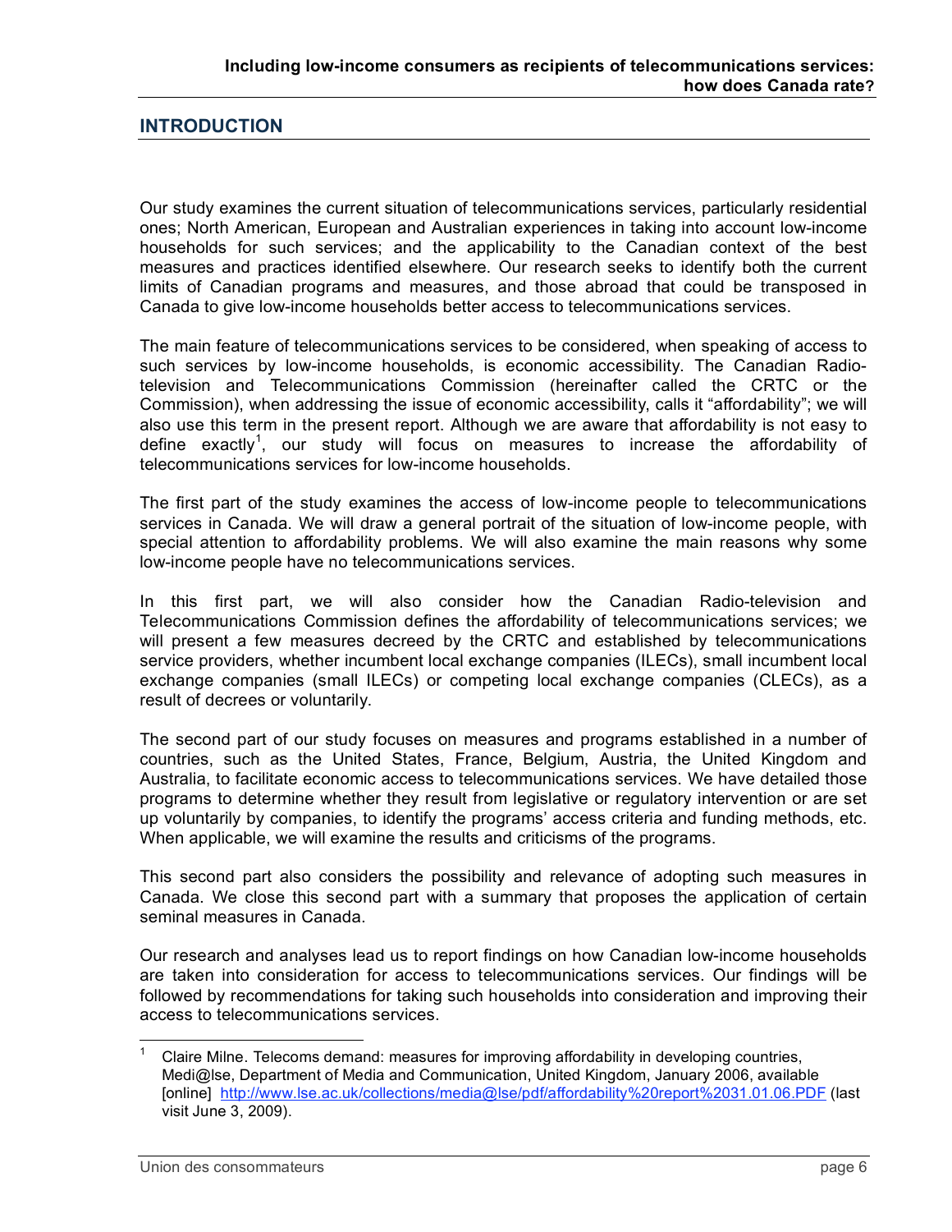## INTRODUCTION

Our study examines the current situation of telecommunications services, particularly residential ones; North American, European and Australian experiences in taking into account low-income households for such services; and the applicability to the Canadian context of the best measures and practices identified elsewhere. Our research seeks to identify both the current limits of Canadian programs and measures, and those abroad that could be transposed in Canada to give low-income households better access to telecommunications services.

The main feature of telecommunications services to be considered, when speaking of access to such services by low-income households, is economic accessibility. The Canadian Radio-television and Telecommunications Commission (hereinafter called the CRTC or the Commission), when addressing the issue of economic accessibility, calls it "affordability"; we will also use this term in the present report. Although we are aware that affordability is not easy to define exactly[1], our study will focus on measures to increase the affordability of telecommunications services for low-income households.

The first part of the study examines the access of low-income people to telecommunications services in Canada. We will draw a general portrait of the situation of low-income people, with special attention to affordability problems. We will also examine the main reasons why some low-income people have no telecommunications services.

In this first part, we will also consider how the Canadian Radio-television and Telecommunications Commission defines the affordability of telecommunications services; we will present a few measures decreed by the CRTC and established by telecommunications service providers, whether incumbent local exchange companies (ILECs), small incumbent local exchange companies (small ILECs) or competing local exchange companies (CLECs), as a result of decrees or voluntarily.

The second part of our study focuses on measures and programs established in a number of countries, such as the United States, France, Belgium, Austria, the United Kingdom and Australia, to facilitate economic access to telecommunications services. We have detailed those programs to determine whether they result from legislative or regulatory intervention or are set up voluntarily by companies, to identify the programs' access criteria and funding methods, etc. When applicable, we will examine the results and criticisms of the programs.

This second part also considers the possibility and relevance of adopting such measures in Canada. We close this second part with a summary that proposes the application of certain seminal measures in Canada.

Our research and analyses lead us to report findings on how Canadian low-income households are taken into consideration for access to telecommunications services. Our findings will be followed by recommendations for taking such households into consideration and improving their access to telecommunications services.

---

[1] Claire Milne. Telecoms demand: measures for improving affordability in developing countries, Medi@lse, Department of Media and Communication, United Kingdom, January 2006, available [online] http://www.lse.ac.uk/collections/media@lse/pdf/affordability%20report%2031.01.06.PDF (last visit June 3, 2009).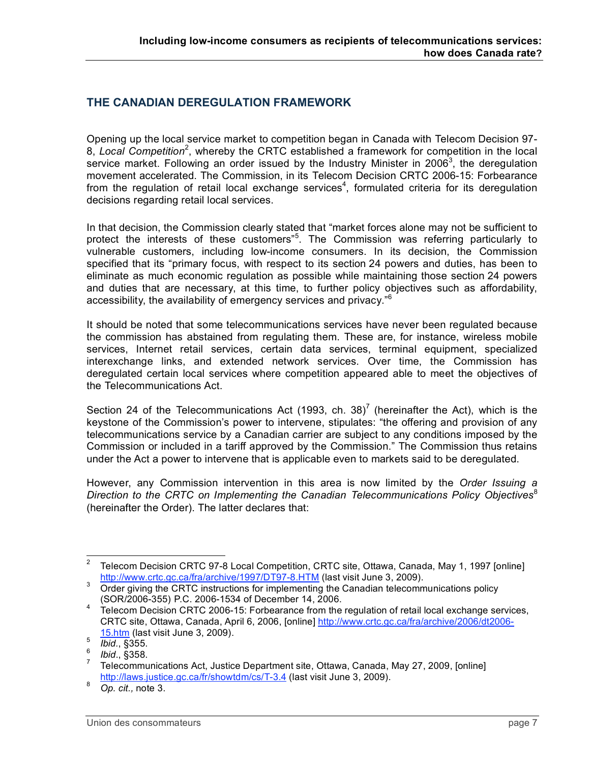## THE CANADIAN DEREGULATION FRAMEWORK

Opening up the local service market to competition began in Canada with Telecom Decision 97-8, *Local Competition*[2], whereby the CRTC established a framework for competition in the local service market. Following an order issued by the Industry Minister in 2006[3], the deregulation movement accelerated. The Commission, in its Telecom Decision CRTC 2006-15: Forbearance from the regulation of retail local exchange services[4], formulated criteria for its deregulation decisions regarding retail local services.

In that decision, the Commission clearly stated that "market forces alone may not be sufficient to protect the interests of these customers"[5]. The Commission was referring particularly to vulnerable customers, including low-income consumers. In its decision, the Commission specified that its "primary focus, with respect to its section 24 powers and duties, has been to eliminate as much economic regulation as possible while maintaining those section 24 powers and duties that are necessary, at this time, to further policy objectives such as affordability, accessibility, the availability of emergency services and privacy."[6]

It should be noted that some telecommunications services have never been regulated because the commission has abstained from regulating them. These are, for instance, wireless mobile services, Internet retail services, certain data services, terminal equipment, specialized interexchange links, and extended network services. Over time, the Commission has deregulated certain local services where competition appeared able to meet the objectives of the Telecommunications Act.

Section 24 of the Telecommunications Act (1993, ch. 38)[7] (hereinafter the Act), which is the keystone of the Commission's power to intervene, stipulates: "the offering and provision of any telecommunications service by a Canadian carrier are subject to any conditions imposed by the Commission or included in a tariff approved by the Commission." The Commission thus retains under the Act a power to intervene that is applicable even to markets said to be deregulated.

However, any Commission intervention in this area is now limited by the *Order Issuing a Direction to the CRTC on Implementing the Canadian Telecommunications Policy Objectives*[8] (hereinafter the Order). The latter declares that:

---

[2] Telecom Decision CRTC 97-8 Local Competition, CRTC site, Ottawa, Canada, May 1, 1997 [online] http://www.crtc.gc.ca/fra/archive/1997/DT97-8.HTM (last visit June 3, 2009).

[3] Order giving the CRTC instructions for implementing the Canadian telecommunications policy (SOR/2006-355) P.C. 2006-1534 of December 14, 2006.

[4] Telecom Decision CRTC 2006-15: Forbearance from the regulation of retail local exchange services, CRTC site, Ottawa, Canada, April 6, 2006, [online] http://www.crtc.gc.ca/fra/archive/2006/dt2006-15.htm (last visit June 3, 2009).

[5] *Ibid.*, §355.

[6] *Ibid.*, §358.

[7] Telecommunications Act, Justice Department site, Ottawa, Canada, May 27, 2009, [online] http://laws.justice.gc.ca/fr/showtdm/cs/T-3.4 (last visit June 3, 2009).

[8] *Op. cit.,* note 3.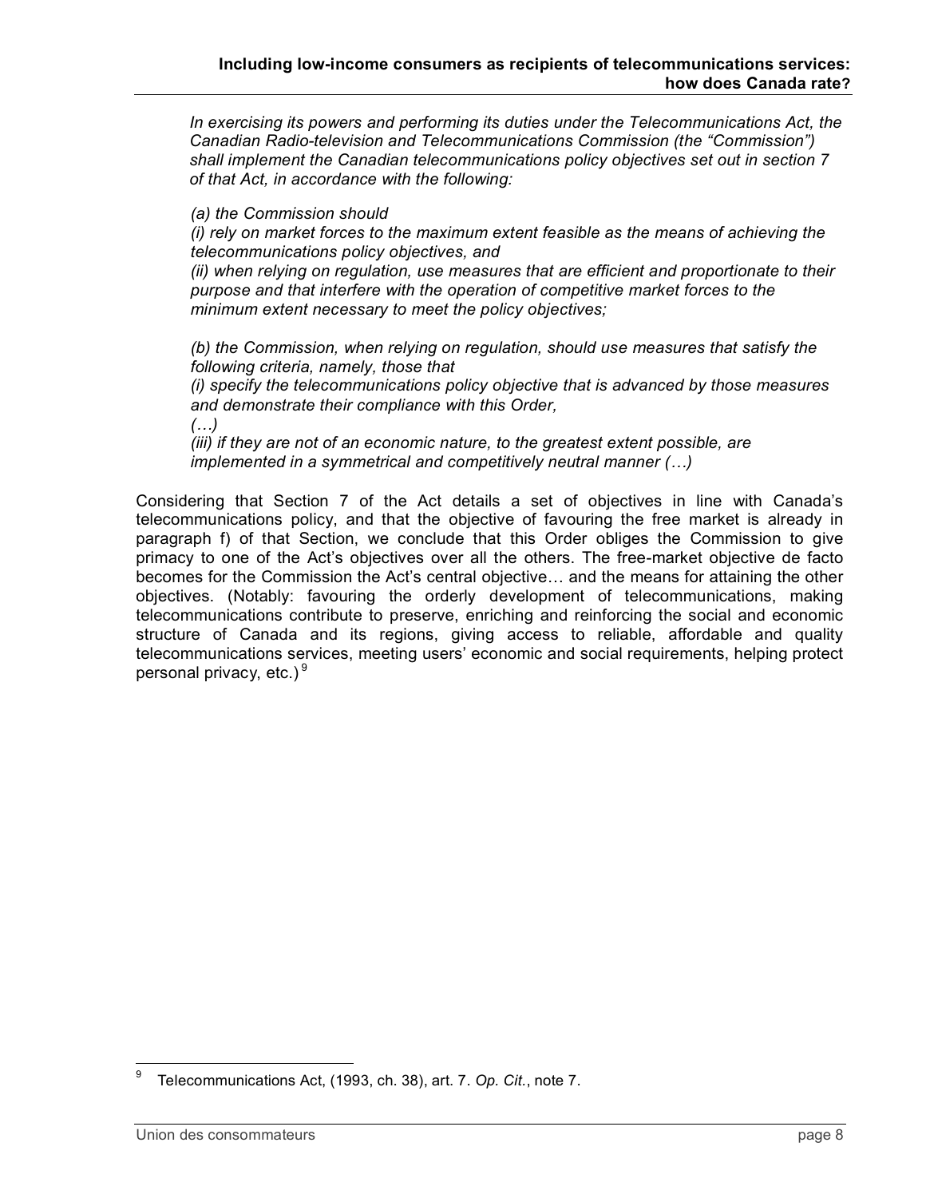> *In exercising its powers and performing its duties under the Telecommunications Act, the Canadian Radio-television and Telecommunications Commission (the "Commission") shall implement the Canadian telecommunications policy objectives set out in section 7 of that Act, in accordance with the following:*
>
> *(a) the Commission should*
> *(i) rely on market forces to the maximum extent feasible as the means of achieving the telecommunications policy objectives, and*
> *(ii) when relying on regulation, use measures that are efficient and proportionate to their purpose and that interfere with the operation of competitive market forces to the minimum extent necessary to meet the policy objectives;*
>
> *(b) the Commission, when relying on regulation, should use measures that satisfy the following criteria, namely, those that*
> *(i) specify the telecommunications policy objective that is advanced by those measures and demonstrate their compliance with this Order,*
> *(…)*
> *(iii) if they are not of an economic nature, to the greatest extent possible, are implemented in a symmetrical and competitively neutral manner (…)*

Considering that Section 7 of the Act details a set of objectives in line with Canada's telecommunications policy, and that the objective of favouring the free market is already in paragraph f) of that Section, we conclude that this Order obliges the Commission to give primacy to one of the Act's objectives over all the others. The free-market objective de facto becomes for the Commission the Act's central objective… and the means for attaining the other objectives. (Notably: favouring the orderly development of telecommunications, making telecommunications contribute to preserve, enriching and reinforcing the social and economic structure of Canada and its regions, giving access to reliable, affordable and quality telecommunications services, meeting users' economic and social requirements, helping protect personal privacy, etc.) [9]

[9] Telecommunications Act, (1993, ch. 38), art. 7. *Op. Cit.*, note 7.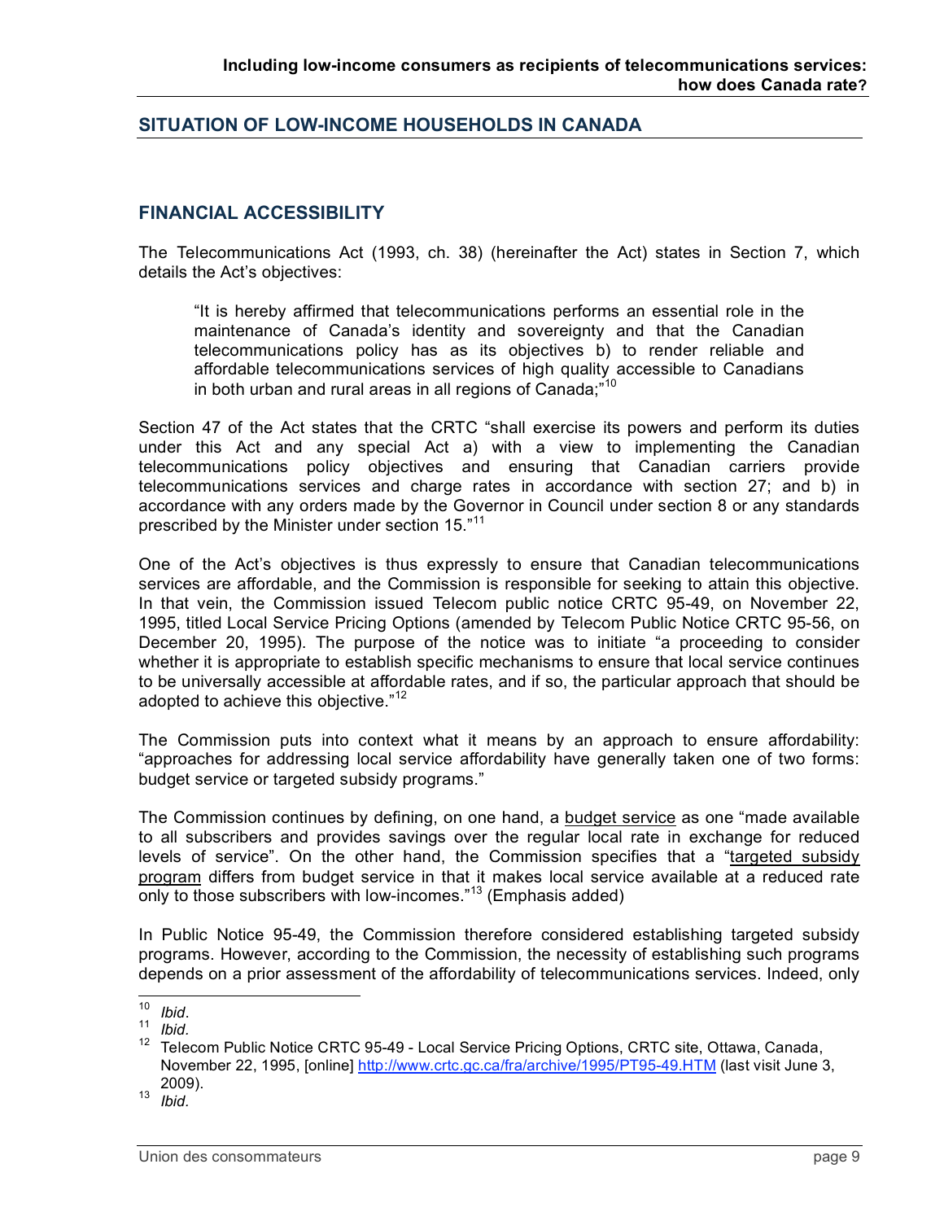## SITUATION OF LOW-INCOME HOUSEHOLDS IN CANADA

### FINANCIAL ACCESSIBILITY

The Telecommunications Act (1993, ch. 38) (hereinafter the Act) states in Section 7, which details the Act's objectives:

> "It is hereby affirmed that telecommunications performs an essential role in the maintenance of Canada's identity and sovereignty and that the Canadian telecommunications policy has as its objectives b) to render reliable and affordable telecommunications services of high quality accessible to Canadians in both urban and rural areas in all regions of Canada;"[10]

Section 47 of the Act states that the CRTC "shall exercise its powers and perform its duties under this Act and any special Act a) with a view to implementing the Canadian telecommunications policy objectives and ensuring that Canadian carriers provide telecommunications services and charge rates in accordance with section 27; and b) in accordance with any orders made by the Governor in Council under section 8 or any standards prescribed by the Minister under section 15."[11]

One of the Act's objectives is thus expressly to ensure that Canadian telecommunications services are affordable, and the Commission is responsible for seeking to attain this objective. In that vein, the Commission issued Telecom public notice CRTC 95-49, on November 22, 1995, titled Local Service Pricing Options (amended by Telecom Public Notice CRTC 95-56, on December 20, 1995). The purpose of the notice was to initiate "a proceeding to consider whether it is appropriate to establish specific mechanisms to ensure that local service continues to be universally accessible at affordable rates, and if so, the particular approach that should be adopted to achieve this objective."[12]

The Commission puts into context what it means by an approach to ensure affordability: "approaches for addressing local service affordability have generally taken one of two forms: budget service or targeted subsidy programs."

The Commission continues by defining, on one hand, a <u>budget service</u> as one "made available to all subscribers and provides savings over the regular local rate in exchange for reduced levels of service". On the other hand, the Commission specifies that a "<u>targeted subsidy program</u> differs from budget service in that it makes local service available at a reduced rate only to those subscribers with low-incomes."[13] (Emphasis added)

In Public Notice 95-49, the Commission therefore considered establishing targeted subsidy programs. However, according to the Commission, the necessity of establishing such programs depends on a prior assessment of the affordability of telecommunications services. Indeed, only

---

[10] *Ibid*.

[11] *Ibid.*

[12] Telecom Public Notice CRTC 95-49 - Local Service Pricing Options, CRTC site, Ottawa, Canada, November 22, 1995, [online] http://www.crtc.gc.ca/fra/archive/1995/PT95-49.HTM (last visit June 3, 2009).

[13] *Ibid.*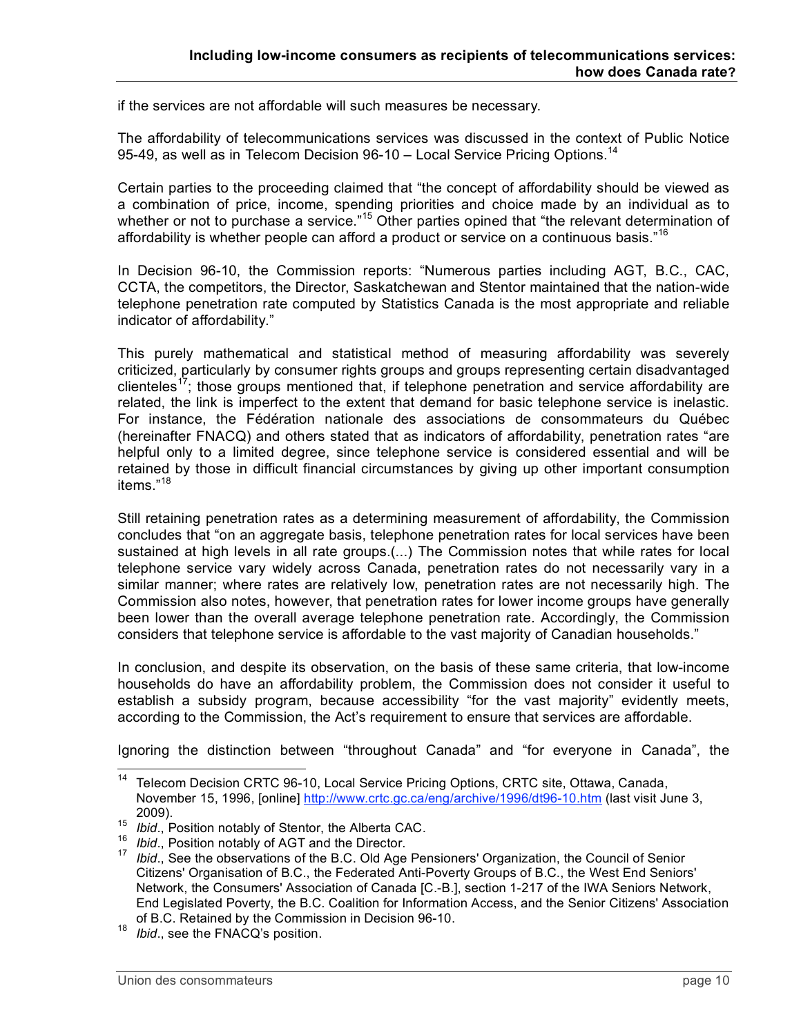if the services are not affordable will such measures be necessary.

The affordability of telecommunications services was discussed in the context of Public Notice 95-49, as well as in Telecom Decision 96-10 – Local Service Pricing Options.[14]

Certain parties to the proceeding claimed that "the concept of affordability should be viewed as a combination of price, income, spending priorities and choice made by an individual as to whether or not to purchase a service."[15] Other parties opined that "the relevant determination of affordability is whether people can afford a product or service on a continuous basis."[16]

In Decision 96-10, the Commission reports: "Numerous parties including AGT, B.C., CAC, CCTA, the competitors, the Director, Saskatchewan and Stentor maintained that the nation-wide telephone penetration rate computed by Statistics Canada is the most appropriate and reliable indicator of affordability."

This purely mathematical and statistical method of measuring affordability was severely criticized, particularly by consumer rights groups and groups representing certain disadvantaged clienteles[17]; those groups mentioned that, if telephone penetration and service affordability are related, the link is imperfect to the extent that demand for basic telephone service is inelastic. For instance, the Fédération nationale des associations de consommateurs du Québec (hereinafter FNACQ) and others stated that as indicators of affordability, penetration rates "are helpful only to a limited degree, since telephone service is considered essential and will be retained by those in difficult financial circumstances by giving up other important consumption items."[18]

Still retaining penetration rates as a determining measurement of affordability, the Commission concludes that "on an aggregate basis, telephone penetration rates for local services have been sustained at high levels in all rate groups.(...) The Commission notes that while rates for local telephone service vary widely across Canada, penetration rates do not necessarily vary in a similar manner; where rates are relatively low, penetration rates are not necessarily high. The Commission also notes, however, that penetration rates for lower income groups have generally been lower than the overall average telephone penetration rate. Accordingly, the Commission considers that telephone service is affordable to the vast majority of Canadian households."

In conclusion, and despite its observation, on the basis of these same criteria, that low-income households do have an affordability problem, the Commission does not consider it useful to establish a subsidy program, because accessibility "for the vast majority" evidently meets, according to the Commission, the Act's requirement to ensure that services are affordable.

Ignoring the distinction between "throughout Canada" and "for everyone in Canada", the

---

[14] Telecom Decision CRTC 96-10, Local Service Pricing Options, CRTC site, Ottawa, Canada, November 15, 1996, [online] http://www.crtc.gc.ca/eng/archive/1996/dt96-10.htm (last visit June 3, 2009).

[15] *Ibid*., Position notably of Stentor, the Alberta CAC.

[16] *Ibid*., Position notably of AGT and the Director.

[17] *Ibid*., See the observations of the B.C. Old Age Pensioners' Organization, the Council of Senior Citizens' Organisation of B.C., the Federated Anti-Poverty Groups of B.C., the West End Seniors' Network, the Consumers' Association of Canada [C.-B.], section 1-217 of the IWA Seniors Network, End Legislated Poverty, the B.C. Coalition for Information Access, and the Senior Citizens' Association of B.C. Retained by the Commission in Decision 96-10.

[18] *Ibid*., see the FNACQ's position.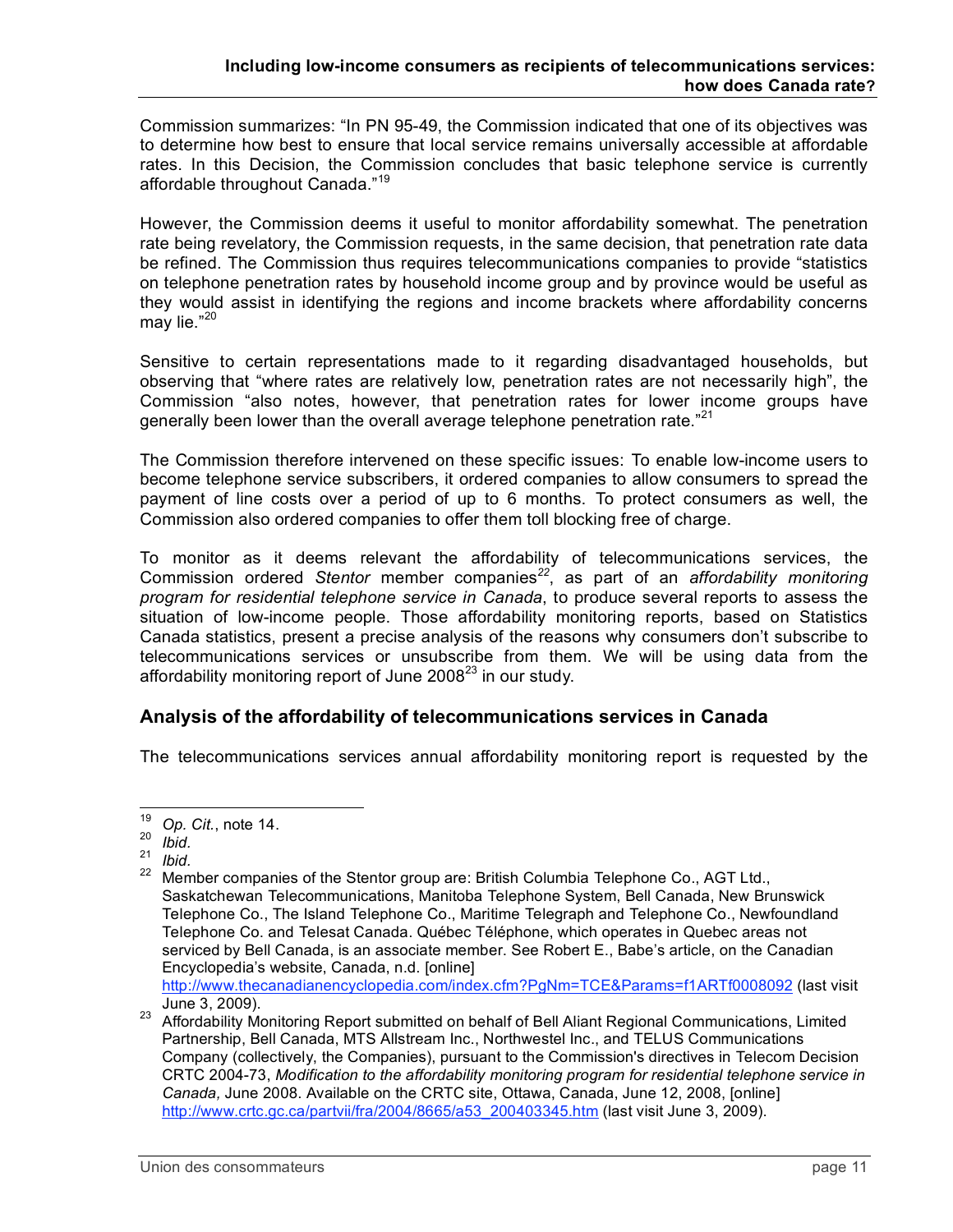Commission summarizes: “In PN 95-49, the Commission indicated that one of its objectives was to determine how best to ensure that local service remains universally accessible at affordable rates. In this Decision, the Commission concludes that basic telephone service is currently affordable throughout Canada.”[19]

However, the Commission deems it useful to monitor affordability somewhat. The penetration rate being revelatory, the Commission requests, in the same decision, that penetration rate data be refined. The Commission thus requires telecommunications companies to provide “statistics on telephone penetration rates by household income group and by province would be useful as they would assist in identifying the regions and income brackets where affordability concerns may lie.”[20]

Sensitive to certain representations made to it regarding disadvantaged households, but observing that “where rates are relatively low, penetration rates are not necessarily high”, the Commission “also notes, however, that penetration rates for lower income groups have generally been lower than the overall average telephone penetration rate.”[21]

The Commission therefore intervened on these specific issues: To enable low-income users to become telephone service subscribers, it ordered companies to allow consumers to spread the payment of line costs over a period of up to 6 months. To protect consumers as well, the Commission also ordered companies to offer them toll blocking free of charge.

To monitor as it deems relevant the affordability of telecommunications services, the Commission ordered *Stentor* member companies[22], as part of an *affordability monitoring program for residential telephone service in Canada*, to produce several reports to assess the situation of low-income people. Those affordability monitoring reports, based on Statistics Canada statistics, present a precise analysis of the reasons why consumers don’t subscribe to telecommunications services or unsubscribe from them. We will be using data from the affordability monitoring report of June 2008[23] in our study.

## Analysis of the affordability of telecommunications services in Canada

The telecommunications services annual affordability monitoring report is requested by the

---

[19] *Op. Cit.*, note 14.

[20] *Ibid.*

[21] *Ibid.*

[22] Member companies of the Stentor group are: British Columbia Telephone Co., AGT Ltd., Saskatchewan Telecommunications, Manitoba Telephone System, Bell Canada, New Brunswick Telephone Co., The Island Telephone Co., Maritime Telegraph and Telephone Co., Newfoundland Telephone Co. and Telesat Canada. Québec Téléphone, which operates in Quebec areas not serviced by Bell Canada, is an associate member. See Robert E., Babe’s article, on the Canadian Encyclopedia’s website, Canada, n.d. [online] http://www.thecanadianencyclopedia.com/index.cfm?PgNm=TCE&Params=f1ARTf0008092 (last visit June 3, 2009).

[23] Affordability Monitoring Report submitted on behalf of Bell Aliant Regional Communications, Limited Partnership, Bell Canada, MTS Allstream Inc., Northwestel Inc., and TELUS Communications Company (collectively, the Companies), pursuant to the Commission's directives in Telecom Decision CRTC 2004-73, *Modification to the affordability monitoring program for residential telephone service in Canada,* June 2008. Available on the CRTC site, Ottawa, Canada, June 12, 2008, [online] http://www.crtc.gc.ca/partvii/fra/2004/8665/a53_200403345.htm (last visit June 3, 2009).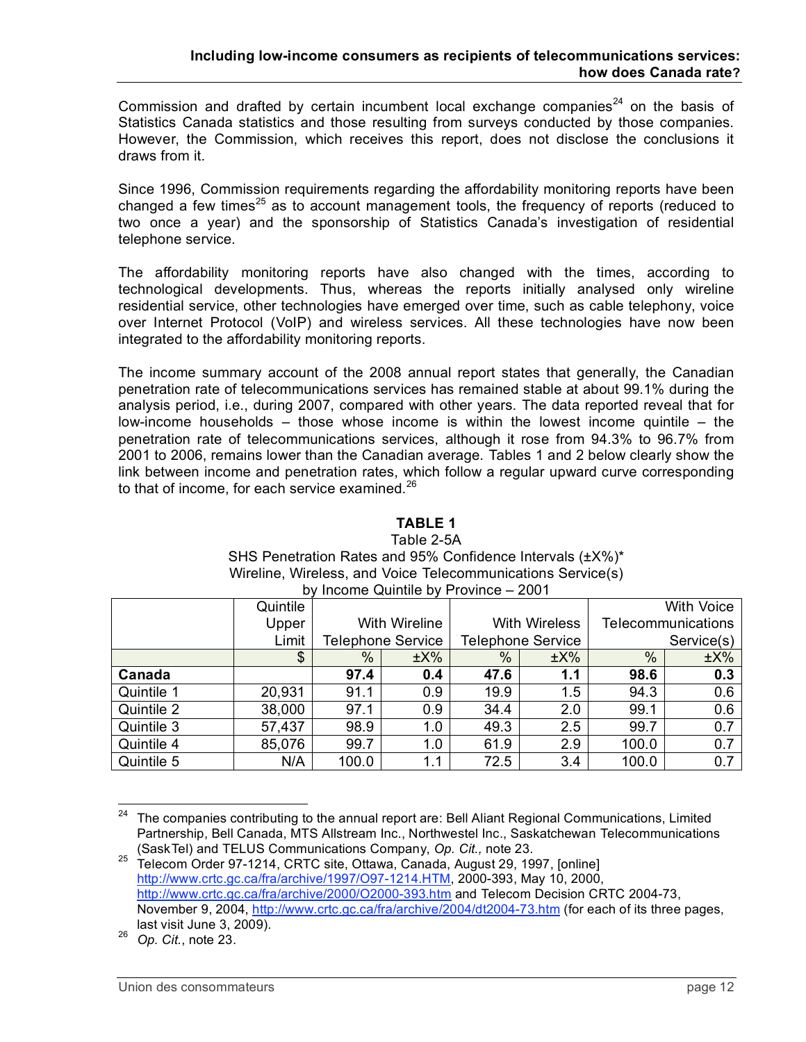Commission and drafted by certain incumbent local exchange companies[24] on the basis of Statistics Canada statistics and those resulting from surveys conducted by those companies. However, the Commission, which receives this report, does not disclose the conclusions it draws from it.

Since 1996, Commission requirements regarding the affordability monitoring reports have been changed a few times[25] as to account management tools, the frequency of reports (reduced to two once a year) and the sponsorship of Statistics Canada's investigation of residential telephone service.

The affordability monitoring reports have also changed with the times, according to technological developments. Thus, whereas the reports initially analysed only wireline residential service, other technologies have emerged over time, such as cable telephony, voice over Internet Protocol (VoIP) and wireless services. All these technologies have now been integrated to the affordability monitoring reports.

The income summary account of the 2008 annual report states that generally, the Canadian penetration rate of telecommunications services has remained stable at about 99.1% during the analysis period, i.e., during 2007, compared with other years. The data reported reveal that for low-income households – those whose income is within the lowest income quintile – the penetration rate of telecommunications services, although it rose from 94.3% to 96.7% from 2001 to 2006, remains lower than the Canadian average. Tables 1 and 2 below clearly show the link between income and penetration rates, which follow a regular upward curve corresponding to that of income, for each service examined.[26]

**TABLE 1**

Table 2-5A
SHS Penetration Rates and 95% Confidence Intervals (±X%)*
Wireline, Wireless, and Voice Telecommunications Service(s)
by Income Quintile by Province – 2001

| | Quintile Upper Limit | With Wireline Telephone Service | | With Wireless Telephone Service | | With Voice Telecommunications Service(s) | |
|---|---|---|---|---|---|---|---|
| | $ | % | ±X% | % | ±X% | % | ±X% |
| **Canada** | | **97.4** | **0.4** | **47.6** | **1.1** | **98.6** | **0.3** |
| Quintile 1 | 20,931 | 91.1 | 0.9 | 19.9 | 1.5 | 94.3 | 0.6 |
| Quintile 2 | 38,000 | 97.1 | 0.9 | 34.4 | 2.0 | 99.1 | 0.6 |
| Quintile 3 | 57,437 | 98.9 | 1.0 | 49.3 | 2.5 | 99.7 | 0.7 |
| Quintile 4 | 85,076 | 99.7 | 1.0 | 61.9 | 2.9 | 100.0 | 0.7 |
| Quintile 5 | N/A | 100.0 | 1.1 | 72.5 | 3.4 | 100.0 | 0.7 |

---

[24] The companies contributing to the annual report are: Bell Aliant Regional Communications, Limited Partnership, Bell Canada, MTS Allstream Inc., Northwestel Inc., Saskatchewan Telecommunications (SaskTel) and TELUS Communications Company, *Op. Cit.,* note 23.

[25] Telecom Order 97-1214, CRTC site, Ottawa, Canada, August 29, 1997, [online] http://www.crtc.gc.ca/fra/archive/1997/O97-1214.HTM, 2000-393, May 10, 2000, http://www.crtc.gc.ca/fra/archive/2000/O2000-393.htm and Telecom Decision CRTC 2004-73, November 9, 2004, http://www.crtc.gc.ca/fra/archive/2004/dt2004-73.htm (for each of its three pages, last visit June 3, 2009).

[26] *Op. Cit.*, note 23.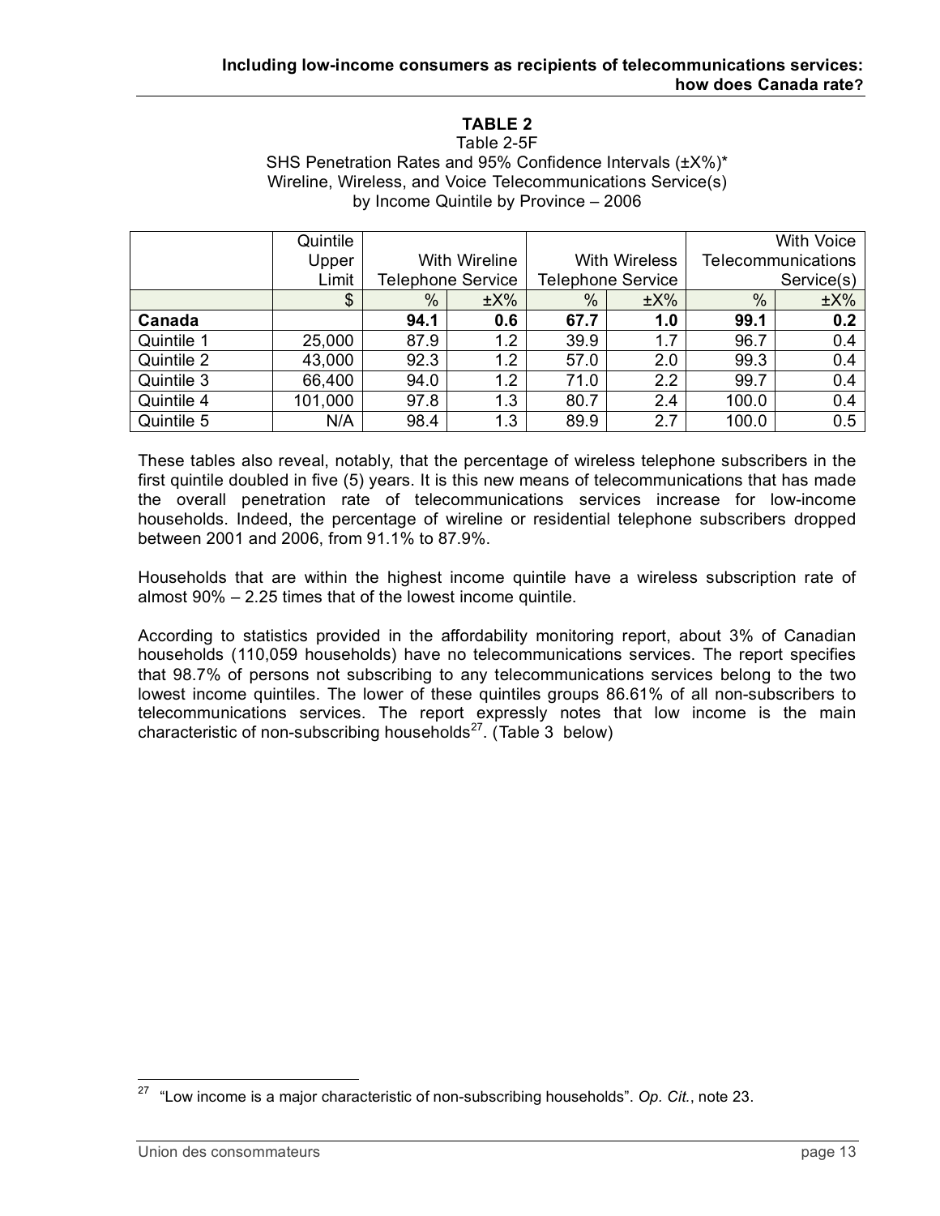**TABLE 2**

Table 2-5F
SHS Penetration Rates and 95% Confidence Intervals (±X%)*
Wireline, Wireless, and Voice Telecommunications Service(s)
by Income Quintile by Province – 2006

| | Quintile Upper Limit | With Wireline Telephone Service | | With Wireless Telephone Service | | With Voice Telecommunications Service(s) | |
|---|---|---|---|---|---|---|---|
| | $ | % | ±X% | % | ±X% | % | ±X% |
| **Canada** | | **94.1** | **0.6** | **67.7** | **1.0** | **99.1** | **0.2** |
| Quintile 1 | 25,000 | 87.9 | 1.2 | 39.9 | 1.7 | 96.7 | 0.4 |
| Quintile 2 | 43,000 | 92.3 | 1.2 | 57.0 | 2.0 | 99.3 | 0.4 |
| Quintile 3 | 66,400 | 94.0 | 1.2 | 71.0 | 2.2 | 99.7 | 0.4 |
| Quintile 4 | 101,000 | 97.8 | 1.3 | 80.7 | 2.4 | 100.0 | 0.4 |
| Quintile 5 | N/A | 98.4 | 1.3 | 89.9 | 2.7 | 100.0 | 0.5 |

These tables also reveal, notably, that the percentage of wireless telephone subscribers in the first quintile doubled in five (5) years. It is this new means of telecommunications that has made the overall penetration rate of telecommunications services increase for low-income households. Indeed, the percentage of wireline or residential telephone subscribers dropped between 2001 and 2006, from 91.1% to 87.9%.

Households that are within the highest income quintile have a wireless subscription rate of almost 90% – 2.25 times that of the lowest income quintile.

According to statistics provided in the affordability monitoring report, about 3% of Canadian households (110,059 households) have no telecommunications services. The report specifies that 98.7% of persons not subscribing to any telecommunications services belong to the two lowest income quintiles. The lower of these quintiles groups 86.61% of all non-subscribers to telecommunications services. The report expressly notes that low income is the main characteristic of non-subscribing households[27]. (Table 3 below)

[27] "Low income is a major characteristic of non-subscribing households". *Op. Cit.*, note 23.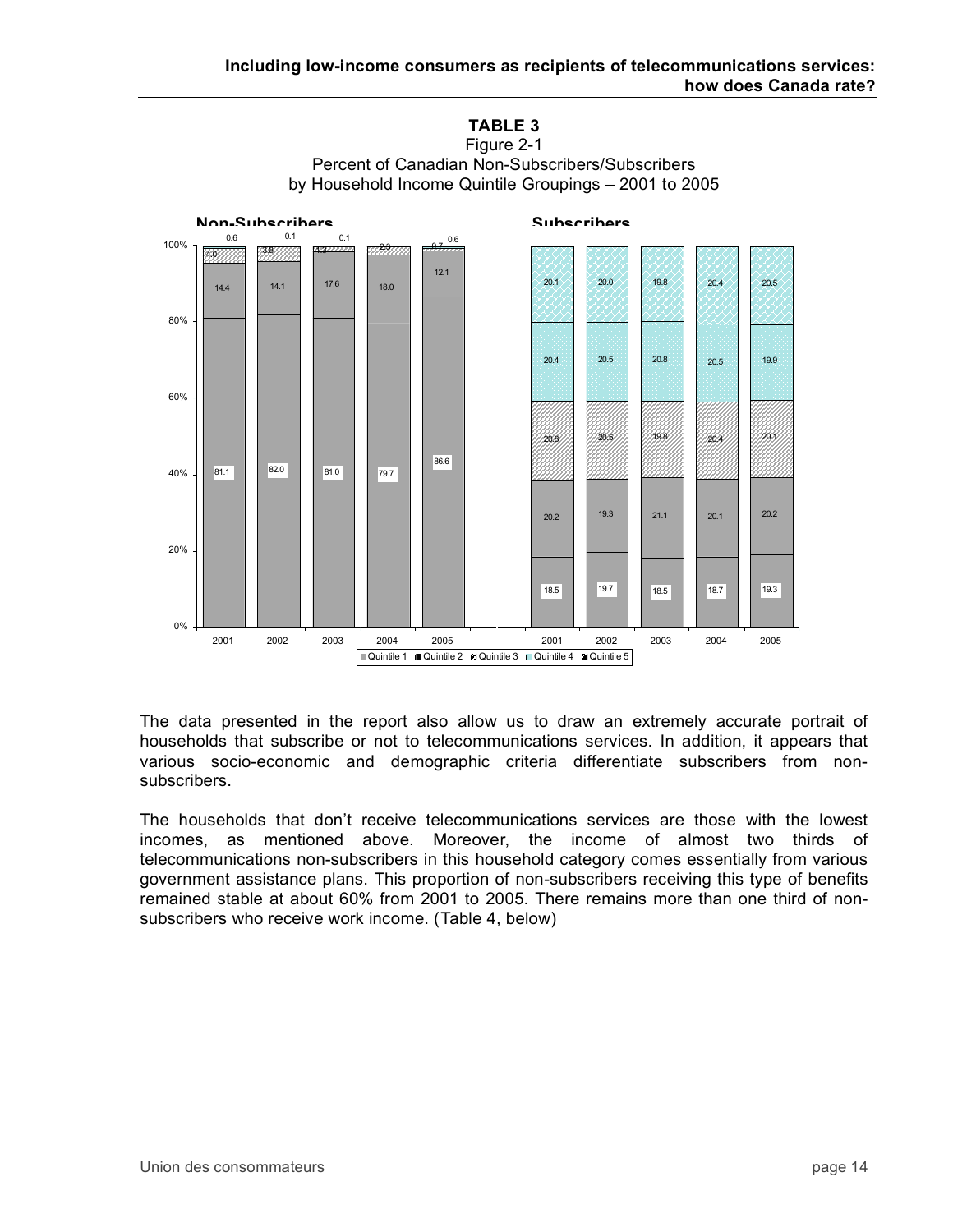**TABLE 3**

Figure 2-1
Percent of Canadian Non-Subscribers/Subscribers
by Household Income Quintile Groupings – 2001 to 2005

The data presented in the report also allow us to draw an extremely accurate portrait of households that subscribe or not to telecommunications services. In addition, it appears that various socio-economic and demographic criteria differentiate subscribers from non-subscribers.

The households that don't receive telecommunications services are those with the lowest incomes, as mentioned above. Moreover, the income of almost two thirds of telecommunications non-subscribers in this household category comes essentially from various government assistance plans. This proportion of non-subscribers receiving this type of benefits remained stable at about 60% from 2001 to 2005. There remains more than one third of non-subscribers who receive work income. (Table 4, below)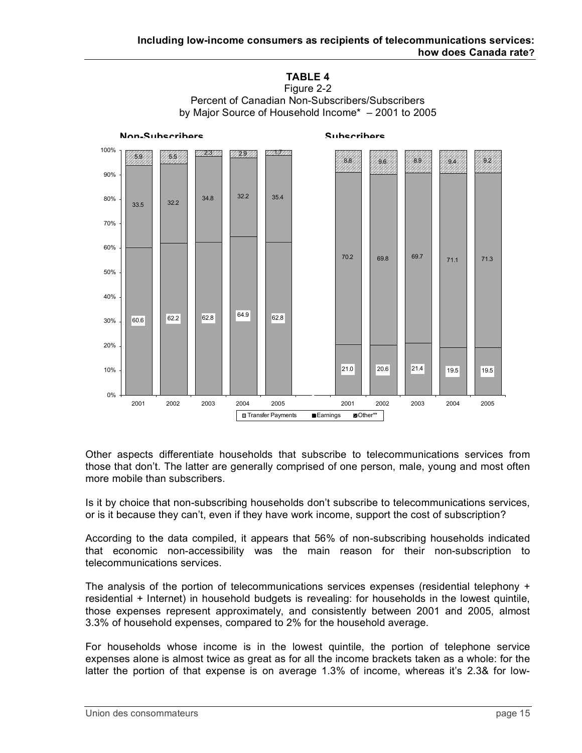**TABLE 4**

Figure 2-2
Percent of Canadian Non-Subscribers/Subscribers
by Major Source of Household Income* – 2001 to 2005

**Non-Subscribers**

| | 2001 | 2002 | 2003 | 2004 | 2005 |
|---|---|---|---|---|---|
| Transfer Payments | 60.6 | 62.2 | 62.8 | 64.9 | 62.8 |
| Earnings | 33.5 | 32.2 | 34.8 | 32.2 | 35.4 |
| Other** | 5.9 | 5.5 | 2.3 | 2.9 | 1.7 |

**Subscribers**

| | 2001 | 2002 | 2003 | 2004 | 2005 |
|---|---|---|---|---|---|
| Transfer Payments | 21.0 | 20.6 | 21.4 | 19.5 | 19.5 |
| Earnings | 70.2 | 69.8 | 69.7 | 71.1 | 71.3 |
| Other** | 8.8 | 9.6 | 8.9 | 9.4 | 9.2 |

Other aspects differentiate households that subscribe to telecommunications services from those that don't. The latter are generally comprised of one person, male, young and most often more mobile than subscribers.

Is it by choice that non-subscribing households don't subscribe to telecommunications services, or is it because they can't, even if they have work income, support the cost of subscription?

According to the data compiled, it appears that 56% of non-subscribing households indicated that economic non-accessibility was the main reason for their non-subscription to telecommunications services.

The analysis of the portion of telecommunications services expenses (residential telephony + residential + Internet) in household budgets is revealing: for households in the lowest quintile, those expenses represent approximately, and consistently between 2001 and 2005, almost 3.3% of household expenses, compared to 2% for the household average.

For households whose income is in the lowest quintile, the portion of telephone service expenses alone is almost twice as great as for all the income brackets taken as a whole: for the latter the portion of that expense is on average 1.3% of income, whereas it's 2.3& for low-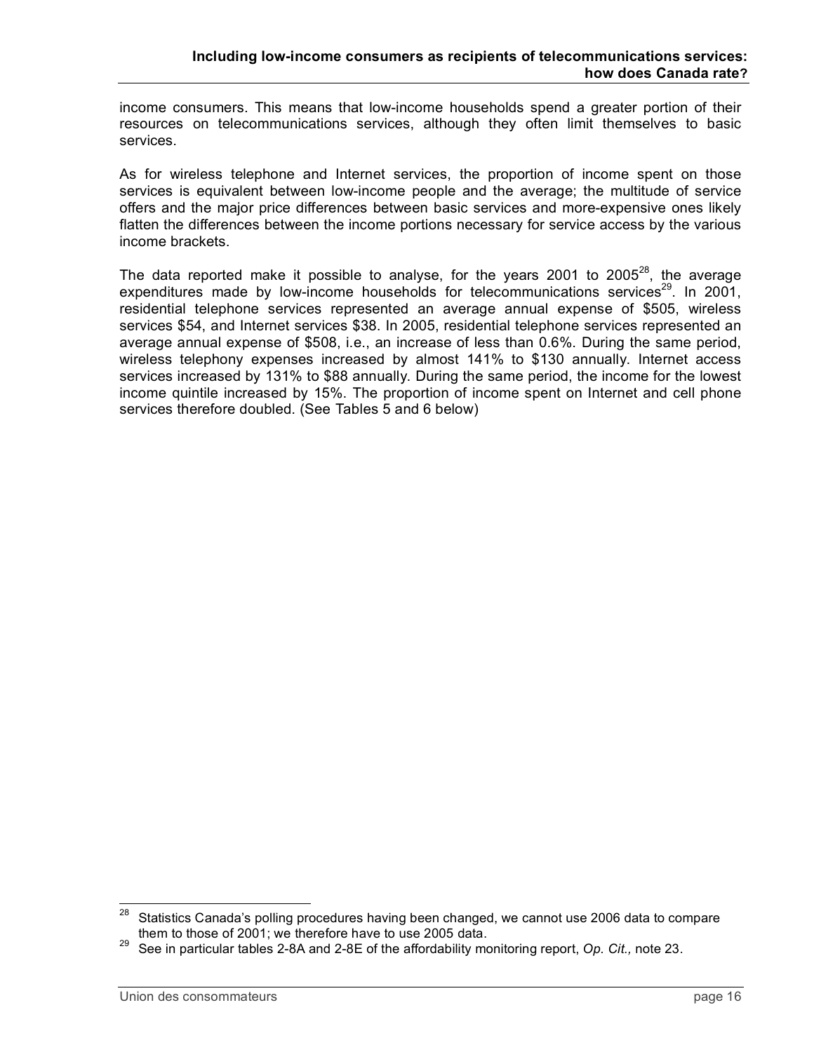income consumers. This means that low-income households spend a greater portion of their resources on telecommunications services, although they often limit themselves to basic services.

As for wireless telephone and Internet services, the proportion of income spent on those services is equivalent between low-income people and the average; the multitude of service offers and the major price differences between basic services and more-expensive ones likely flatten the differences between the income portions necessary for service access by the various income brackets.

The data reported make it possible to analyse, for the years 2001 to 2005[28], the average expenditures made by low-income households for telecommunications services[29]. In 2001, residential telephone services represented an average annual expense of $505, wireless services $54, and Internet services $38. In 2005, residential telephone services represented an average annual expense of $508, i.e., an increase of less than 0.6%. During the same period, wireless telephony expenses increased by almost 141% to $130 annually. Internet access services increased by 131% to $88 annually. During the same period, the income for the lowest income quintile increased by 15%. The proportion of income spent on Internet and cell phone services therefore doubled. (See Tables 5 and 6 below)

---

[28] Statistics Canada's polling procedures having been changed, we cannot use 2006 data to compare them to those of 2001; we therefore have to use 2005 data.

[29] See in particular tables 2-8A and 2-8E of the affordability monitoring report, *Op. Cit.,* note 23.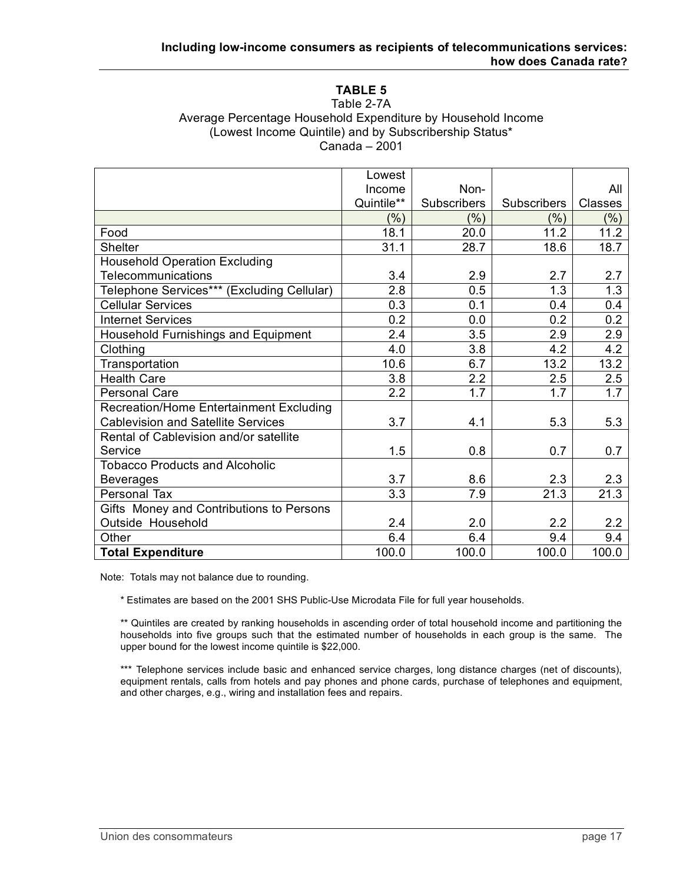**TABLE 5**

Table 2-7A
Average Percentage Household Expenditure by Household Income (Lowest Income Quintile) and by Subscribership Status*
Canada – 2001

| | Lowest Income Quintile** | Non-Subscribers | Subscribers | All Classes |
|---|---|---|---|---|
| | (%) | (%) | (%) | (%) |
| Food | 18.1 | 20.0 | 11.2 | 11.2 |
| Shelter | 31.1 | 28.7 | 18.6 | 18.7 |
| Household Operation Excluding Telecommunications | 3.4 | 2.9 | 2.7 | 2.7 |
| Telephone Services*** (Excluding Cellular) | 2.8 | 0.5 | 1.3 | 1.3 |
| Cellular Services | 0.3 | 0.1 | 0.4 | 0.4 |
| Internet Services | 0.2 | 0.0 | 0.2 | 0.2 |
| Household Furnishings and Equipment | 2.4 | 3.5 | 2.9 | 2.9 |
| Clothing | 4.0 | 3.8 | 4.2 | 4.2 |
| Transportation | 10.6 | 6.7 | 13.2 | 13.2 |
| Health Care | 3.8 | 2.2 | 2.5 | 2.5 |
| Personal Care | 2.2 | 1.7 | 1.7 | 1.7 |
| Recreation/Home Entertainment Excluding Cablevision and Satellite Services | 3.7 | 4.1 | 5.3 | 5.3 |
| Rental of Cablevision and/or satellite Service | 1.5 | 0.8 | 0.7 | 0.7 |
| Tobacco Products and Alcoholic Beverages | 3.7 | 8.6 | 2.3 | 2.3 |
| Personal Tax | 3.3 | 7.9 | 21.3 | 21.3 |
| Gifts Money and Contributions to Persons Outside Household | 2.4 | 2.0 | 2.2 | 2.2 |
| Other | 6.4 | 6.4 | 9.4 | 9.4 |
| **Total Expenditure** | 100.0 | 100.0 | 100.0 | 100.0 |

Note: Totals may not balance due to rounding.

* Estimates are based on the 2001 SHS Public-Use Microdata File for full year households.

** Quintiles are created by ranking households in ascending order of total household income and partitioning the households into five groups such that the estimated number of households in each group is the same. The upper bound for the lowest income quintile is $22,000.

*** Telephone services include basic and enhanced service charges, long distance charges (net of discounts), equipment rentals, calls from hotels and pay phones and phone cards, purchase of telephones and equipment, and other charges, e.g., wiring and installation fees and repairs.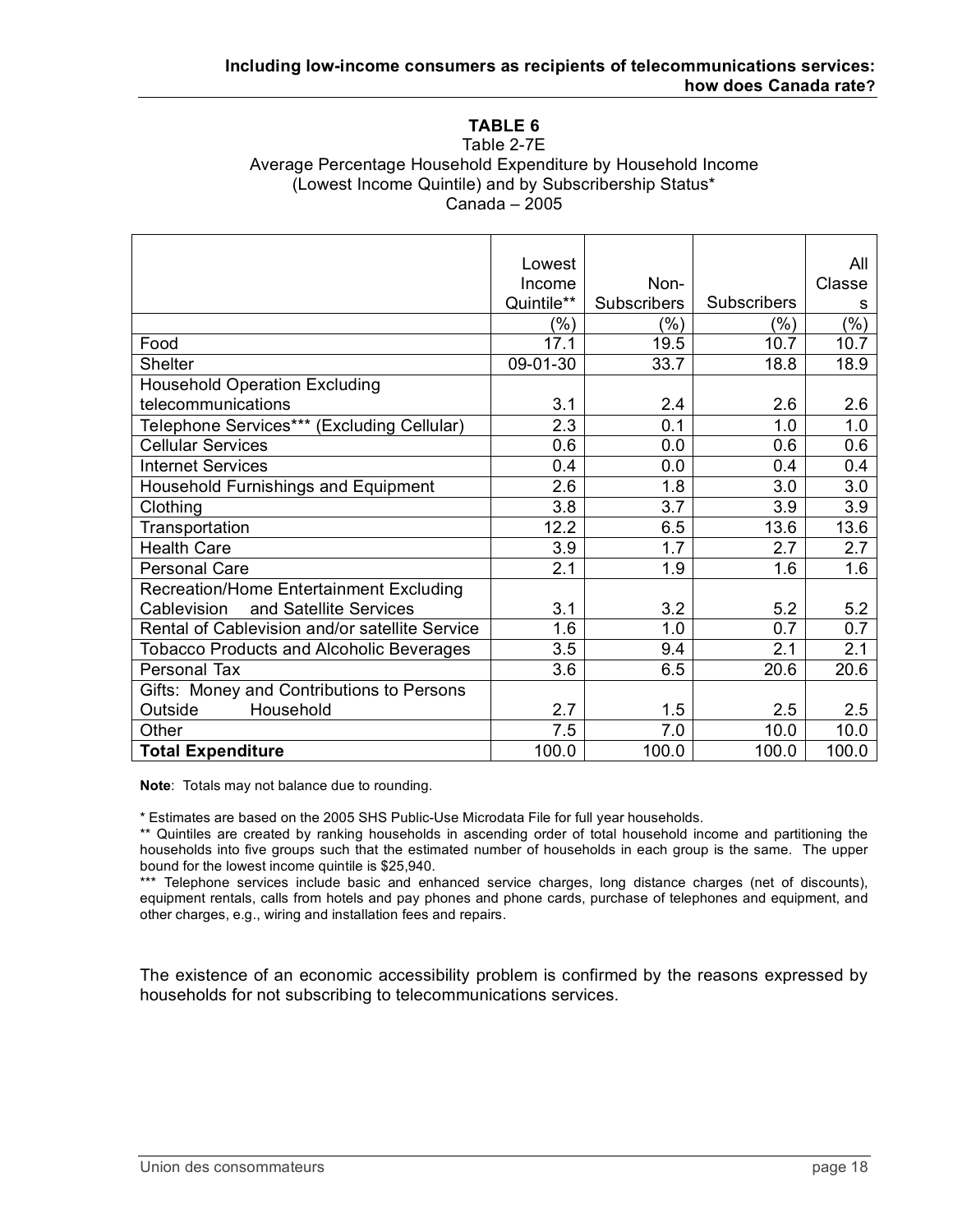**TABLE 6**

Table 2-7E
Average Percentage Household Expenditure by Household Income (Lowest Income Quintile) and by Subscribership Status*
Canada – 2005

| | Lowest Income Quintile** | Non-Subscribers | Subscribers | All Classes |
|---|---|---|---|---|
| | (%) | (%) | (%) | (%) |
| Food | 17.1 | 19.5 | 10.7 | 10.7 |
| Shelter | 09-01-30 | 33.7 | 18.8 | 18.9 |
| Household Operation Excluding telecommunications | 3.1 | 2.4 | 2.6 | 2.6 |
| Telephone Services*** (Excluding Cellular) | 2.3 | 0.1 | 1.0 | 1.0 |
| Cellular Services | 0.6 | 0.0 | 0.6 | 0.6 |
| Internet Services | 0.4 | 0.0 | 0.4 | 0.4 |
| Household Furnishings and Equipment | 2.6 | 1.8 | 3.0 | 3.0 |
| Clothing | 3.8 | 3.7 | 3.9 | 3.9 |
| Transportation | 12.2 | 6.5 | 13.6 | 13.6 |
| Health Care | 3.9 | 1.7 | 2.7 | 2.7 |
| Personal Care | 2.1 | 1.9 | 1.6 | 1.6 |
| Recreation/Home Entertainment Excluding Cablevision and Satellite Services | 3.1 | 3.2 | 5.2 | 5.2 |
| Rental of Cablevision and/or satellite Service | 1.6 | 1.0 | 0.7 | 0.7 |
| Tobacco Products and Alcoholic Beverages | 3.5 | 9.4 | 2.1 | 2.1 |
| Personal Tax | 3.6 | 6.5 | 20.6 | 20.6 |
| Gifts: Money and Contributions to Persons Outside Household | 2.7 | 1.5 | 2.5 | 2.5 |
| Other | 7.5 | 7.0 | 10.0 | 10.0 |
| **Total Expenditure** | 100.0 | 100.0 | 100.0 | 100.0 |

**Note**: Totals may not balance due to rounding.

* Estimates are based on the 2005 SHS Public-Use Microdata File for full year households.

** Quintiles are created by ranking households in ascending order of total household income and partitioning the households into five groups such that the estimated number of households in each group is the same. The upper bound for the lowest income quintile is $25,940.

*** Telephone services include basic and enhanced service charges, long distance charges (net of discounts), equipment rentals, calls from hotels and pay phones and phone cards, purchase of telephones and equipment, and other charges, e.g., wiring and installation fees and repairs.

The existence of an economic accessibility problem is confirmed by the reasons expressed by households for not subscribing to telecommunications services.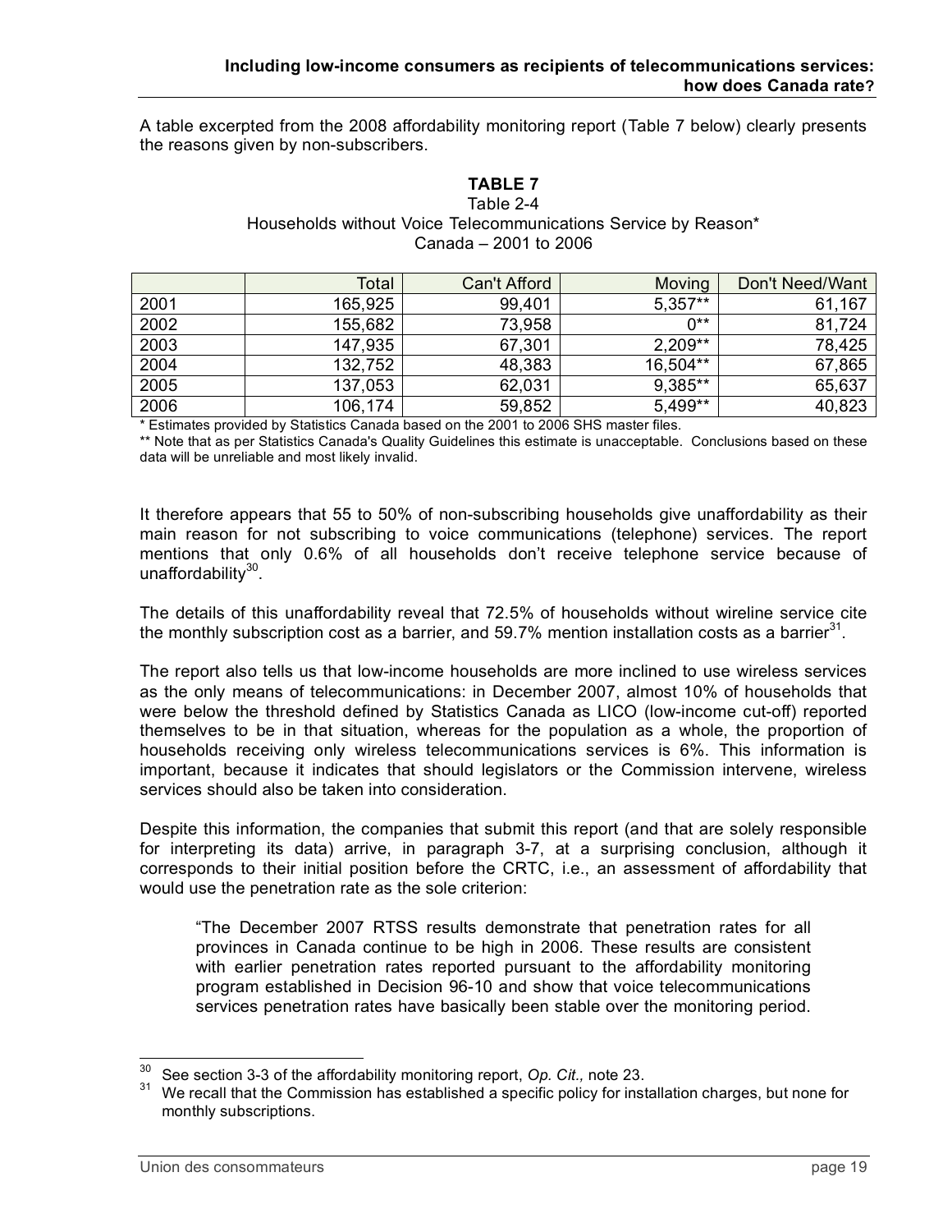A table excerpted from the 2008 affordability monitoring report (Table 7 below) clearly presents the reasons given by non-subscribers.

**TABLE 7**

Table 2-4

Households without Voice Telecommunications Service by Reason*

Canada – 2001 to 2006

| | Total | Can't Afford | Moving | Don't Need/Want |
|---|---|---|---|---|
| 2001 | 165,925 | 99,401 | 5,357** | 61,167 |
| 2002 | 155,682 | 73,958 | 0** | 81,724 |
| 2003 | 147,935 | 67,301 | 2,209** | 78,425 |
| 2004 | 132,752 | 48,383 | 16,504** | 67,865 |
| 2005 | 137,053 | 62,031 | 9,385** | 65,637 |
| 2006 | 106,174 | 59,852 | 5,499** | 40,823 |

* Estimates provided by Statistics Canada based on the 2001 to 2006 SHS master files.

** Note that as per Statistics Canada's Quality Guidelines this estimate is unacceptable. Conclusions based on these data will be unreliable and most likely invalid.

It therefore appears that 55 to 50% of non-subscribing households give unaffordability as their main reason for not subscribing to voice communications (telephone) services. The report mentions that only 0.6% of all households don't receive telephone service because of unaffordability[30].

The details of this unaffordability reveal that 72.5% of households without wireline service cite the monthly subscription cost as a barrier, and 59.7% mention installation costs as a barrier[31].

The report also tells us that low-income households are more inclined to use wireless services as the only means of telecommunications: in December 2007, almost 10% of households that were below the threshold defined by Statistics Canada as LICO (low-income cut-off) reported themselves to be in that situation, whereas for the population as a whole, the proportion of households receiving only wireless telecommunications services is 6%. This information is important, because it indicates that should legislators or the Commission intervene, wireless services should also be taken into consideration.

Despite this information, the companies that submit this report (and that are solely responsible for interpreting its data) arrive, in paragraph 3-7, at a surprising conclusion, although it corresponds to their initial position before the CRTC, i.e., an assessment of affordability that would use the penetration rate as the sole criterion:

> "The December 2007 RTSS results demonstrate that penetration rates for all provinces in Canada continue to be high in 2006. These results are consistent with earlier penetration rates reported pursuant to the affordability monitoring program established in Decision 96-10 and show that voice telecommunications services penetration rates have basically been stable over the monitoring period.

---

[30] See section 3-3 of the affordability monitoring report, *Op. Cit.,* note 23.

[31] We recall that the Commission has established a specific policy for installation charges, but none for monthly subscriptions.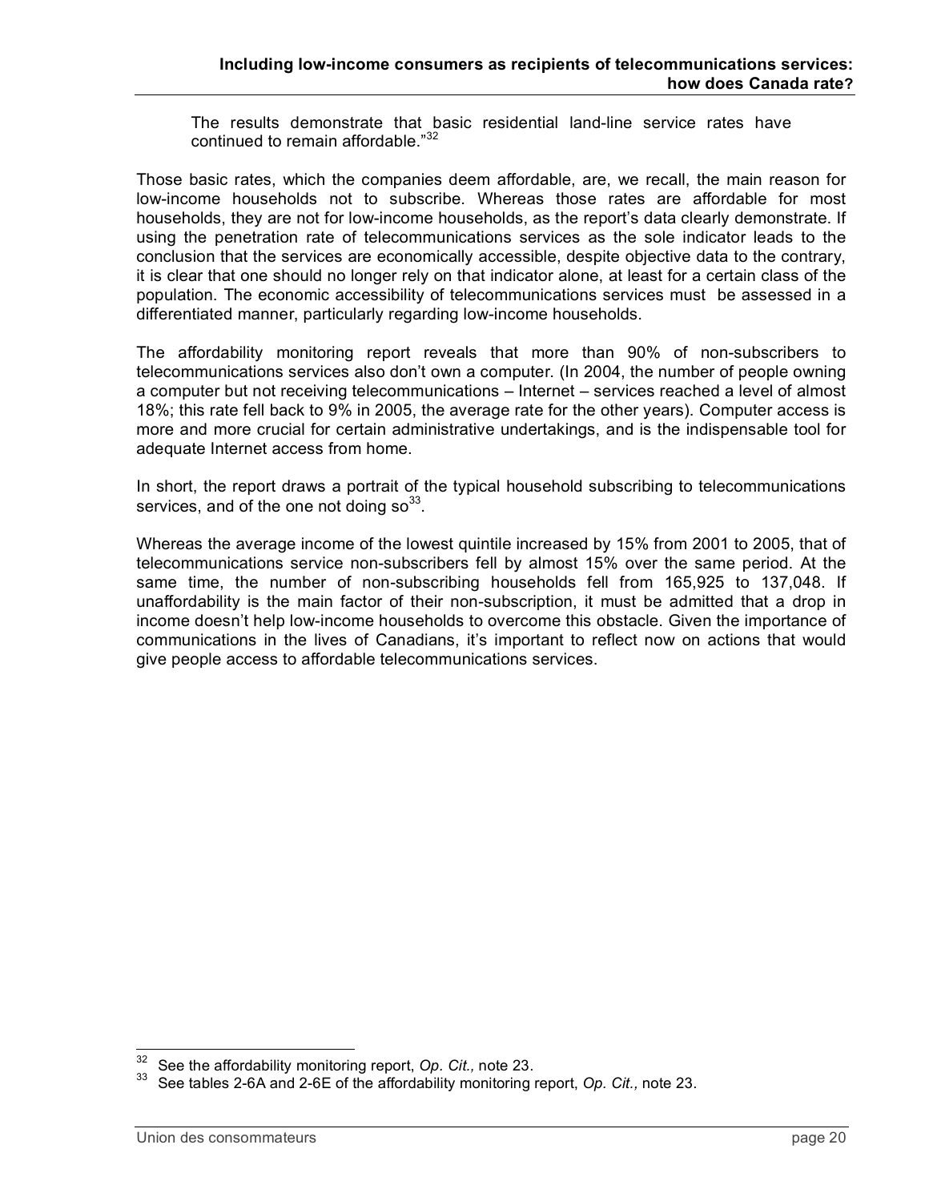> The results demonstrate that basic residential land-line service rates have continued to remain affordable."[32]

Those basic rates, which the companies deem affordable, are, we recall, the main reason for low-income households not to subscribe. Whereas those rates are affordable for most households, they are not for low-income households, as the report's data clearly demonstrate. If using the penetration rate of telecommunications services as the sole indicator leads to the conclusion that the services are economically accessible, despite objective data to the contrary, it is clear that one should no longer rely on that indicator alone, at least for a certain class of the population. The economic accessibility of telecommunications services must be assessed in a differentiated manner, particularly regarding low-income households.

The affordability monitoring report reveals that more than 90% of non-subscribers to telecommunications services also don't own a computer. (In 2004, the number of people owning a computer but not receiving telecommunications – Internet – services reached a level of almost 18%; this rate fell back to 9% in 2005, the average rate for the other years). Computer access is more and more crucial for certain administrative undertakings, and is the indispensable tool for adequate Internet access from home.

In short, the report draws a portrait of the typical household subscribing to telecommunications services, and of the one not doing so[33].

Whereas the average income of the lowest quintile increased by 15% from 2001 to 2005, that of telecommunications service non-subscribers fell by almost 15% over the same period. At the same time, the number of non-subscribing households fell from 165,925 to 137,048. If unaffordability is the main factor of their non-subscription, it must be admitted that a drop in income doesn't help low-income households to overcome this obstacle. Given the importance of communications in the lives of Canadians, it's important to reflect now on actions that would give people access to affordable telecommunications services.

---

[32] See the affordability monitoring report, *Op. Cit.,* note 23.

[33] See tables 2-6A and 2-6E of the affordability monitoring report, *Op. Cit.,* note 23.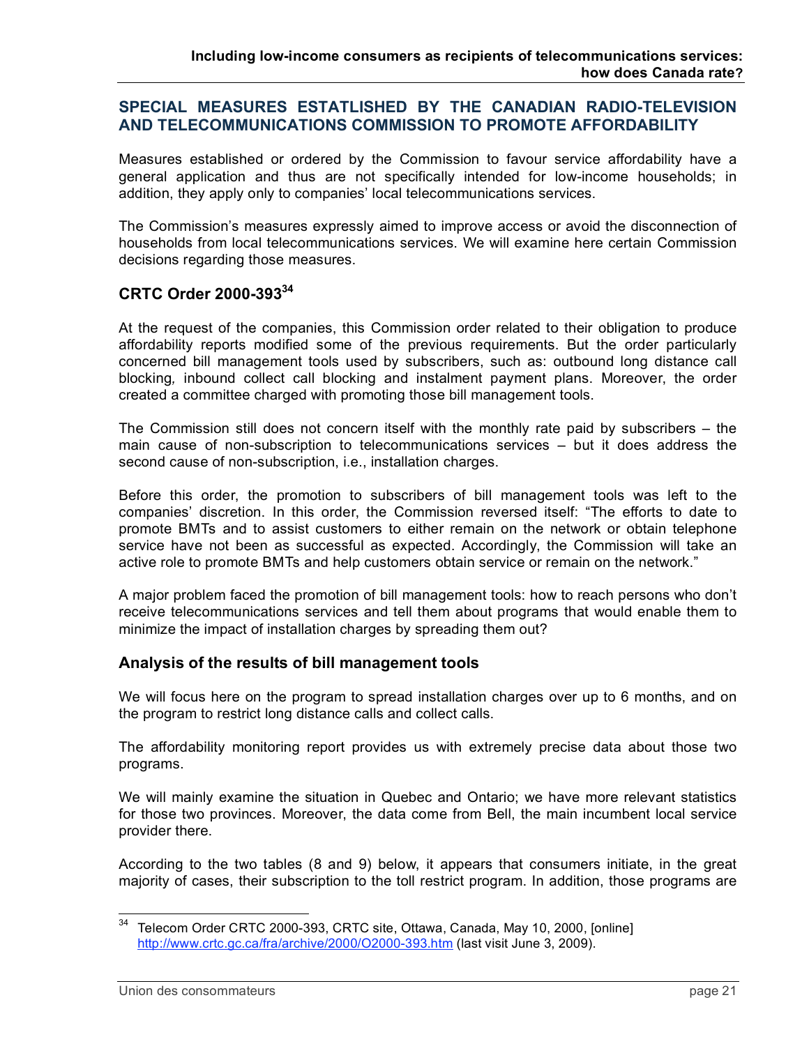## SPECIAL MEASURES ESTATLISHED BY THE CANADIAN RADIO-TELEVISION AND TELECOMMUNICATIONS COMMISSION TO PROMOTE AFFORDABILITY

Measures established or ordered by the Commission to favour service affordability have a general application and thus are not specifically intended for low-income households; in addition, they apply only to companies' local telecommunications services.

The Commission's measures expressly aimed to improve access or avoid the disconnection of households from local telecommunications services. We will examine here certain Commission decisions regarding those measures.

### CRTC Order 2000-393[34]

At the request of the companies, this Commission order related to their obligation to produce affordability reports modified some of the previous requirements. But the order particularly concerned bill management tools used by subscribers, such as: outbound long distance call blocking*,* inbound collect call blocking and instalment payment plans. Moreover, the order created a committee charged with promoting those bill management tools.

The Commission still does not concern itself with the monthly rate paid by subscribers – the main cause of non-subscription to telecommunications services – but it does address the second cause of non-subscription, i.e., installation charges.

Before this order, the promotion to subscribers of bill management tools was left to the companies' discretion. In this order, the Commission reversed itself: "The efforts to date to promote BMTs and to assist customers to either remain on the network or obtain telephone service have not been as successful as expected. Accordingly, the Commission will take an active role to promote BMTs and help customers obtain service or remain on the network."

A major problem faced the promotion of bill management tools: how to reach persons who don't receive telecommunications services and tell them about programs that would enable them to minimize the impact of installation charges by spreading them out?

### Analysis of the results of bill management tools

We will focus here on the program to spread installation charges over up to 6 months, and on the program to restrict long distance calls and collect calls.

The affordability monitoring report provides us with extremely precise data about those two programs.

We will mainly examine the situation in Quebec and Ontario; we have more relevant statistics for those two provinces. Moreover, the data come from Bell, the main incumbent local service provider there.

According to the two tables (8 and 9) below, it appears that consumers initiate, in the great majority of cases, their subscription to the toll restrict program. In addition, those programs are

---

[34] Telecom Order CRTC 2000-393, CRTC site, Ottawa, Canada, May 10, 2000, [online] http://www.crtc.gc.ca/fra/archive/2000/O2000-393.htm (last visit June 3, 2009).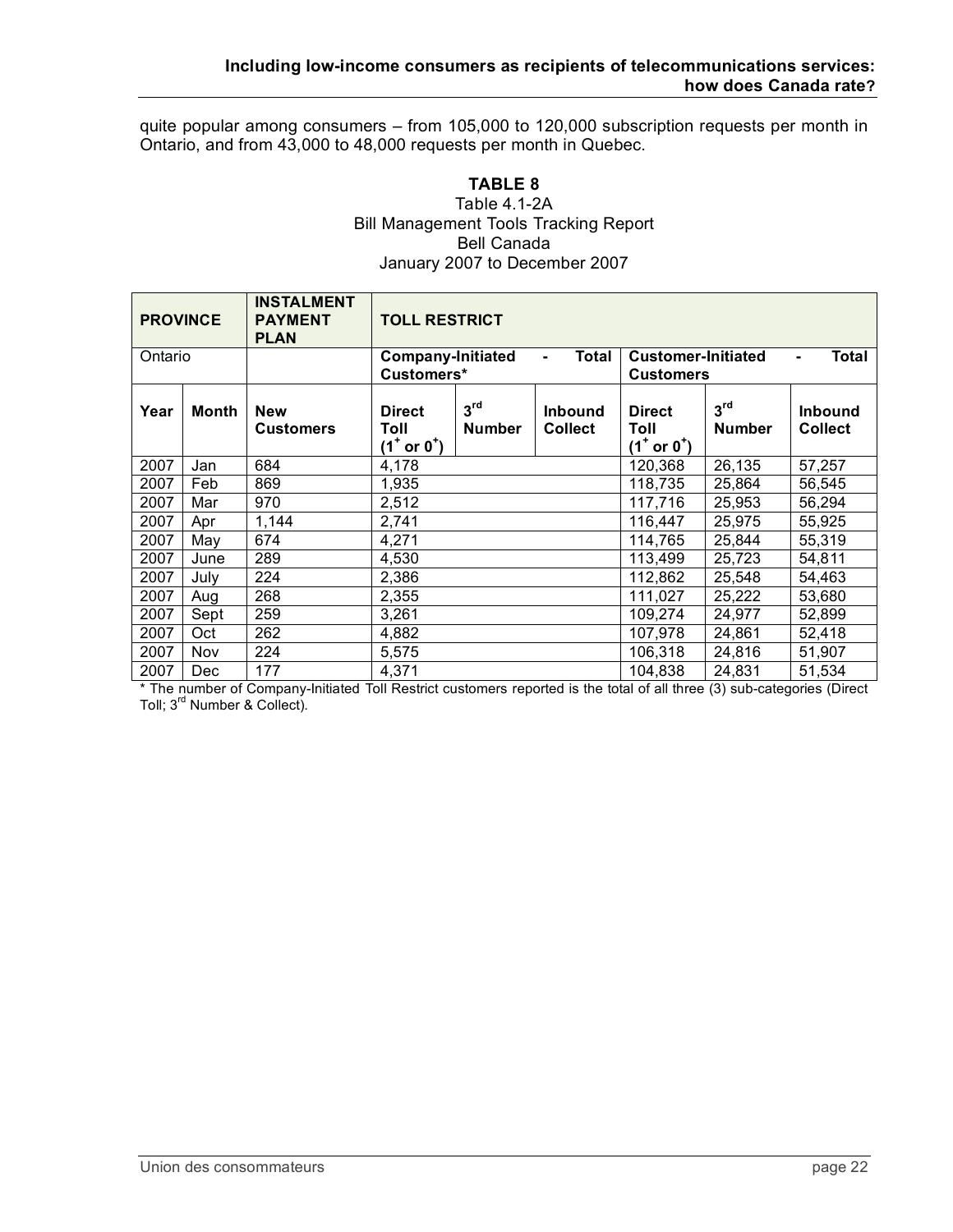quite popular among consumers – from 105,000 to 120,000 subscription requests per month in Ontario, and from 43,000 to 48,000 requests per month in Quebec.

**TABLE 8**

Table 4.1-2A
Bill Management Tools Tracking Report
Bell Canada
January 2007 to December 2007

| **PROVINCE** | | **INSTALMENT PAYMENT PLAN** | **TOLL RESTRICT** | | | | | |
|---|---|---|---|---|---|---|---|---|
| Ontario | | | **Company-Initiated - Total Customers*** | | | **Customer-Initiated - Total Customers** | | |
| **Year** | **Month** | **New Customers** | **Direct Toll ($1^+$ or $0^+$)** | **3rd Number** | **Inbound Collect** | **Direct Toll ($1^+$ or $0^+$)** | **3rd Number** | **Inbound Collect** |
| 2007 | Jan | 684 | 4,178 | | | 120,368 | 26,135 | 57,257 |
| 2007 | Feb | 869 | 1,935 | | | 118,735 | 25,864 | 56,545 |
| 2007 | Mar | 970 | 2,512 | | | 117,716 | 25,953 | 56,294 |
| 2007 | Apr | 1,144 | 2,741 | | | 116,447 | 25,975 | 55,925 |
| 2007 | May | 674 | 4,271 | | | 114,765 | 25,844 | 55,319 |
| 2007 | June | 289 | 4,530 | | | 113,499 | 25,723 | 54,811 |
| 2007 | July | 224 | 2,386 | | | 112,862 | 25,548 | 54,463 |
| 2007 | Aug | 268 | 2,355 | | | 111,027 | 25,222 | 53,680 |
| 2007 | Sept | 259 | 3,261 | | | 109,274 | 24,977 | 52,899 |
| 2007 | Oct | 262 | 4,882 | | | 107,978 | 24,861 | 52,418 |
| 2007 | Nov | 224 | 5,575 | | | 106,318 | 24,816 | 51,907 |
| 2007 | Dec | 177 | 4,371 | | | 104,838 | 24,831 | 51,534 |

* The number of Company-Initiated Toll Restrict customers reported is the total of all three (3) sub-categories (Direct Toll; 3rd Number & Collect).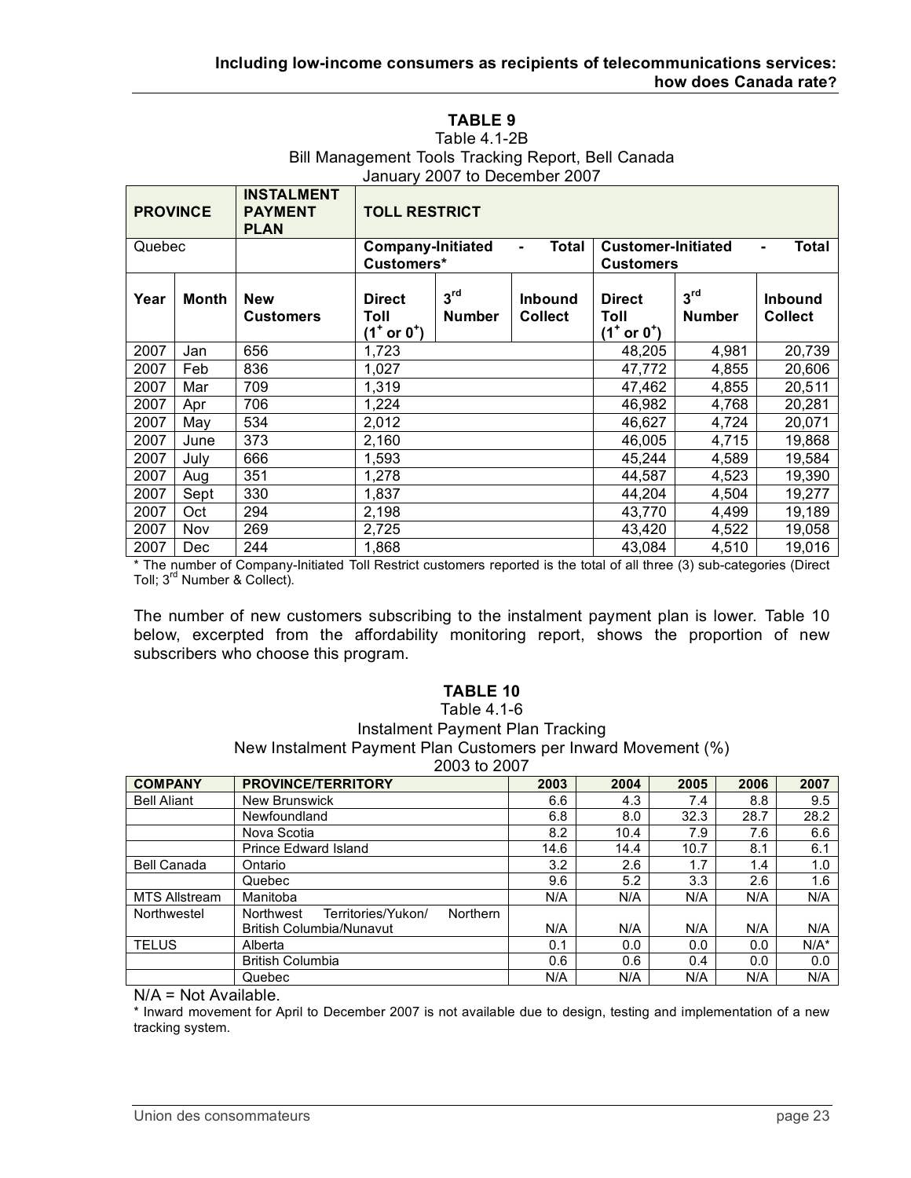**TABLE 9**

Table 4.1-2B

Bill Management Tools Tracking Report, Bell Canada

January 2007 to December 2007

| PROVINCE | | INSTALMENT PAYMENT PLAN | TOLL RESTRICT | | | | | |
|---|---|---|---|---|---|---|---|---|
| Quebec | | | Company-Initiated - Total Customers* | | | Customer-Initiated - Total Customers | | |
| Year | Month | New Customers | Direct Toll ($1^+$ or $0^+$) | 3rd Number | Inbound Collect | Direct Toll ($1^+$ or $0^+$) | 3rd Number | Inbound Collect |
| 2007 | Jan | 656 | 1,723 | | | 48,205 | 4,981 | 20,739 |
| 2007 | Feb | 836 | 1,027 | | | 47,772 | 4,855 | 20,606 |
| 2007 | Mar | 709 | 1,319 | | | 47,462 | 4,855 | 20,511 |
| 2007 | Apr | 706 | 1,224 | | | 46,982 | 4,768 | 20,281 |
| 2007 | May | 534 | 2,012 | | | 46,627 | 4,724 | 20,071 |
| 2007 | June | 373 | 2,160 | | | 46,005 | 4,715 | 19,868 |
| 2007 | July | 666 | 1,593 | | | 45,244 | 4,589 | 19,584 |
| 2007 | Aug | 351 | 1,278 | | | 44,587 | 4,523 | 19,390 |
| 2007 | Sept | 330 | 1,837 | | | 44,204 | 4,504 | 19,277 |
| 2007 | Oct | 294 | 2,198 | | | 43,770 | 4,499 | 19,189 |
| 2007 | Nov | 269 | 2,725 | | | 43,420 | 4,522 | 19,058 |
| 2007 | Dec | 244 | 1,868 | | | 43,084 | 4,510 | 19,016 |

* The number of Company-Initiated Toll Restrict customers reported is the total of all three (3) sub-categories (Direct Toll; 3rd Number & Collect).

The number of new customers subscribing to the instalment payment plan is lower. Table 10 below, excerpted from the affordability monitoring report, shows the proportion of new subscribers who choose this program.

**TABLE 10**

Table 4.1-6

Instalment Payment Plan Tracking

New Instalment Payment Plan Customers per Inward Movement (%)

2003 to 2007

| COMPANY | PROVINCE/TERRITORY | 2003 | 2004 | 2005 | 2006 | 2007 |
|---|---|---|---|---|---|---|
| Bell Aliant | New Brunswick | 6.6 | 4.3 | 7.4 | 8.8 | 9.5 |
| | Newfoundland | 6.8 | 8.0 | 32.3 | 28.7 | 28.2 |
| | Nova Scotia | 8.2 | 10.4 | 7.9 | 7.6 | 6.6 |
| | Prince Edward Island | 14.6 | 14.4 | 10.7 | 8.1 | 6.1 |
| Bell Canada | Ontario | 3.2 | 2.6 | 1.7 | 1.4 | 1.0 |
| | Quebec | 9.6 | 5.2 | 3.3 | 2.6 | 1.6 |
| MTS Allstream | Manitoba | N/A | N/A | N/A | N/A | N/A |
| Northwestel | Northwest Territories/Yukon/ Northern British Columbia/Nunavut | N/A | N/A | N/A | N/A | N/A |
| TELUS | Alberta | 0.1 | 0.0 | 0.0 | 0.0 | N/A* |
| | British Columbia | 0.6 | 0.6 | 0.4 | 0.0 | 0.0 |
| | Quebec | N/A | N/A | N/A | N/A | N/A |

N/A = Not Available.

* Inward movement for April to December 2007 is not available due to design, testing and implementation of a new tracking system.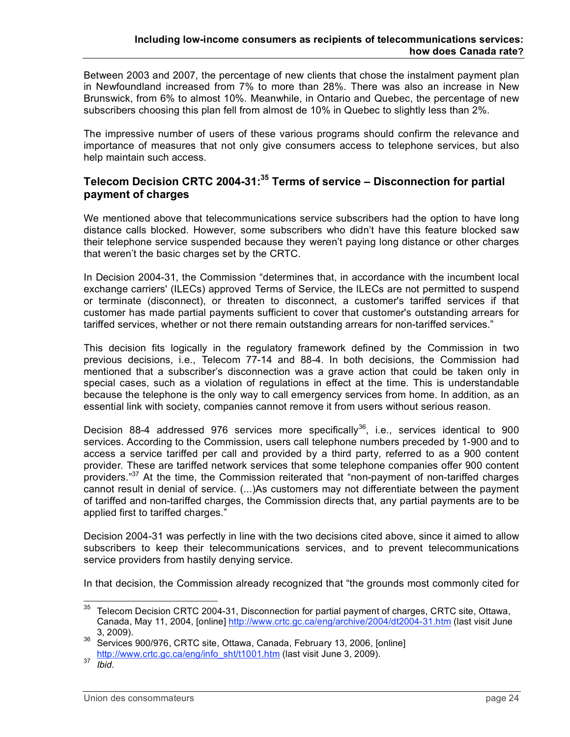Between 2003 and 2007, the percentage of new clients that chose the instalment payment plan in Newfoundland increased from 7% to more than 28%. There was also an increase in New Brunswick, from 6% to almost 10%. Meanwhile, in Ontario and Quebec, the percentage of new subscribers choosing this plan fell from almost de 10% in Quebec to slightly less than 2%.

The impressive number of users of these various programs should confirm the relevance and importance of measures that not only give consumers access to telephone services, but also help maintain such access.

## Telecom Decision CRTC 2004-31:[35] Terms of service – Disconnection for partial payment of charges

We mentioned above that telecommunications service subscribers had the option to have long distance calls blocked. However, some subscribers who didn't have this feature blocked saw their telephone service suspended because they weren't paying long distance or other charges that weren't the basic charges set by the CRTC.

In Decision 2004-31, the Commission "determines that, in accordance with the incumbent local exchange carriers' (ILECs) approved Terms of Service, the ILECs are not permitted to suspend or terminate (disconnect), or threaten to disconnect, a customer's tariffed services if that customer has made partial payments sufficient to cover that customer's outstanding arrears for tariffed services, whether or not there remain outstanding arrears for non-tariffed services."

This decision fits logically in the regulatory framework defined by the Commission in two previous decisions, i.e., Telecom 77-14 and 88-4. In both decisions, the Commission had mentioned that a subscriber's disconnection was a grave action that could be taken only in special cases, such as a violation of regulations in effect at the time. This is understandable because the telephone is the only way to call emergency services from home. In addition, as an essential link with society, companies cannot remove it from users without serious reason.

Decision 88-4 addressed 976 services more specifically[36], i.e., services identical to 900 services. According to the Commission, users call telephone numbers preceded by 1-900 and to access a service tariffed per call and provided by a third party, referred to as a 900 content provider. These are tariffed network services that some telephone companies offer 900 content providers."[37] At the time, the Commission reiterated that "non-payment of non-tariffed charges cannot result in denial of service. (...)As customers may not differentiate between the payment of tariffed and non-tariffed charges, the Commission directs that, any partial payments are to be applied first to tariffed charges."

Decision 2004-31 was perfectly in line with the two decisions cited above, since it aimed to allow subscribers to keep their telecommunications services, and to prevent telecommunications service providers from hastily denying service.

In that decision, the Commission already recognized that "the grounds most commonly cited for

---

[35] Telecom Decision CRTC 2004-31, Disconnection for partial payment of charges, CRTC site, Ottawa, Canada, May 11, 2004, [online] http://www.crtc.gc.ca/eng/archive/2004/dt2004-31.htm (last visit June 3, 2009).

[36] Services 900/976, CRTC site, Ottawa, Canada, February 13, 2006, [online] http://www.crtc.gc.ca/eng/info_sht/t1001.htm (last visit June 3, 2009).

[37] *Ibid.*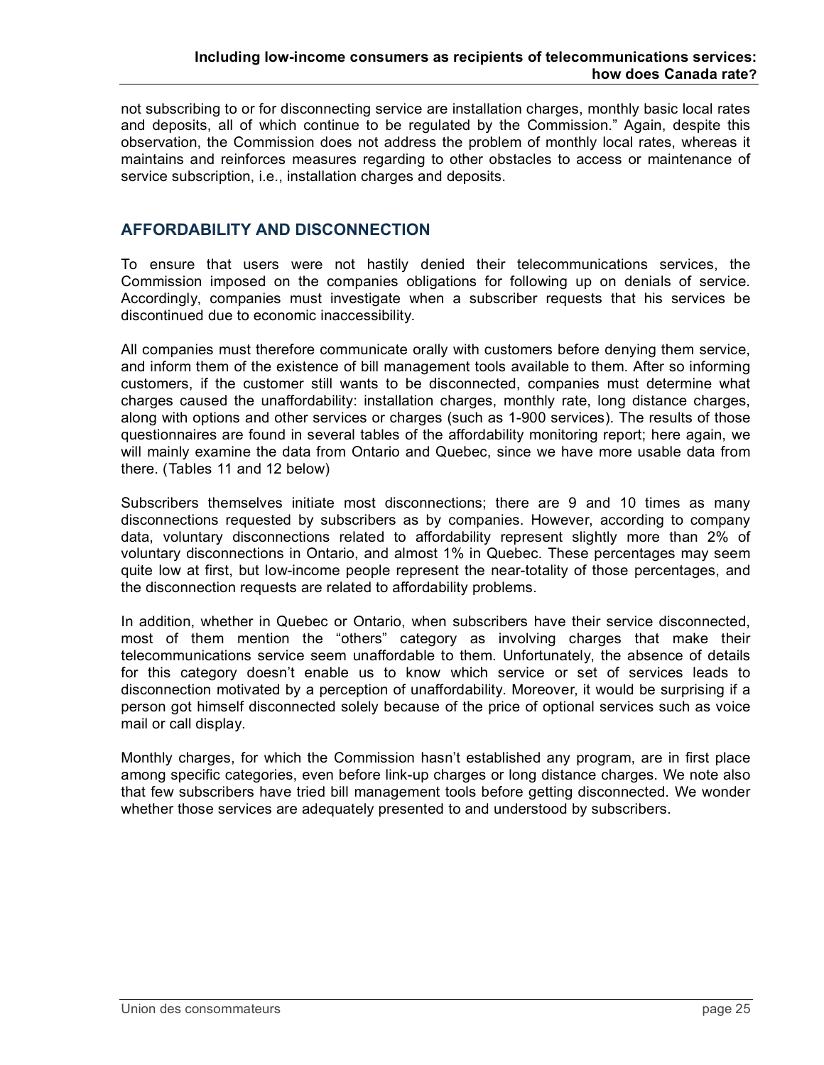not subscribing to or for disconnecting service are installation charges, monthly basic local rates and deposits, all of which continue to be regulated by the Commission." Again, despite this observation, the Commission does not address the problem of monthly local rates, whereas it maintains and reinforces measures regarding to other obstacles to access or maintenance of service subscription, i.e., installation charges and deposits.

## AFFORDABILITY AND DISCONNECTION

To ensure that users were not hastily denied their telecommunications services, the Commission imposed on the companies obligations for following up on denials of service. Accordingly, companies must investigate when a subscriber requests that his services be discontinued due to economic inaccessibility.

All companies must therefore communicate orally with customers before denying them service, and inform them of the existence of bill management tools available to them. After so informing customers, if the customer still wants to be disconnected, companies must determine what charges caused the unaffordability: installation charges, monthly rate, long distance charges, along with options and other services or charges (such as 1-900 services). The results of those questionnaires are found in several tables of the affordability monitoring report; here again, we will mainly examine the data from Ontario and Quebec, since we have more usable data from there. (Tables 11 and 12 below)

Subscribers themselves initiate most disconnections; there are 9 and 10 times as many disconnections requested by subscribers as by companies. However, according to company data, voluntary disconnections related to affordability represent slightly more than 2% of voluntary disconnections in Ontario, and almost 1% in Quebec. These percentages may seem quite low at first, but low-income people represent the near-totality of those percentages, and the disconnection requests are related to affordability problems.

In addition, whether in Quebec or Ontario, when subscribers have their service disconnected, most of them mention the "others" category as involving charges that make their telecommunications service seem unaffordable to them. Unfortunately, the absence of details for this category doesn't enable us to know which service or set of services leads to disconnection motivated by a perception of unaffordability. Moreover, it would be surprising if a person got himself disconnected solely because of the price of optional services such as voice mail or call display.

Monthly charges, for which the Commission hasn't established any program, are in first place among specific categories, even before link-up charges or long distance charges. We note also that few subscribers have tried bill management tools before getting disconnected. We wonder whether those services are adequately presented to and understood by subscribers.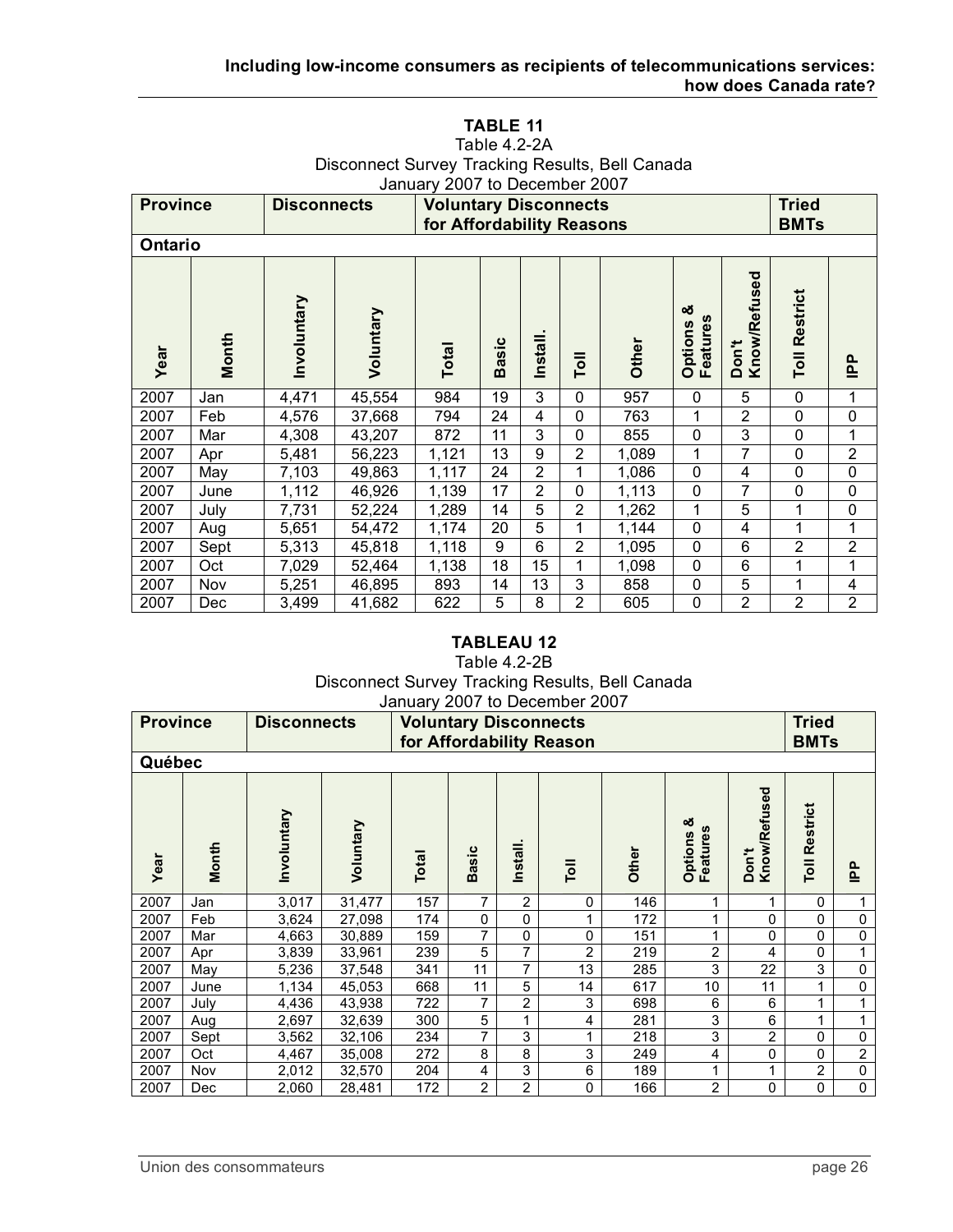**TABLE 11**

Table 4.2-2A

Disconnect Survey Tracking Results, Bell Canada

January 2007 to December 2007

| Province | | Disconnects | | Voluntary Disconnects for Affordability Reasons | | | | | | | Tried BMTs | |
|---|---|---|---|---|---|---|---|---|---|---|---|---|
| **Ontario** | | | | | | | | | | | | |
| Year | Month | Involuntary | Voluntary | Total | Basic | Install. | Toll | Other | Options & Features | Don't Know/Refused | Toll Restrict | IPP |
| 2007 | Jan | 4,471 | 45,554 | 984 | 19 | 3 | 0 | 957 | 0 | 5 | 0 | 1 |
| 2007 | Feb | 4,576 | 37,668 | 794 | 24 | 4 | 0 | 763 | 1 | 2 | 0 | 0 |
| 2007 | Mar | 4,308 | 43,207 | 872 | 11 | 3 | 0 | 855 | 0 | 3 | 0 | 1 |
| 2007 | Apr | 5,481 | 56,223 | 1,121 | 13 | 9 | 2 | 1,089 | 1 | 7 | 0 | 2 |
| 2007 | May | 7,103 | 49,863 | 1,117 | 24 | 2 | 1 | 1,086 | 0 | 4 | 0 | 0 |
| 2007 | June | 1,112 | 46,926 | 1,139 | 17 | 2 | 0 | 1,113 | 0 | 7 | 0 | 0 |
| 2007 | July | 7,731 | 52,224 | 1,289 | 14 | 5 | 2 | 1,262 | 1 | 5 | 1 | 0 |
| 2007 | Aug | 5,651 | 54,472 | 1,174 | 20 | 5 | 1 | 1,144 | 0 | 4 | 1 | 1 |
| 2007 | Sept | 5,313 | 45,818 | 1,118 | 9 | 6 | 2 | 1,095 | 0 | 6 | 2 | 2 |
| 2007 | Oct | 7,029 | 52,464 | 1,138 | 18 | 15 | 1 | 1,098 | 0 | 6 | 1 | 1 |
| 2007 | Nov | 5,251 | 46,895 | 893 | 14 | 13 | 3 | 858 | 0 | 5 | 1 | 4 |
| 2007 | Dec | 3,499 | 41,682 | 622 | 5 | 8 | 2 | 605 | 0 | 2 | 2 | 2 |

**TABLEAU 12**

Table 4.2-2B

Disconnect Survey Tracking Results, Bell Canada

January 2007 to December 2007

| Province | | Disconnects | | Voluntary Disconnects for Affordability Reason | | | | | | | Tried BMTs | |
|---|---|---|---|---|---|---|---|---|---|---|---|---|
| **Québec** | | | | | | | | | | | | |
| Year | Month | Involuntary | Voluntary | Total | Basic | Install. | Toll | Other | Options & Features | Don't Know/Refused | Toll Restrict | IPP |
| 2007 | Jan | 3,017 | 31,477 | 157 | 7 | 2 | 0 | 146 | 1 | 1 | 0 | 1 |
| 2007 | Feb | 3,624 | 27,098 | 174 | 0 | 0 | 1 | 172 | 1 | 0 | 0 | 0 |
| 2007 | Mar | 4,663 | 30,889 | 159 | 7 | 0 | 0 | 151 | 1 | 0 | 0 | 0 |
| 2007 | Apr | 3,839 | 33,961 | 239 | 5 | 7 | 2 | 219 | 2 | 4 | 0 | 1 |
| 2007 | May | 5,236 | 37,548 | 341 | 11 | 7 | 13 | 285 | 3 | 22 | 3 | 0 |
| 2007 | June | 1,134 | 45,053 | 668 | 11 | 5 | 14 | 617 | 10 | 11 | 1 | 0 |
| 2007 | July | 4,436 | 43,938 | 722 | 7 | 2 | 3 | 698 | 6 | 6 | 1 | 1 |
| 2007 | Aug | 2,697 | 32,639 | 300 | 5 | 1 | 4 | 281 | 3 | 6 | 1 | 1 |
| 2007 | Sept | 3,562 | 32,106 | 234 | 7 | 3 | 1 | 218 | 3 | 2 | 0 | 0 |
| 2007 | Oct | 4,467 | 35,008 | 272 | 8 | 8 | 3 | 249 | 4 | 0 | 0 | 2 |
| 2007 | Nov | 2,012 | 32,570 | 204 | 4 | 3 | 6 | 189 | 1 | 1 | 2 | 0 |
| 2007 | Dec | 2,060 | 28,481 | 172 | 2 | 2 | 0 | 166 | 2 | 0 | 0 | 0 |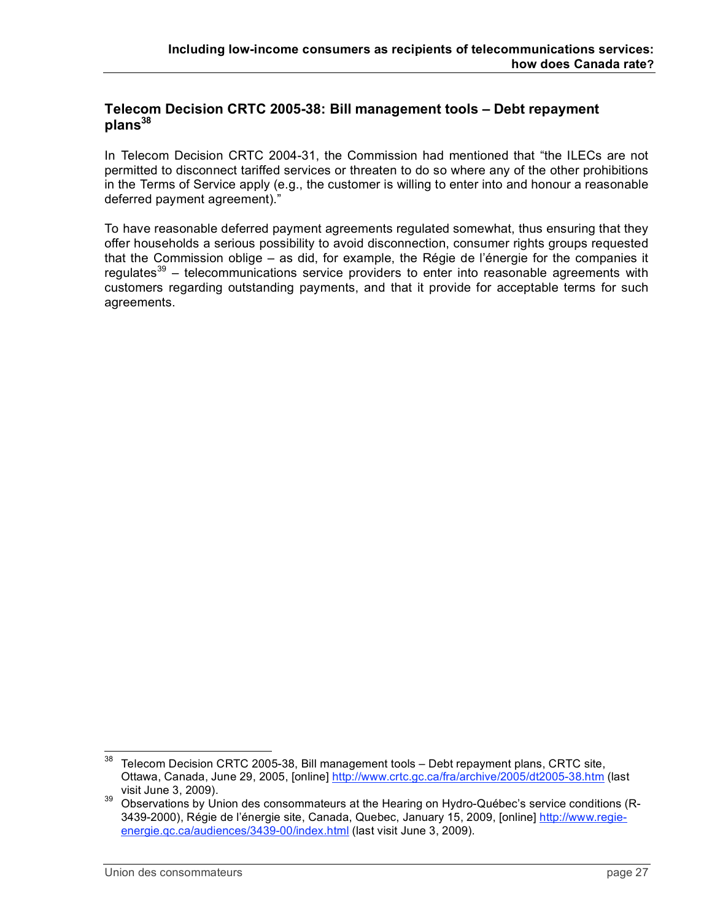### Telecom Decision CRTC 2005-38: Bill management tools – Debt repayment plans[38]

In Telecom Decision CRTC 2004-31, the Commission had mentioned that "the ILECs are not permitted to disconnect tariffed services or threaten to do so where any of the other prohibitions in the Terms of Service apply (e.g., the customer is willing to enter into and honour a reasonable deferred payment agreement)."

To have reasonable deferred payment agreements regulated somewhat, thus ensuring that they offer households a serious possibility to avoid disconnection, consumer rights groups requested that the Commission oblige – as did, for example, the Régie de l'énergie for the companies it regulates[39] – telecommunications service providers to enter into reasonable agreements with customers regarding outstanding payments, and that it provide for acceptable terms for such agreements.

---

[38] Telecom Decision CRTC 2005-38, Bill management tools – Debt repayment plans, CRTC site, Ottawa, Canada, June 29, 2005, [online] http://www.crtc.gc.ca/fra/archive/2005/dt2005-38.htm (last visit June 3, 2009).

[39] Observations by Union des consommateurs at the Hearing on Hydro-Québec's service conditions (R-3439-2000), Régie de l'énergie site, Canada, Quebec, January 15, 2009, [online] http://www.regie-energie.qc.ca/audiences/3439-00/index.html (last visit June 3, 2009).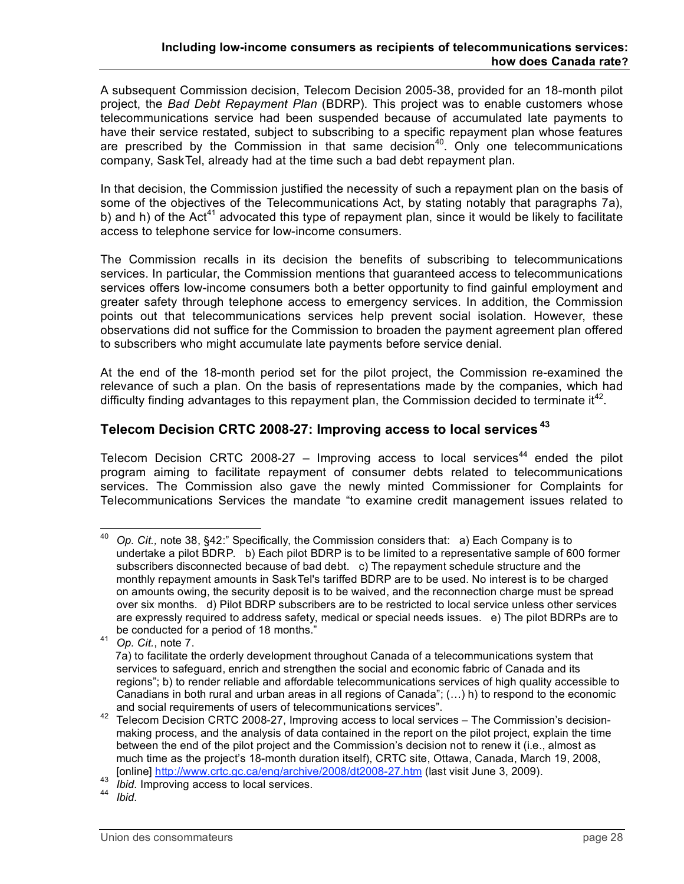A subsequent Commission decision, Telecom Decision 2005-38, provided for an 18-month pilot project, the *Bad Debt Repayment Plan* (BDRP). This project was to enable customers whose telecommunications service had been suspended because of accumulated late payments to have their service restated, subject to subscribing to a specific repayment plan whose features are prescribed by the Commission in that same decision[40]. Only one telecommunications company, SaskTel, already had at the time such a bad debt repayment plan.

In that decision, the Commission justified the necessity of such a repayment plan on the basis of some of the objectives of the Telecommunications Act, by stating notably that paragraphs 7a), b) and h) of the Act[41] advocated this type of repayment plan, since it would be likely to facilitate access to telephone service for low-income consumers.

The Commission recalls in its decision the benefits of subscribing to telecommunications services. In particular, the Commission mentions that guaranteed access to telecommunications services offers low-income consumers both a better opportunity to find gainful employment and greater safety through telephone access to emergency services. In addition, the Commission points out that telecommunications services help prevent social isolation. However, these observations did not suffice for the Commission to broaden the payment agreement plan offered to subscribers who might accumulate late payments before service denial.

At the end of the 18-month period set for the pilot project, the Commission re-examined the relevance of such a plan. On the basis of representations made by the companies, which had difficulty finding advantages to this repayment plan, the Commission decided to terminate it[42].

## Telecom Decision CRTC 2008-27: Improving access to local services[43]

Telecom Decision CRTC 2008-27 – Improving access to local services[44] ended the pilot program aiming to facilitate repayment of consumer debts related to telecommunications services. The Commission also gave the newly minted Commissioner for Complaints for Telecommunications Services the mandate "to examine credit management issues related to

---

[40] *Op. Cit.,* note 38, §42:" Specifically, the Commission considers that: a) Each Company is to undertake a pilot BDRP. b) Each pilot BDRP is to be limited to a representative sample of 600 former subscribers disconnected because of bad debt. c) The repayment schedule structure and the monthly repayment amounts in SaskTel's tariffed BDRP are to be used. No interest is to be charged on amounts owing, the security deposit is to be waived, and the reconnection charge must be spread over six months. d) Pilot BDRP subscribers are to be restricted to local service unless other services are expressly required to address safety, medical or special needs issues. e) The pilot BDRPs are to be conducted for a period of 18 months."

[41] *Op. Cit.*, note 7.
7a) to facilitate the orderly development throughout Canada of a telecommunications system that services to safeguard, enrich and strengthen the social and economic fabric of Canada and its regions"; b) to render reliable and affordable telecommunications services of high quality accessible to Canadians in both rural and urban areas in all regions of Canada"; (…) h) to respond to the economic and social requirements of users of telecommunications services".

[42] Telecom Decision CRTC 2008-27, Improving access to local services – The Commission's decision-making process, and the analysis of data contained in the report on the pilot project, explain the time between the end of the pilot project and the Commission's decision not to renew it (i.e., almost as much time as the project's 18-month duration itself), CRTC site, Ottawa, Canada, March 19, 2008, [online] http://www.crtc.gc.ca/eng/archive/2008/dt2008-27.htm (last visit June 3, 2009).

[43] *Ibid.* Improving access to local services.

[44] *Ibid.*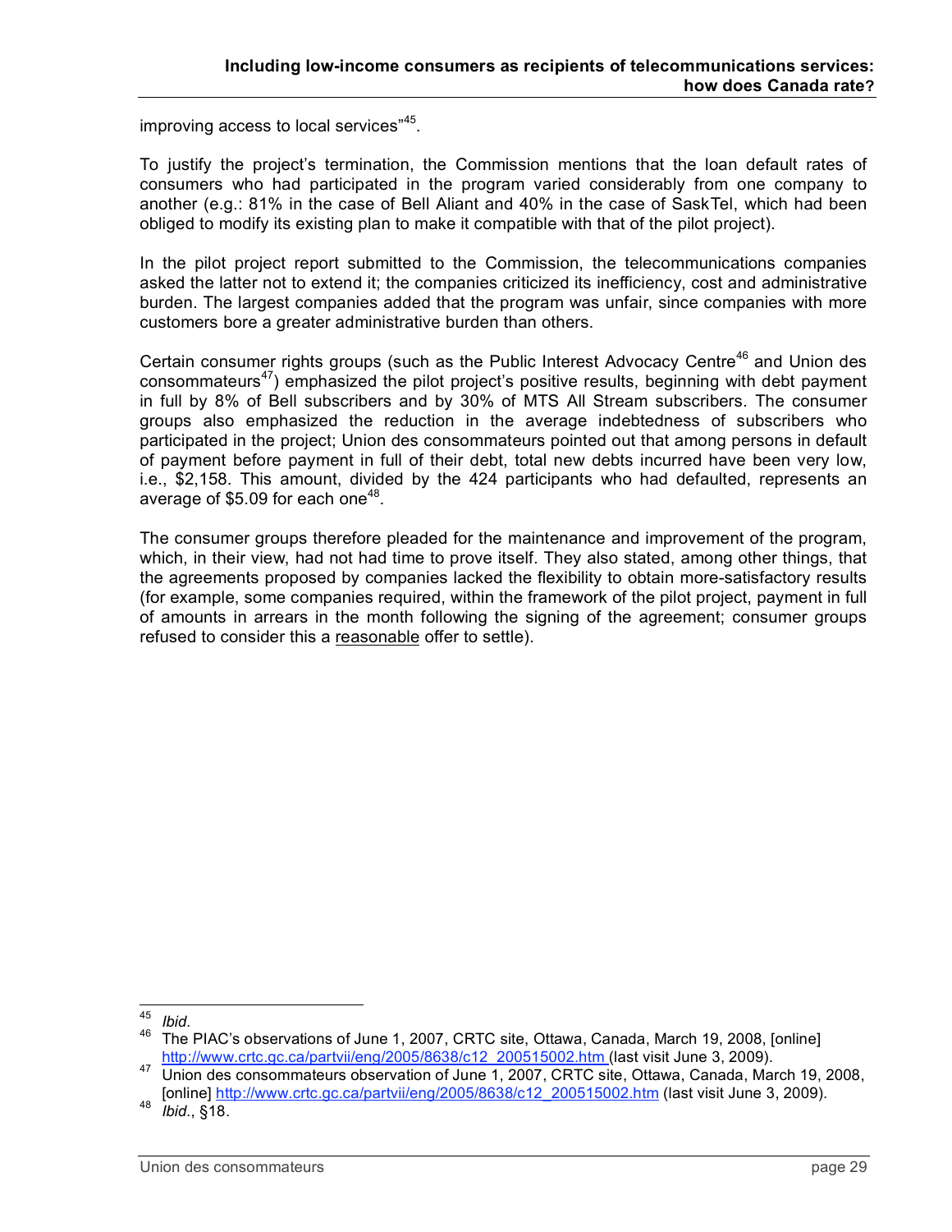improving access to local services"[45].

To justify the project's termination, the Commission mentions that the loan default rates of consumers who had participated in the program varied considerably from one company to another (e.g.: 81% in the case of Bell Aliant and 40% in the case of SaskTel, which had been obliged to modify its existing plan to make it compatible with that of the pilot project).

In the pilot project report submitted to the Commission, the telecommunications companies asked the latter not to extend it; the companies criticized its inefficiency, cost and administrative burden. The largest companies added that the program was unfair, since companies with more customers bore a greater administrative burden than others.

Certain consumer rights groups (such as the Public Interest Advocacy Centre[46] and Union des consommateurs[47]) emphasized the pilot project's positive results, beginning with debt payment in full by 8% of Bell subscribers and by 30% of MTS All Stream subscribers. The consumer groups also emphasized the reduction in the average indebtedness of subscribers who participated in the project; Union des consommateurs pointed out that among persons in default of payment before payment in full of their debt, total new debts incurred have been very low, i.e., $2,158. This amount, divided by the 424 participants who had defaulted, represents an average of $5.09 for each one[48].

The consumer groups therefore pleaded for the maintenance and improvement of the program, which, in their view, had not had time to prove itself. They also stated, among other things, that the agreements proposed by companies lacked the flexibility to obtain more-satisfactory results (for example, some companies required, within the framework of the pilot project, payment in full of amounts in arrears in the month following the signing of the agreement; consumer groups refused to consider this a reasonable offer to settle).

---

[45] *Ibid.*

[46] The PIAC's observations of June 1, 2007, CRTC site, Ottawa, Canada, March 19, 2008, [online] http://www.crtc.gc.ca/partvii/eng/2005/8638/c12_200515002.htm (last visit June 3, 2009).

[47] Union des consommateurs observation of June 1, 2007, CRTC site, Ottawa, Canada, March 19, 2008, [online] http://www.crtc.gc.ca/partvii/eng/2005/8638/c12_200515002.htm (last visit June 3, 2009).

[48] *Ibid.*, §18.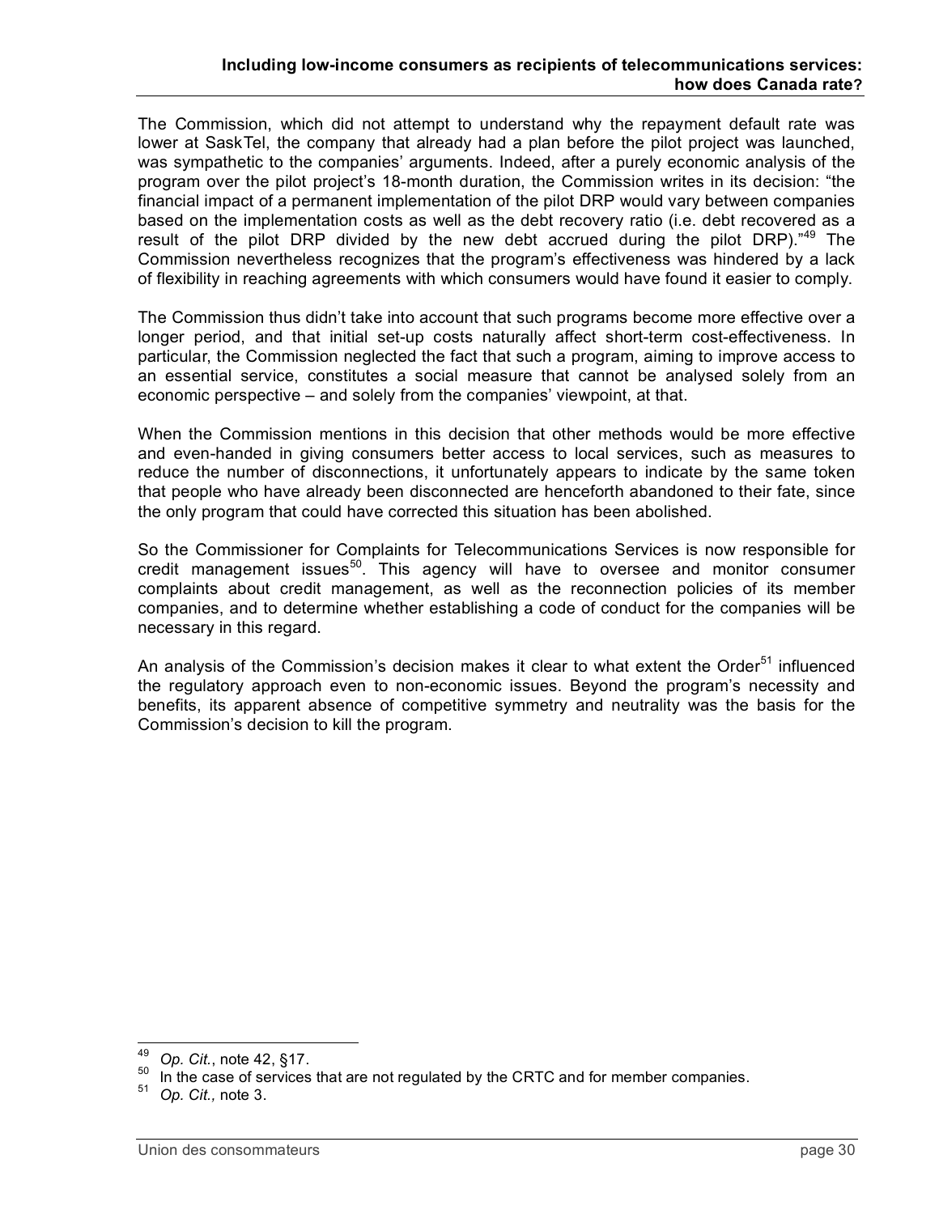The Commission, which did not attempt to understand why the repayment default rate was lower at SaskTel, the company that already had a plan before the pilot project was launched, was sympathetic to the companies' arguments. Indeed, after a purely economic analysis of the program over the pilot project's 18-month duration, the Commission writes in its decision: "the financial impact of a permanent implementation of the pilot DRP would vary between companies based on the implementation costs as well as the debt recovery ratio (i.e. debt recovered as a result of the pilot DRP divided by the new debt accrued during the pilot DRP)."[49] The Commission nevertheless recognizes that the program's effectiveness was hindered by a lack of flexibility in reaching agreements with which consumers would have found it easier to comply.

The Commission thus didn't take into account that such programs become more effective over a longer period, and that initial set-up costs naturally affect short-term cost-effectiveness. In particular, the Commission neglected the fact that such a program, aiming to improve access to an essential service, constitutes a social measure that cannot be analysed solely from an economic perspective – and solely from the companies' viewpoint, at that.

When the Commission mentions in this decision that other methods would be more effective and even-handed in giving consumers better access to local services, such as measures to reduce the number of disconnections, it unfortunately appears to indicate by the same token that people who have already been disconnected are henceforth abandoned to their fate, since the only program that could have corrected this situation has been abolished.

So the Commissioner for Complaints for Telecommunications Services is now responsible for credit management issues[50]. This agency will have to oversee and monitor consumer complaints about credit management, as well as the reconnection policies of its member companies, and to determine whether establishing a code of conduct for the companies will be necessary in this regard.

An analysis of the Commission's decision makes it clear to what extent the Order[51] influenced the regulatory approach even to non-economic issues. Beyond the program's necessity and benefits, its apparent absence of competitive symmetry and neutrality was the basis for the Commission's decision to kill the program.

---

[49] *Op. Cit.*, note 42, §17.

[50] In the case of services that are not regulated by the CRTC and for member companies.

[51] *Op. Cit.,* note 3.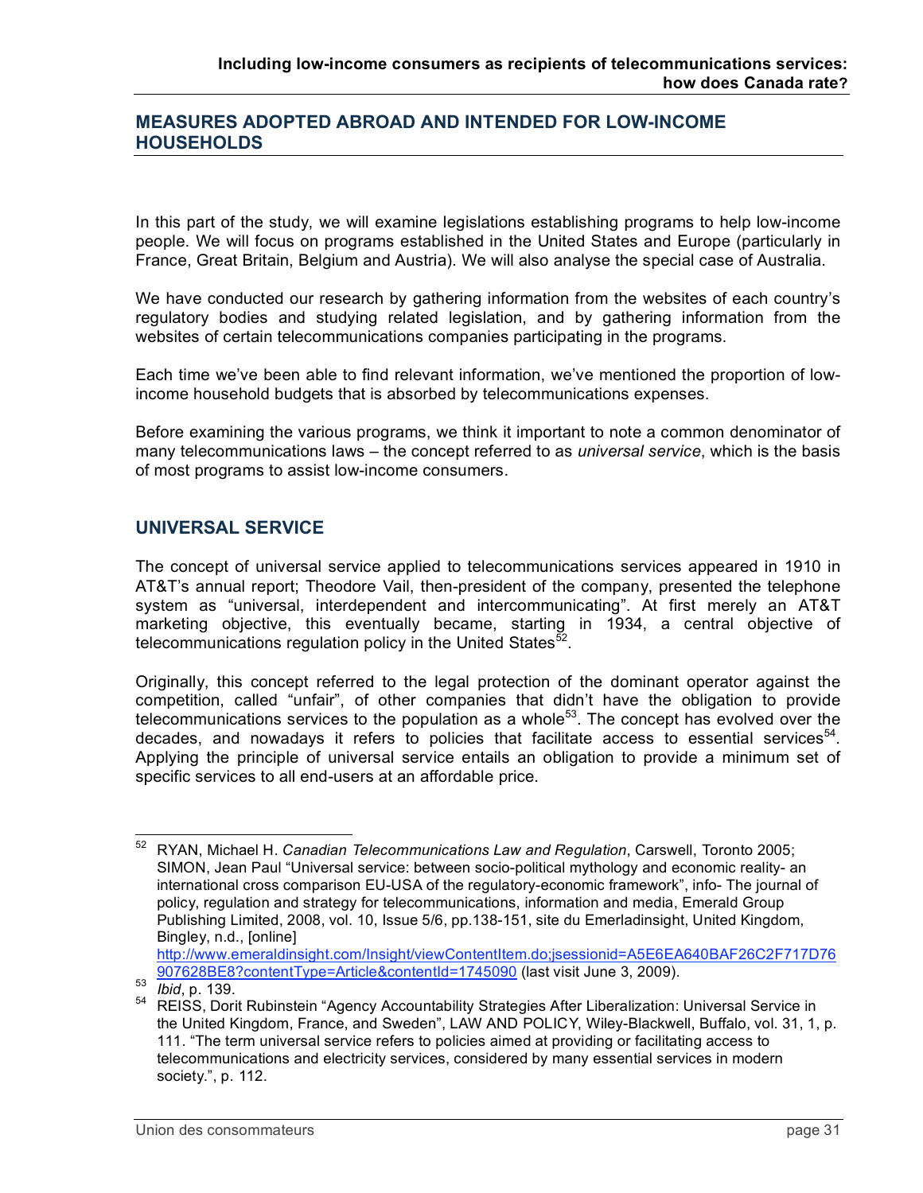## MEASURES ADOPTED ABROAD AND INTENDED FOR LOW-INCOME HOUSEHOLDS

In this part of the study, we will examine legislations establishing programs to help low-income people. We will focus on programs established in the United States and Europe (particularly in France, Great Britain, Belgium and Austria). We will also analyse the special case of Australia.

We have conducted our research by gathering information from the websites of each country's regulatory bodies and studying related legislation, and by gathering information from the websites of certain telecommunications companies participating in the programs.

Each time we've been able to find relevant information, we've mentioned the proportion of low-income household budgets that is absorbed by telecommunications expenses.

Before examining the various programs, we think it important to note a common denominator of many telecommunications laws – the concept referred to as *universal service*, which is the basis of most programs to assist low-income consumers.

### UNIVERSAL SERVICE

The concept of universal service applied to telecommunications services appeared in 1910 in AT&T's annual report; Theodore Vail, then-president of the company, presented the telephone system as "universal, interdependent and intercommunicating". At first merely an AT&T marketing objective, this eventually became, starting in 1934, a central objective of telecommunications regulation policy in the United States[52].

Originally, this concept referred to the legal protection of the dominant operator against the competition, called "unfair", of other companies that didn't have the obligation to provide telecommunications services to the population as a whole[53]. The concept has evolved over the decades, and nowadays it refers to policies that facilitate access to essential services[54]. Applying the principle of universal service entails an obligation to provide a minimum set of specific services to all end-users at an affordable price.

---

[52] RYAN, Michael H. *Canadian Telecommunications Law and Regulation*, Carswell, Toronto 2005; SIMON, Jean Paul "Universal service: between socio-political mythology and economic reality- an international cross comparison EU-USA of the regulatory-economic framework", info- The journal of policy, regulation and strategy for telecommunications, information and media, Emerald Group Publishing Limited, 2008, vol. 10, Issue 5/6, pp.138-151, site du Emerladinsight, United Kingdom, Bingley, n.d., [online] http://www.emeraldinsight.com/Insight/viewContentItem.do;jsessionid=A5E6EA640BAF26C2F717D76907628BE8?contentType=Article&contentId=1745090 (last visit June 3, 2009).

[53] *Ibid*, p. 139.

[54] REISS, Dorit Rubinstein "Agency Accountability Strategies After Liberalization: Universal Service in the United Kingdom, France, and Sweden", LAW AND POLICY, Wiley-Blackwell, Buffalo, vol. 31, 1, p. 111. "The term universal service refers to policies aimed at providing or facilitating access to telecommunications and electricity services, considered by many essential services in modern society.", p. 112.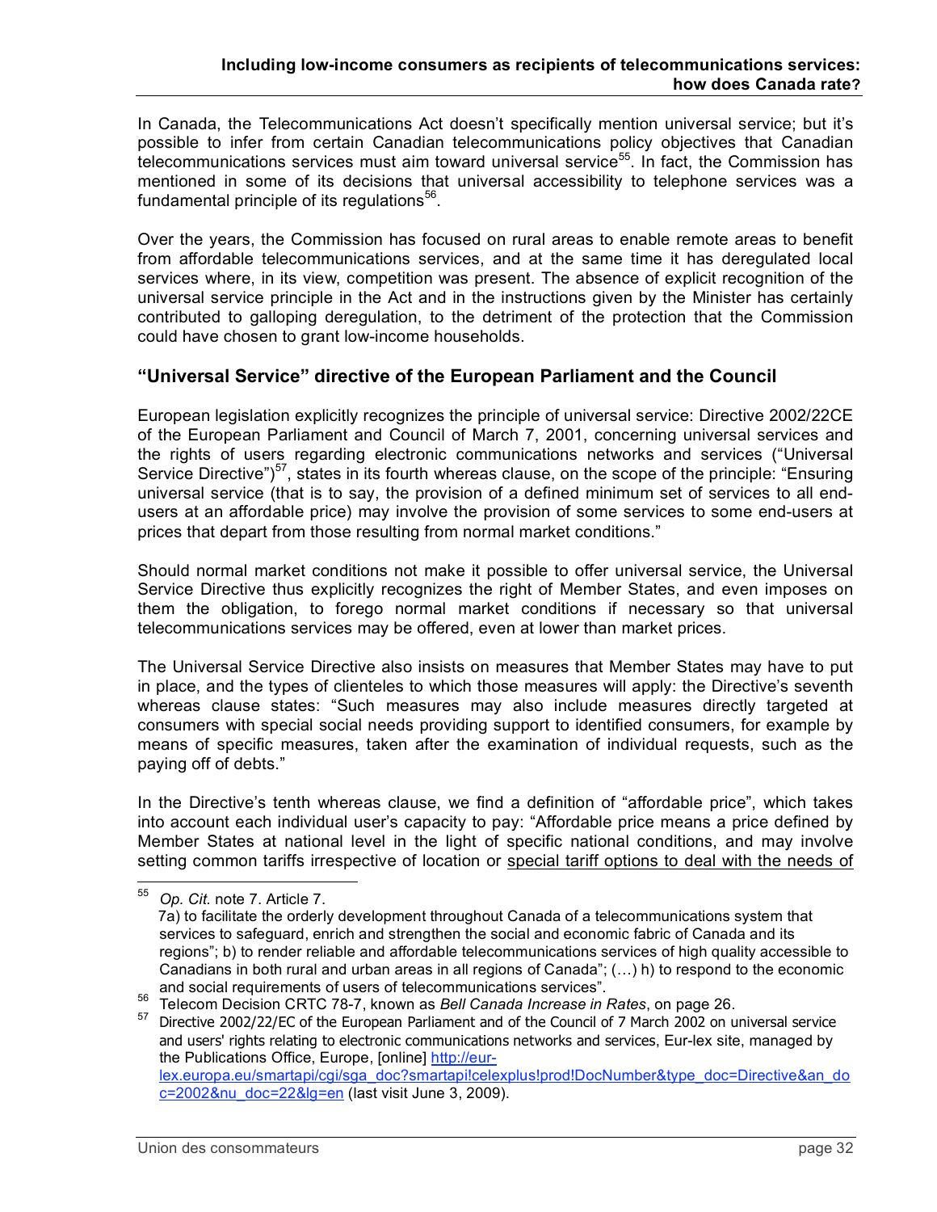In Canada, the Telecommunications Act doesn't specifically mention universal service; but it's possible to infer from certain Canadian telecommunications policy objectives that Canadian telecommunications services must aim toward universal service[55]. In fact, the Commission has mentioned in some of its decisions that universal accessibility to telephone services was a fundamental principle of its regulations[56].

Over the years, the Commission has focused on rural areas to enable remote areas to benefit from affordable telecommunications services, and at the same time it has deregulated local services where, in its view, competition was present. The absence of explicit recognition of the universal service principle in the Act and in the instructions given by the Minister has certainly contributed to galloping deregulation, to the detriment of the protection that the Commission could have chosen to grant low-income households.

### "Universal Service" directive of the European Parliament and the Council

European legislation explicitly recognizes the principle of universal service: Directive 2002/22CE of the European Parliament and Council of March 7, 2001, concerning universal services and the rights of users regarding electronic communications networks and services ("Universal Service Directive")[57], states in its fourth whereas clause, on the scope of the principle: "Ensuring universal service (that is to say, the provision of a defined minimum set of services to all end-users at an affordable price) may involve the provision of some services to some end-users at prices that depart from those resulting from normal market conditions."

Should normal market conditions not make it possible to offer universal service, the Universal Service Directive thus explicitly recognizes the right of Member States, and even imposes on them the obligation, to forego normal market conditions if necessary so that universal telecommunications services may be offered, even at lower than market prices.

The Universal Service Directive also insists on measures that Member States may have to put in place, and the types of clienteles to which those measures will apply: the Directive's seventh whereas clause states: "Such measures may also include measures directly targeted at consumers with special social needs providing support to identified consumers, for example by means of specific measures, taken after the examination of individual requests, such as the paying off of debts."

In the Directive's tenth whereas clause, we find a definition of "affordable price", which takes into account each individual user's capacity to pay: "Affordable price means a price defined by Member States at national level in the light of specific national conditions, and may involve setting common tariffs irrespective of location or special tariff options to deal with the needs of

---

[55] *Op. Cit.* note 7. Article 7.
7a) to facilitate the orderly development throughout Canada of a telecommunications system that services to safeguard, enrich and strengthen the social and economic fabric of Canada and its regions"; b) to render reliable and affordable telecommunications services of high quality accessible to Canadians in both rural and urban areas in all regions of Canada"; (…) h) to respond to the economic and social requirements of users of telecommunications services".

[56] Telecom Decision CRTC 78-7, known as *Bell Canada Increase in Rates*, on page 26.

[57] Directive 2002/22/EC of the European Parliament and of the Council of 7 March 2002 on universal service and users' rights relating to electronic communications networks and services, Eur-lex site, managed by the Publications Office, Europe, [online] http://eur-lex.europa.eu/smartapi/cgi/sga_doc?smartapi!celexplus!prod!DocNumber&type_doc=Directive&an_doc=2002&nu_doc=22&lg=en (last visit June 3, 2009).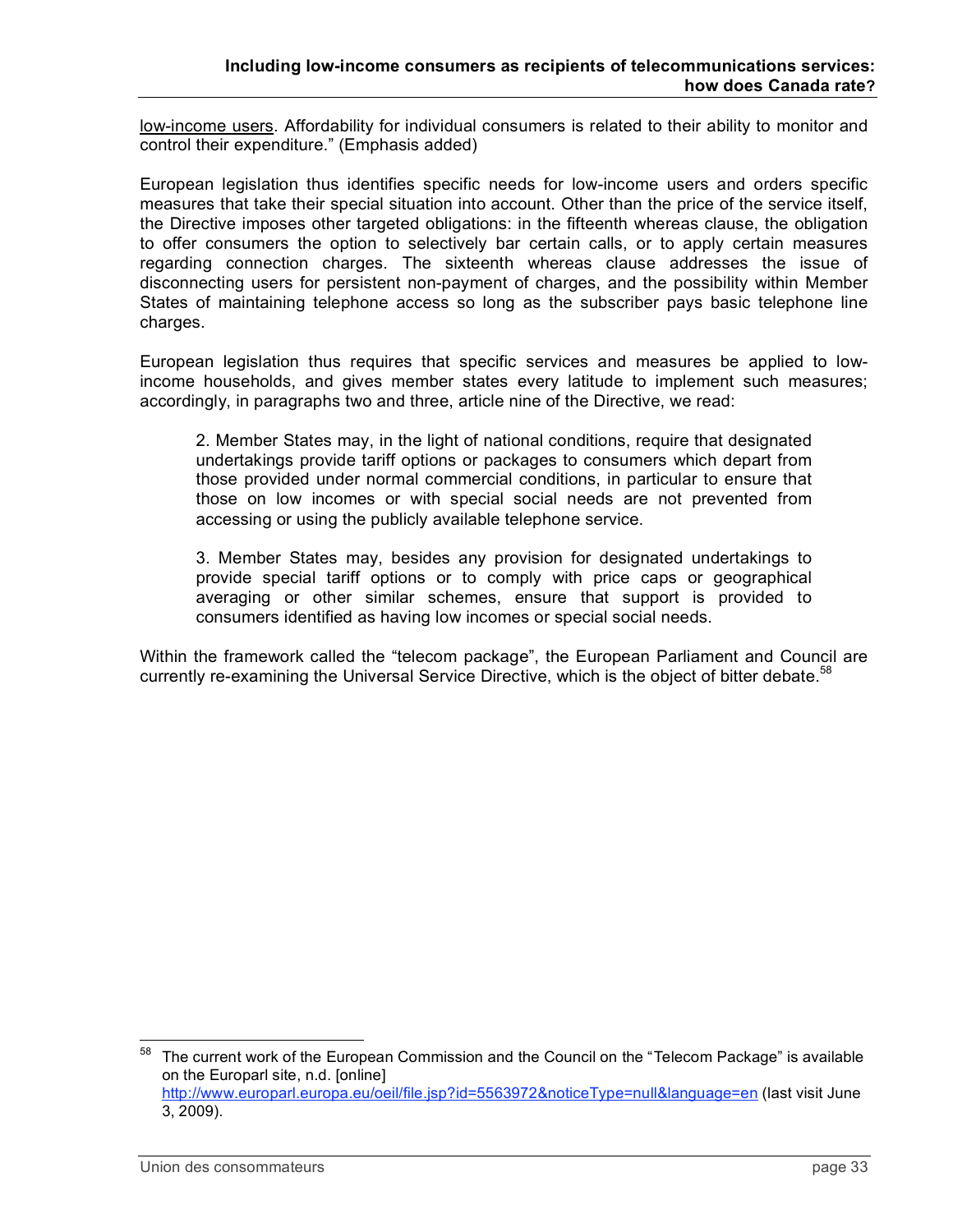low-income users. Affordability for individual consumers is related to their ability to monitor and control their expenditure." (Emphasis added)

European legislation thus identifies specific needs for low-income users and orders specific measures that take their special situation into account. Other than the price of the service itself, the Directive imposes other targeted obligations: in the fifteenth whereas clause, the obligation to offer consumers the option to selectively bar certain calls, or to apply certain measures regarding connection charges. The sixteenth whereas clause addresses the issue of disconnecting users for persistent non-payment of charges, and the possibility within Member States of maintaining telephone access so long as the subscriber pays basic telephone line charges.

European legislation thus requires that specific services and measures be applied to low-income households, and gives member states every latitude to implement such measures; accordingly, in paragraphs two and three, article nine of the Directive, we read:

> 2. Member States may, in the light of national conditions, require that designated undertakings provide tariff options or packages to consumers which depart from those provided under normal commercial conditions, in particular to ensure that those on low incomes or with special social needs are not prevented from accessing or using the publicly available telephone service.
>
> 3. Member States may, besides any provision for designated undertakings to provide special tariff options or to comply with price caps or geographical averaging or other similar schemes, ensure that support is provided to consumers identified as having low incomes or special social needs.

Within the framework called the "telecom package", the European Parliament and Council are currently re-examining the Universal Service Directive, which is the object of bitter debate.[58]

---

[58] The current work of the European Commission and the Council on the "Telecom Package" is available on the Europarl site, n.d. [online] http://www.europarl.europa.eu/oeil/file.jsp?id=5563972&noticeType=null&language=en (last visit June 3, 2009).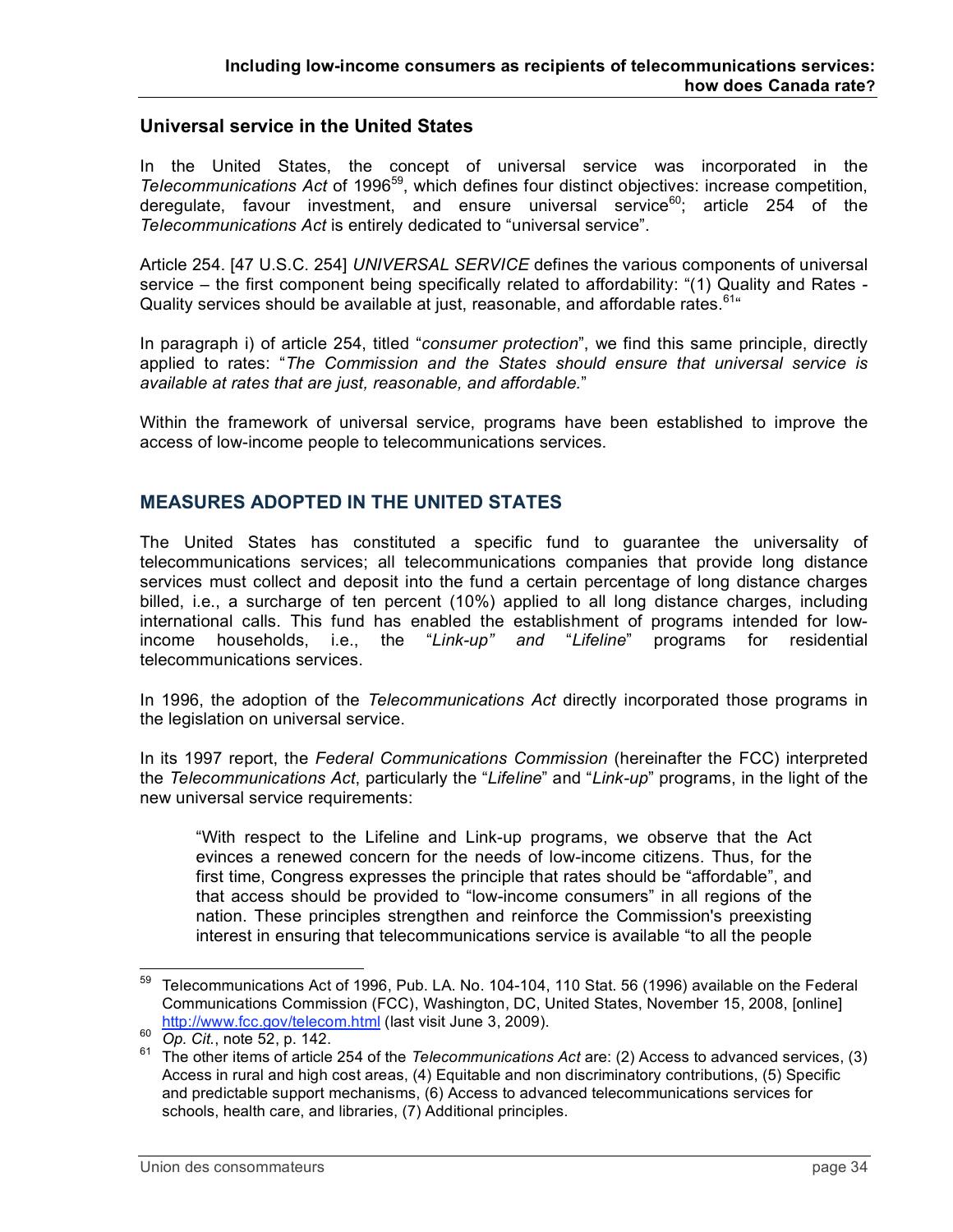## Universal service in the United States

In the United States, the concept of universal service was incorporated in the *Telecommunications Act* of 1996[59], which defines four distinct objectives: increase competition, deregulate, favour investment, and ensure universal service[60]; article 254 of the *Telecommunications Act* is entirely dedicated to "universal service".

Article 254. [47 U.S.C. 254] *UNIVERSAL SERVICE* defines the various components of universal service – the first component being specifically related to affordability: "(1) Quality and Rates - Quality services should be available at just, reasonable, and affordable rates.[61]"

In paragraph i) of article 254, titled "*consumer protection*", we find this same principle, directly applied to rates: "*The Commission and the States should ensure that universal service is available at rates that are just, reasonable, and affordable.*"

Within the framework of universal service, programs have been established to improve the access of low-income people to telecommunications services.

## MEASURES ADOPTED IN THE UNITED STATES

The United States has constituted a specific fund to guarantee the universality of telecommunications services; all telecommunications companies that provide long distance services must collect and deposit into the fund a certain percentage of long distance charges billed, i.e., a surcharge of ten percent (10%) applied to all long distance charges, including international calls. This fund has enabled the establishment of programs intended for low-income households, i.e., the "*Link-up" and* "*Lifeline*" programs for residential telecommunications services.

In 1996, the adoption of the *Telecommunications Act* directly incorporated those programs in the legislation on universal service.

In its 1997 report, the *Federal Communications Commission* (hereinafter the FCC) interpreted the *Telecommunications Act*, particularly the "*Lifeline*" and "*Link-up*" programs, in the light of the new universal service requirements:

> "With respect to the Lifeline and Link-up programs, we observe that the Act evinces a renewed concern for the needs of low-income citizens. Thus, for the first time, Congress expresses the principle that rates should be "affordable", and that access should be provided to "low-income consumers" in all regions of the nation. These principles strengthen and reinforce the Commission's preexisting interest in ensuring that telecommunications service is available "to all the people

---

[59] Telecommunications Act of 1996, Pub. LA. No. 104-104, 110 Stat. 56 (1996) available on the Federal Communications Commission (FCC), Washington, DC, United States, November 15, 2008, [online] http://www.fcc.gov/telecom.html (last visit June 3, 2009).

[60] *Op. Cit.*, note 52, p. 142.

[61] The other items of article 254 of the *Telecommunications Act* are: (2) Access to advanced services, (3) Access in rural and high cost areas, (4) Equitable and non discriminatory contributions, (5) Specific and predictable support mechanisms, (6) Access to advanced telecommunications services for schools, health care, and libraries, (7) Additional principles.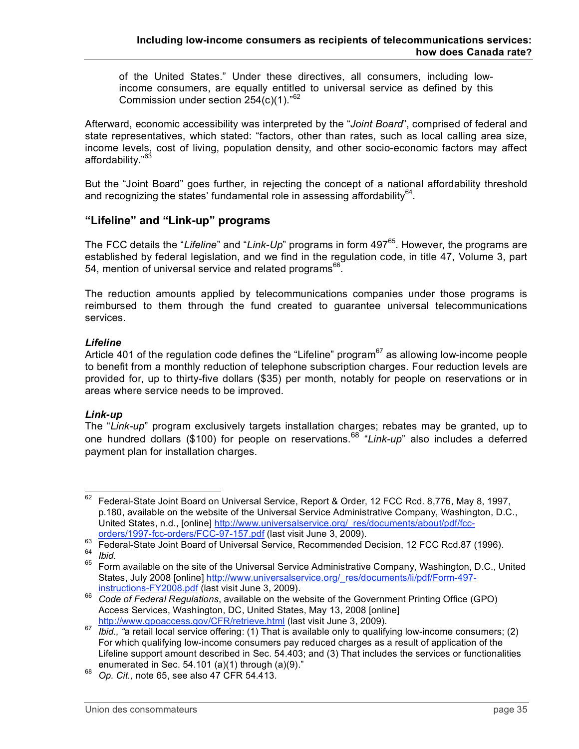of the United States." Under these directives, all consumers, including low-income consumers, are equally entitled to universal service as defined by this Commission under section 254(c)(1)."[62]

Afterward, economic accessibility was interpreted by the "*Joint Board*", comprised of federal and state representatives, which stated: "factors, other than rates, such as local calling area size, income levels, cost of living, population density, and other socio-economic factors may affect affordability."[63]

But the "Joint Board" goes further, in rejecting the concept of a national affordability threshold and recognizing the states' fundamental role in assessing affordability[64].

## "Lifeline" and "Link-up" programs

The FCC details the "*Lifeline*" and "*Link-Up*" programs in form 497[65]. However, the programs are established by federal legislation, and we find in the regulation code, in title 47, Volume 3, part 54, mention of universal service and related programs[66].

The reduction amounts applied by telecommunications companies under those programs is reimbursed to them through the fund created to guarantee universal telecommunications services.

### *Lifeline*

Article 401 of the regulation code defines the "Lifeline" program[67] as allowing low-income people to benefit from a monthly reduction of telephone subscription charges. Four reduction levels are provided for, up to thirty-five dollars ($35) per month, notably for people on reservations or in areas where service needs to be improved.

### *Link-up*

The "*Link-up*" program exclusively targets installation charges; rebates may be granted, up to one hundred dollars ($100) for people on reservations.[68] "*Link-up*" also includes a deferred payment plan for installation charges.

---

[62] Federal-State Joint Board on Universal Service, Report & Order, 12 FCC Rcd. 8,776, May 8, 1997, p.180, available on the website of the Universal Service Administrative Company, Washington, D.C., United States, n.d., [online] http://www.universalservice.org/_res/documents/about/pdf/fcc-orders/1997-fcc-orders/FCC-97-157.pdf (last visit June 3, 2009).

[63] Federal-State Joint Board of Universal Service, Recommended Decision, 12 FCC Rcd.87 (1996).

[64] *Ibid.*

[65] Form available on the site of the Universal Service Administrative Company, Washington, D.C., United States, July 2008 [online] http://www.universalservice.org/_res/documents/li/pdf/Form-497-instructions-FY2008.pdf (last visit June 3, 2009).

[66] *Code of Federal Regulations*, available on the website of the Government Printing Office (GPO) Access Services, Washington, DC, United States, May 13, 2008 [online] http://www.gpoaccess.gov/CFR/retrieve.html (last visit June 3, 2009).

[67] *Ibid., "*a retail local service offering: (1) That is available only to qualifying low-income consumers; (2) For which qualifying low-income consumers pay reduced charges as a result of application of the Lifeline support amount described in Sec. 54.403; and (3) That includes the services or functionalities enumerated in Sec. 54.101 (a)(1) through (a)(9)."

[68] *Op. Cit.,* note 65, see also 47 CFR 54.413.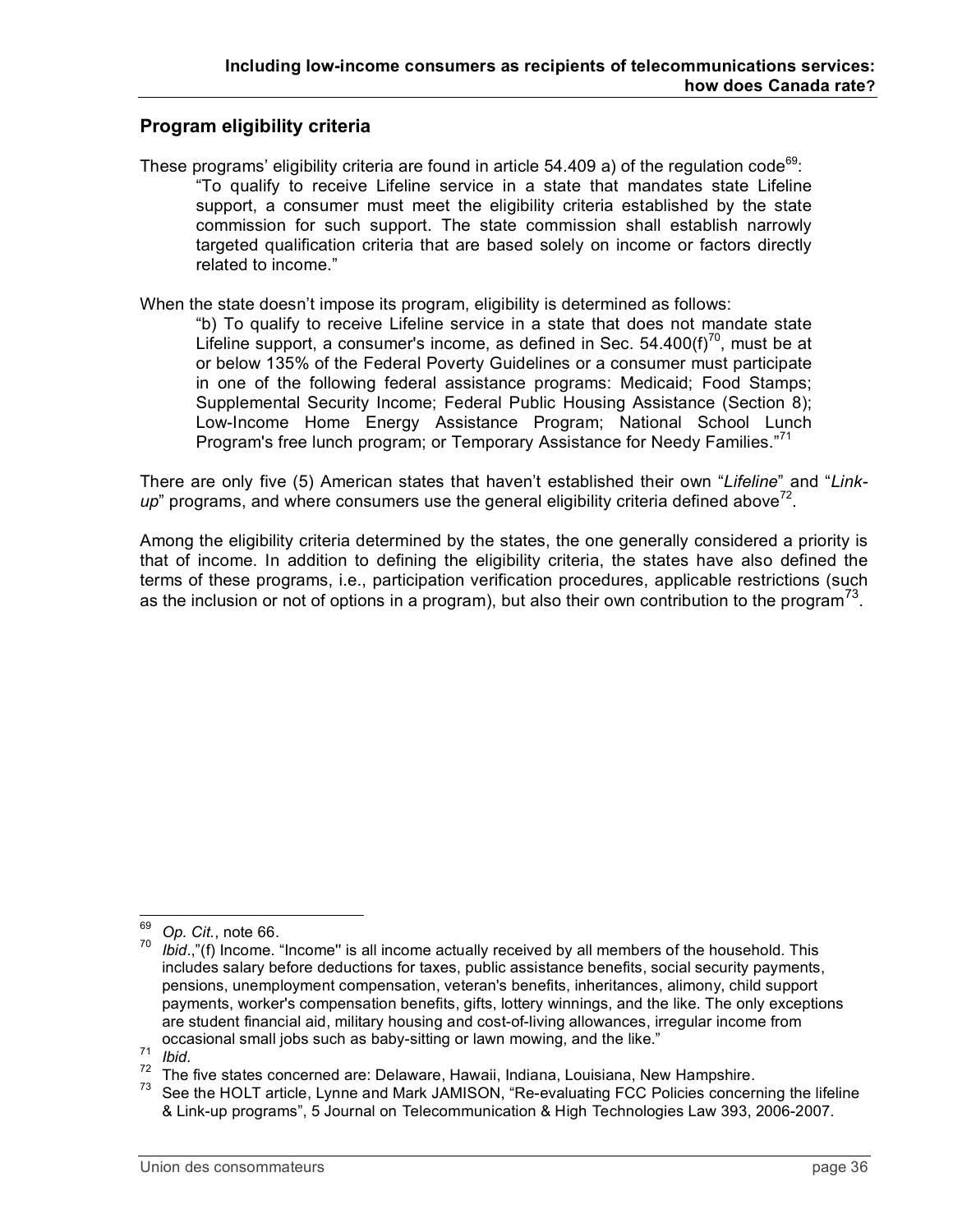## Program eligibility criteria

These programs' eligibility criteria are found in article 54.409 a) of the regulation code[69]:

> "To qualify to receive Lifeline service in a state that mandates state Lifeline support, a consumer must meet the eligibility criteria established by the state commission for such support. The state commission shall establish narrowly targeted qualification criteria that are based solely on income or factors directly related to income."

When the state doesn't impose its program, eligibility is determined as follows:

> "b) To qualify to receive Lifeline service in a state that does not mandate state Lifeline support, a consumer's income, as defined in Sec. 54.400(f)[70], must be at or below 135% of the Federal Poverty Guidelines or a consumer must participate in one of the following federal assistance programs: Medicaid; Food Stamps; Supplemental Security Income; Federal Public Housing Assistance (Section 8); Low-Income Home Energy Assistance Program; National School Lunch Program's free lunch program; or Temporary Assistance for Needy Families."[71]

There are only five (5) American states that haven't established their own "*Lifeline*" and "*Link-up*" programs, and where consumers use the general eligibility criteria defined above[72].

Among the eligibility criteria determined by the states, the one generally considered a priority is that of income. In addition to defining the eligibility criteria, the states have also defined the terms of these programs, i.e., participation verification procedures, applicable restrictions (such as the inclusion or not of options in a program), but also their own contribution to the program[73].

---

[69] *Op. Cit.*, note 66.

[70] *Ibid*.,"(f) Income. "Income'' is all income actually received by all members of the household. This includes salary before deductions for taxes, public assistance benefits, social security payments, pensions, unemployment compensation, veteran's benefits, inheritances, alimony, child support payments, worker's compensation benefits, gifts, lottery winnings, and the like. The only exceptions are student financial aid, military housing and cost-of-living allowances, irregular income from occasional small jobs such as baby-sitting or lawn mowing, and the like."

[71] *Ibid.*

[72] The five states concerned are: Delaware, Hawaii, Indiana, Louisiana, New Hampshire.

[73] See the HOLT article, Lynne and Mark JAMISON, "Re-evaluating FCC Policies concerning the lifeline & Link-up programs", 5 Journal on Telecommunication & High Technologies Law 393, 2006-2007.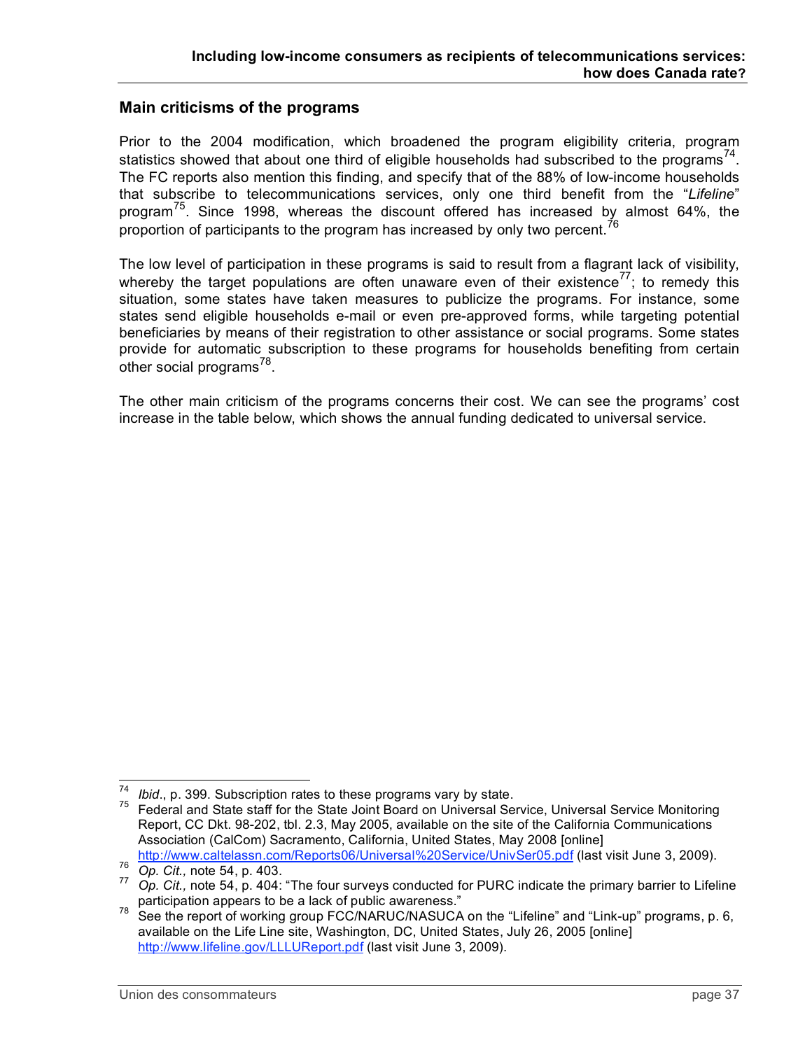## Main criticisms of the programs

Prior to the 2004 modification, which broadened the program eligibility criteria, program statistics showed that about one third of eligible households had subscribed to the programs[74]. The FC reports also mention this finding, and specify that of the 88% of low-income households that subscribe to telecommunications services, only one third benefit from the "*Lifeline*" program[75]. Since 1998, whereas the discount offered has increased by almost 64%, the proportion of participants to the program has increased by only two percent.[76]

The low level of participation in these programs is said to result from a flagrant lack of visibility, whereby the target populations are often unaware even of their existence[77]; to remedy this situation, some states have taken measures to publicize the programs. For instance, some states send eligible households e-mail or even pre-approved forms, while targeting potential beneficiaries by means of their registration to other assistance or social programs. Some states provide for automatic subscription to these programs for households benefiting from certain other social programs[78].

The other main criticism of the programs concerns their cost. We can see the programs' cost increase in the table below, which shows the annual funding dedicated to universal service.

---

[74] *Ibid*., p. 399. Subscription rates to these programs vary by state.

[75] Federal and State staff for the State Joint Board on Universal Service, Universal Service Monitoring Report, CC Dkt. 98-202, tbl. 2.3, May 2005, available on the site of the California Communications Association (CalCom) Sacramento, California, United States, May 2008 [online] http://www.caltelassn.com/Reports06/Universal%20Service/UnivSer05.pdf (last visit June 3, 2009).

[76] *Op. Cit.,* note 54, p. 403.

[77] *Op. Cit.,* note 54, p. 404: "The four surveys conducted for PURC indicate the primary barrier to Lifeline participation appears to be a lack of public awareness."

[78] See the report of working group FCC/NARUC/NASUCA on the "Lifeline" and "Link-up" programs, p. 6, available on the Life Line site, Washington, DC, United States, July 26, 2005 [online] http://www.lifeline.gov/LLLUReport.pdf (last visit June 3, 2009).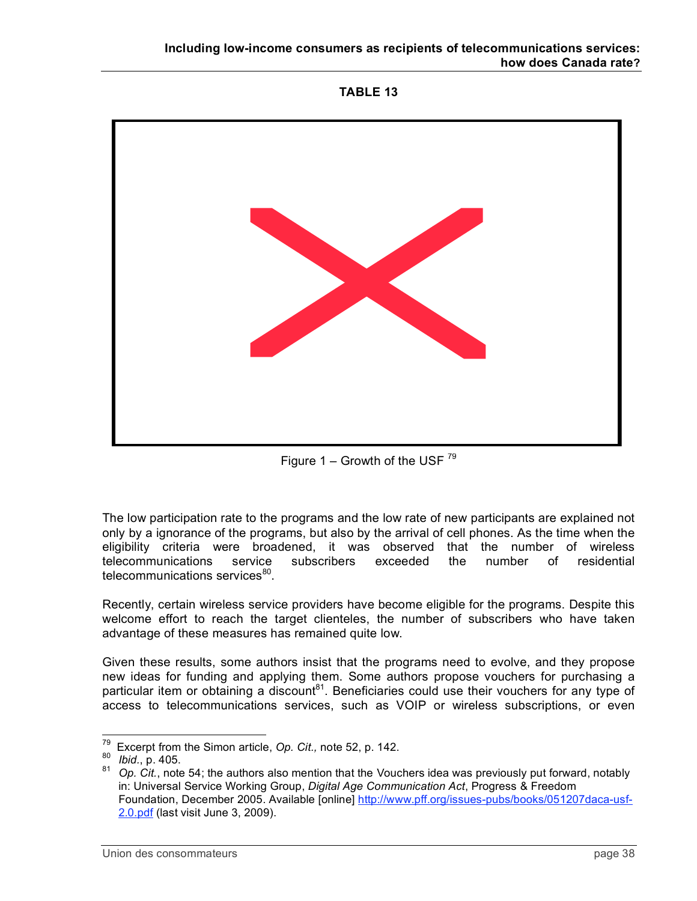**TABLE 13**

Figure 1 – Growth of the USF [79]

The low participation rate to the programs and the low rate of new participants are explained not only by a ignorance of the programs, but also by the arrival of cell phones. As the time when the eligibility criteria were broadened, it was observed that the number of wireless telecommunications service subscribers exceeded the number of residential telecommunications services[80].

Recently, certain wireless service providers have become eligible for the programs. Despite this welcome effort to reach the target clienteles, the number of subscribers who have taken advantage of these measures has remained quite low.

Given these results, some authors insist that the programs need to evolve, and they propose new ideas for funding and applying them. Some authors propose vouchers for purchasing a particular item or obtaining a discount[81]. Beneficiaries could use their vouchers for any type of access to telecommunications services, such as VOIP or wireless subscriptions, or even

---

[79] Excerpt from the Simon article, *Op. Cit.,* note 52, p. 142.

[80] *Ibid*., p. 405.

[81] *Op. Cit.*, note 54; the authors also mention that the Vouchers idea was previously put forward, notably in: Universal Service Working Group, *Digital Age Communication Act*, Progress & Freedom Foundation, December 2005. Available [online] http://www.pff.org/issues-pubs/books/051207daca-usf-2.0.pdf (last visit June 3, 2009).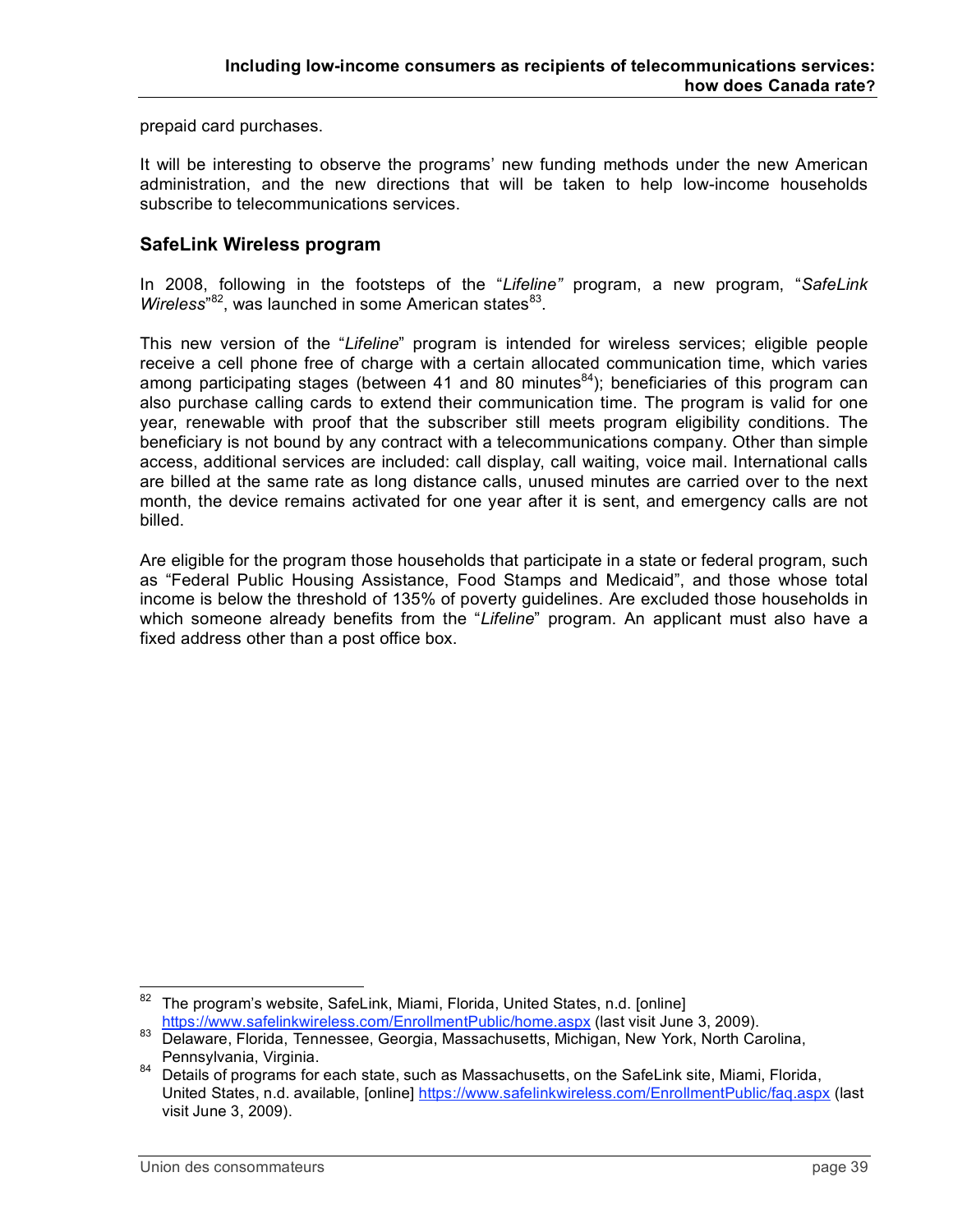prepaid card purchases.

It will be interesting to observe the programs' new funding methods under the new American administration, and the new directions that will be taken to help low-income households subscribe to telecommunications services.

## SafeLink Wireless program

In 2008, following in the footsteps of the "*Lifeline"* program, a new program, "*SafeLink Wireless*"[82], was launched in some American states[83].

This new version of the "*Lifeline*" program is intended for wireless services; eligible people receive a cell phone free of charge with a certain allocated communication time, which varies among participating stages (between 41 and 80 minutes[84]); beneficiaries of this program can also purchase calling cards to extend their communication time. The program is valid for one year, renewable with proof that the subscriber still meets program eligibility conditions. The beneficiary is not bound by any contract with a telecommunications company. Other than simple access, additional services are included: call display, call waiting, voice mail. International calls are billed at the same rate as long distance calls, unused minutes are carried over to the next month, the device remains activated for one year after it is sent, and emergency calls are not billed.

Are eligible for the program those households that participate in a state or federal program, such as "Federal Public Housing Assistance, Food Stamps and Medicaid", and those whose total income is below the threshold of 135% of poverty guidelines. Are excluded those households in which someone already benefits from the "*Lifeline*" program. An applicant must also have a fixed address other than a post office box.

---

[82] The program's website, SafeLink, Miami, Florida, United States, n.d. [online] https://www.safelinkwireless.com/EnrollmentPublic/home.aspx (last visit June 3, 2009).

[83] Delaware, Florida, Tennessee, Georgia, Massachusetts, Michigan, New York, North Carolina, Pennsylvania, Virginia.

[84] Details of programs for each state, such as Massachusetts, on the SafeLink site, Miami, Florida, United States, n.d. available, [online] https://www.safelinkwireless.com/EnrollmentPublic/faq.aspx (last visit June 3, 2009).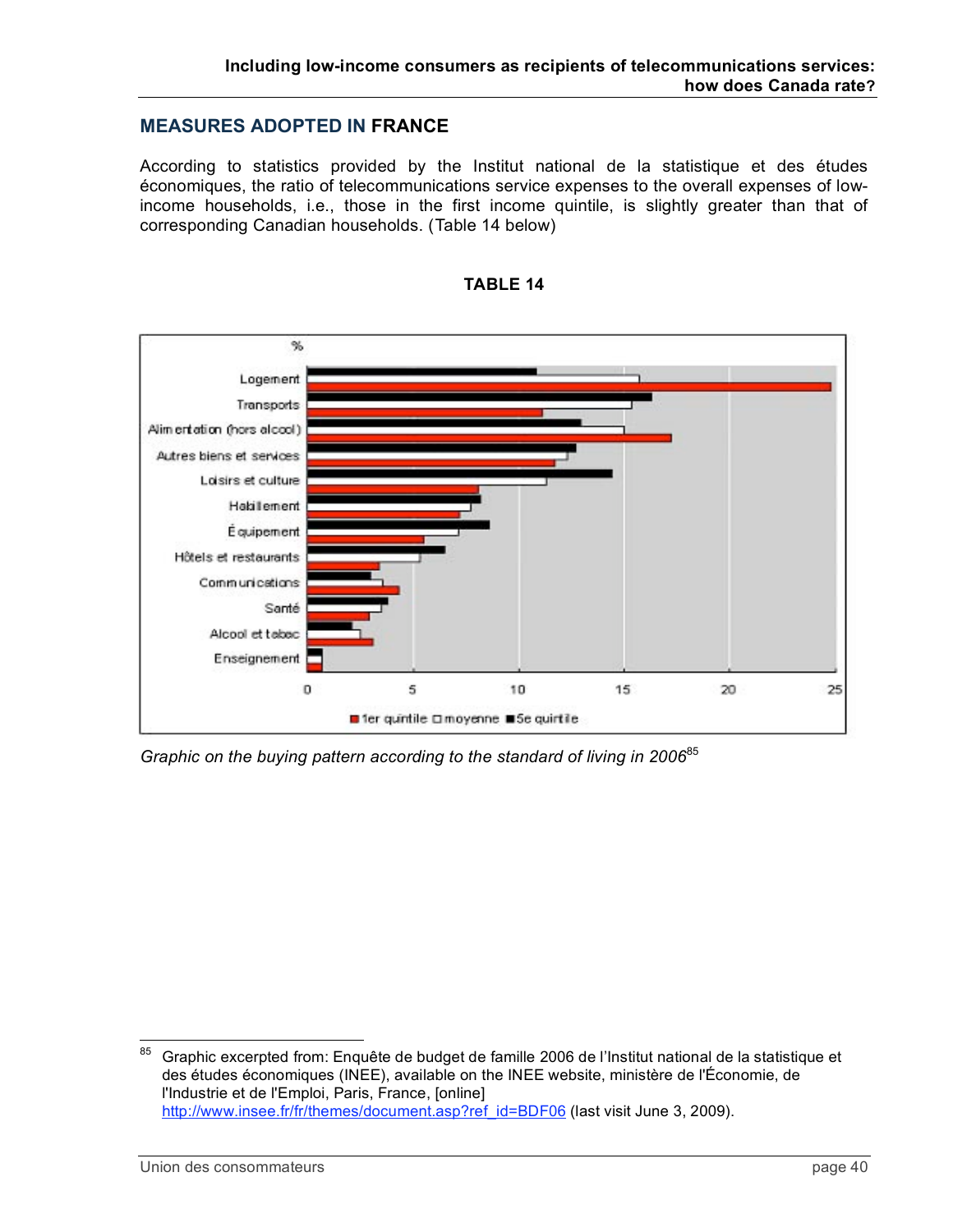## MEASURES ADOPTED IN FRANCE

According to statistics provided by the Institut national de la statistique et des études économiques, the ratio of telecommunications service expenses to the overall expenses of low-income households, i.e., those in the first income quintile, is slightly greater than that of corresponding Canadian households. (Table 14 below)

**TABLE 14**

*Graphic on the buying pattern according to the standard of living in 2006*[85]

---

[85] Graphic excerpted from: Enquête de budget de famille 2006 de l'Institut national de la statistique et des études économiques (INEE), available on the INEE website, ministère de l'Économie, de l'Industrie et de l'Emploi, Paris, France, [online] http://www.insee.fr/fr/themes/document.asp?ref_id=BDF06 (last visit June 3, 2009).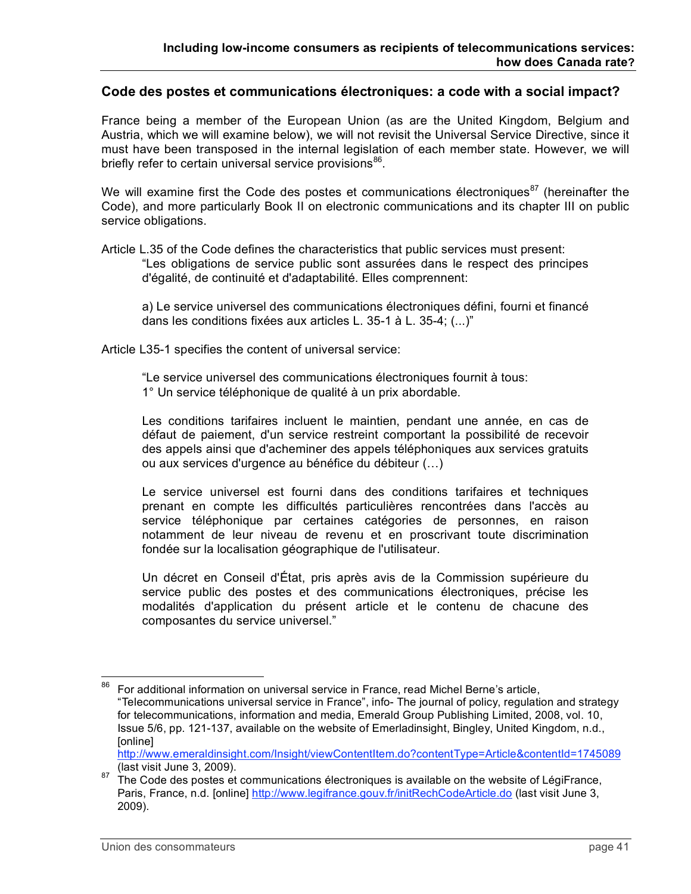### Code des postes et communications électroniques: a code with a social impact?

France being a member of the European Union (as are the United Kingdom, Belgium and Austria, which we will examine below), we will not revisit the Universal Service Directive, since it must have been transposed in the internal legislation of each member state. However, we will briefly refer to certain universal service provisions[86].

We will examine first the Code des postes et communications électroniques[87] (hereinafter the Code), and more particularly Book II on electronic communications and its chapter III on public service obligations.

Article L.35 of the Code defines the characteristics that public services must present:

> "Les obligations de service public sont assurées dans le respect des principes d'égalité, de continuité et d'adaptabilité. Elles comprennent:
>
> a) Le service universel des communications électroniques défini, fourni et financé dans les conditions fixées aux articles L. 35-1 à L. 35-4; (...)"

Article L35-1 specifies the content of universal service:

> "Le service universel des communications électroniques fournit à tous:
> 1° Un service téléphonique de qualité à un prix abordable.
>
> Les conditions tarifaires incluent le maintien, pendant une année, en cas de défaut de paiement, d'un service restreint comportant la possibilité de recevoir des appels ainsi que d'acheminer des appels téléphoniques aux services gratuits ou aux services d'urgence au bénéfice du débiteur (…)
>
> Le service universel est fourni dans des conditions tarifaires et techniques prenant en compte les difficultés particulières rencontrées dans l'accès au service téléphonique par certaines catégories de personnes, en raison notamment de leur niveau de revenu et en proscrivant toute discrimination fondée sur la localisation géographique de l'utilisateur.
>
> Un décret en Conseil d'État, pris après avis de la Commission supérieure du service public des postes et des communications électroniques, précise les modalités d'application du présent article et le contenu de chacune des composantes du service universel."

---

[86] For additional information on universal service in France, read Michel Berne's article, "Telecommunications universal service in France", info- The journal of policy, regulation and strategy for telecommunications, information and media, Emerald Group Publishing Limited, 2008, vol. 10, Issue 5/6, pp. 121-137, available on the website of Emerladinsight, Bingley, United Kingdom, n.d., [online] http://www.emeraldinsight.com/Insight/viewContentItem.do?contentType=Article&contentId=1745089 (last visit June 3, 2009).

[87] The Code des postes et communications électroniques is available on the website of LégiFrance, Paris, France, n.d. [online] http://www.legifrance.gouv.fr/initRechCodeArticle.do (last visit June 3, 2009).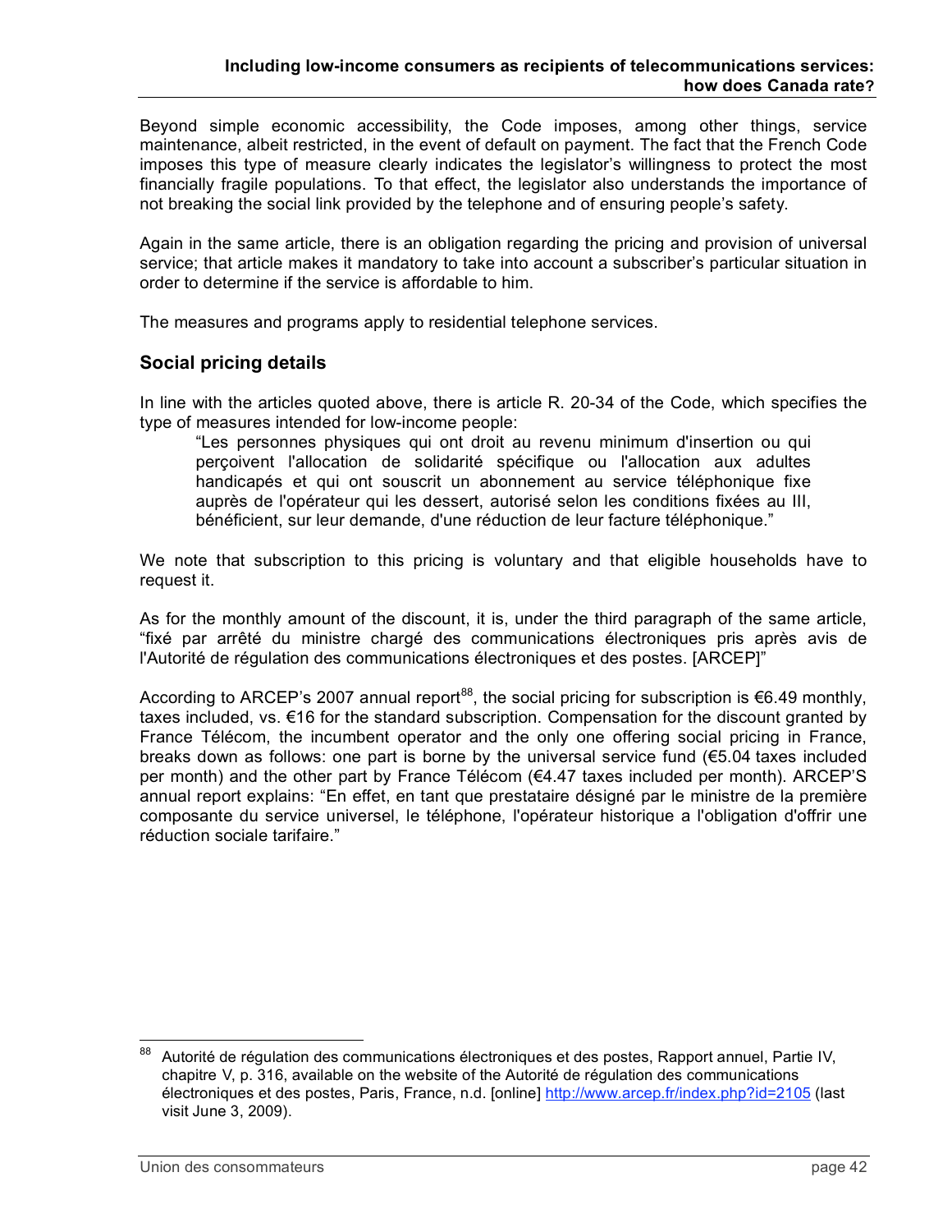Beyond simple economic accessibility, the Code imposes, among other things, service maintenance, albeit restricted, in the event of default on payment. The fact that the French Code imposes this type of measure clearly indicates the legislator's willingness to protect the most financially fragile populations. To that effect, the legislator also understands the importance of not breaking the social link provided by the telephone and of ensuring people's safety.

Again in the same article, there is an obligation regarding the pricing and provision of universal service; that article makes it mandatory to take into account a subscriber's particular situation in order to determine if the service is affordable to him.

The measures and programs apply to residential telephone services.

## Social pricing details

In line with the articles quoted above, there is article R. 20-34 of the Code, which specifies the type of measures intended for low-income people:

> "Les personnes physiques qui ont droit au revenu minimum d'insertion ou qui perçoivent l'allocation de solidarité spécifique ou l'allocation aux adultes handicapés et qui ont souscrit un abonnement au service téléphonique fixe auprès de l'opérateur qui les dessert, autorisé selon les conditions fixées au III, bénéficient, sur leur demande, d'une réduction de leur facture téléphonique."

We note that subscription to this pricing is voluntary and that eligible households have to request it.

As for the monthly amount of the discount, it is, under the third paragraph of the same article, "fixé par arrêté du ministre chargé des communications électroniques pris après avis de l'Autorité de régulation des communications électroniques et des postes. [ARCEP]"

According to ARCEP's 2007 annual report[88], the social pricing for subscription is €6.49 monthly, taxes included, vs. €16 for the standard subscription. Compensation for the discount granted by France Télécom, the incumbent operator and the only one offering social pricing in France, breaks down as follows: one part is borne by the universal service fund (€5.04 taxes included per month) and the other part by France Télécom (€4.47 taxes included per month). ARCEP'S annual report explains: "En effet, en tant que prestataire désigné par le ministre de la première composante du service universel, le téléphone, l'opérateur historique a l'obligation d'offrir une réduction sociale tarifaire."

---

[88] Autorité de régulation des communications électroniques et des postes, Rapport annuel, Partie IV, chapitre V, p. 316, available on the website of the Autorité de régulation des communications électroniques et des postes, Paris, France, n.d. [online] http://www.arcep.fr/index.php?id=2105 (last visit June 3, 2009).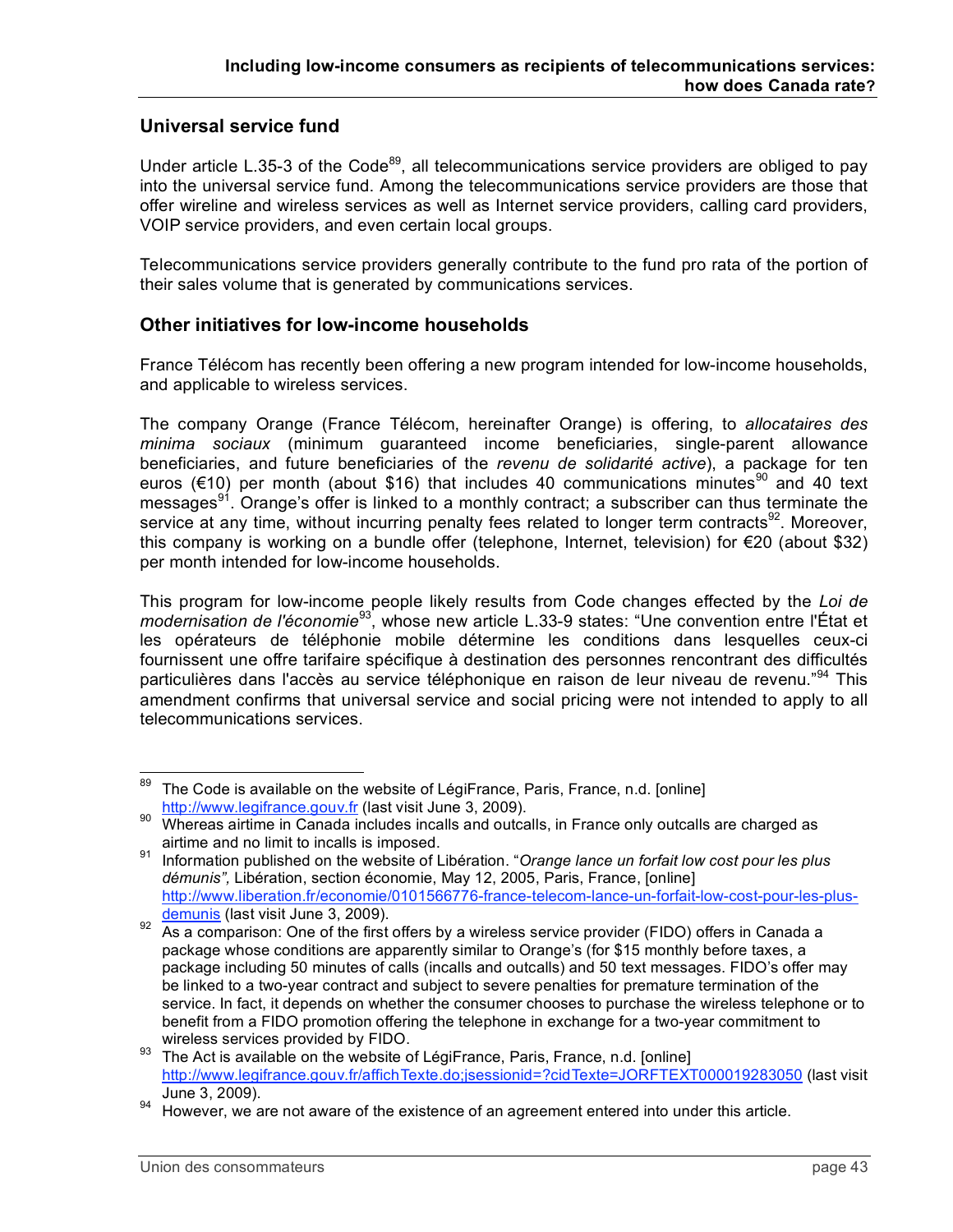## Universal service fund

Under article L.35-3 of the Code[89], all telecommunications service providers are obliged to pay into the universal service fund. Among the telecommunications service providers are those that offer wireline and wireless services as well as Internet service providers, calling card providers, VOIP service providers, and even certain local groups.

Telecommunications service providers generally contribute to the fund pro rata of the portion of their sales volume that is generated by communications services.

## Other initiatives for low-income households

France Télécom has recently been offering a new program intended for low-income households, and applicable to wireless services.

The company Orange (France Télécom, hereinafter Orange) is offering, to *allocataires des minima sociaux* (minimum guaranteed income beneficiaries, single-parent allowance beneficiaries, and future beneficiaries of the *revenu de solidarité active*), a package for ten euros (€10) per month (about $16) that includes 40 communications minutes[90] and 40 text messages[91]. Orange's offer is linked to a monthly contract; a subscriber can thus terminate the service at any time, without incurring penalty fees related to longer term contracts[92]. Moreover, this company is working on a bundle offer (telephone, Internet, television) for €20 (about $32) per month intended for low-income households.

This program for low-income people likely results from Code changes effected by the *Loi de modernisation de l'économie*[93], whose new article L.33-9 states: "Une convention entre l'État et les opérateurs de téléphonie mobile détermine les conditions dans lesquelles ceux-ci fournissent une offre tarifaire spécifique à destination des personnes rencontrant des difficultés particulières dans l'accès au service téléphonique en raison de leur niveau de revenu."[94] This amendment confirms that universal service and social pricing were not intended to apply to all telecommunications services.

---

[89] The Code is available on the website of LégiFrance, Paris, France, n.d. [online] http://www.legifrance.gouv.fr (last visit June 3, 2009).

[90] Whereas airtime in Canada includes incalls and outcalls, in France only outcalls are charged as airtime and no limit to incalls is imposed.

[91] Information published on the website of Libération. "*Orange lance un forfait low cost pour les plus démunis",* Libération, section économie, May 12, 2005, Paris, France, [online] http://www.liberation.fr/economie/0101566776-france-telecom-lance-un-forfait-low-cost-pour-les-plus-demunis (last visit June 3, 2009).

[92] As a comparison: One of the first offers by a wireless service provider (FIDO) offers in Canada a package whose conditions are apparently similar to Orange's (for $15 monthly before taxes, a package including 50 minutes of calls (incalls and outcalls) and 50 text messages. FIDO's offer may be linked to a two-year contract and subject to severe penalties for premature termination of the service. In fact, it depends on whether the consumer chooses to purchase the wireless telephone or to benefit from a FIDO promotion offering the telephone in exchange for a two-year commitment to wireless services provided by FIDO.

[93] The Act is available on the website of LégiFrance, Paris, France, n.d. [online] http://www.legifrance.gouv.fr/affichTexte.do;jsessionid=?cidTexte=JORFTEXT000019283050 (last visit June 3, 2009).

[94] However, we are not aware of the existence of an agreement entered into under this article.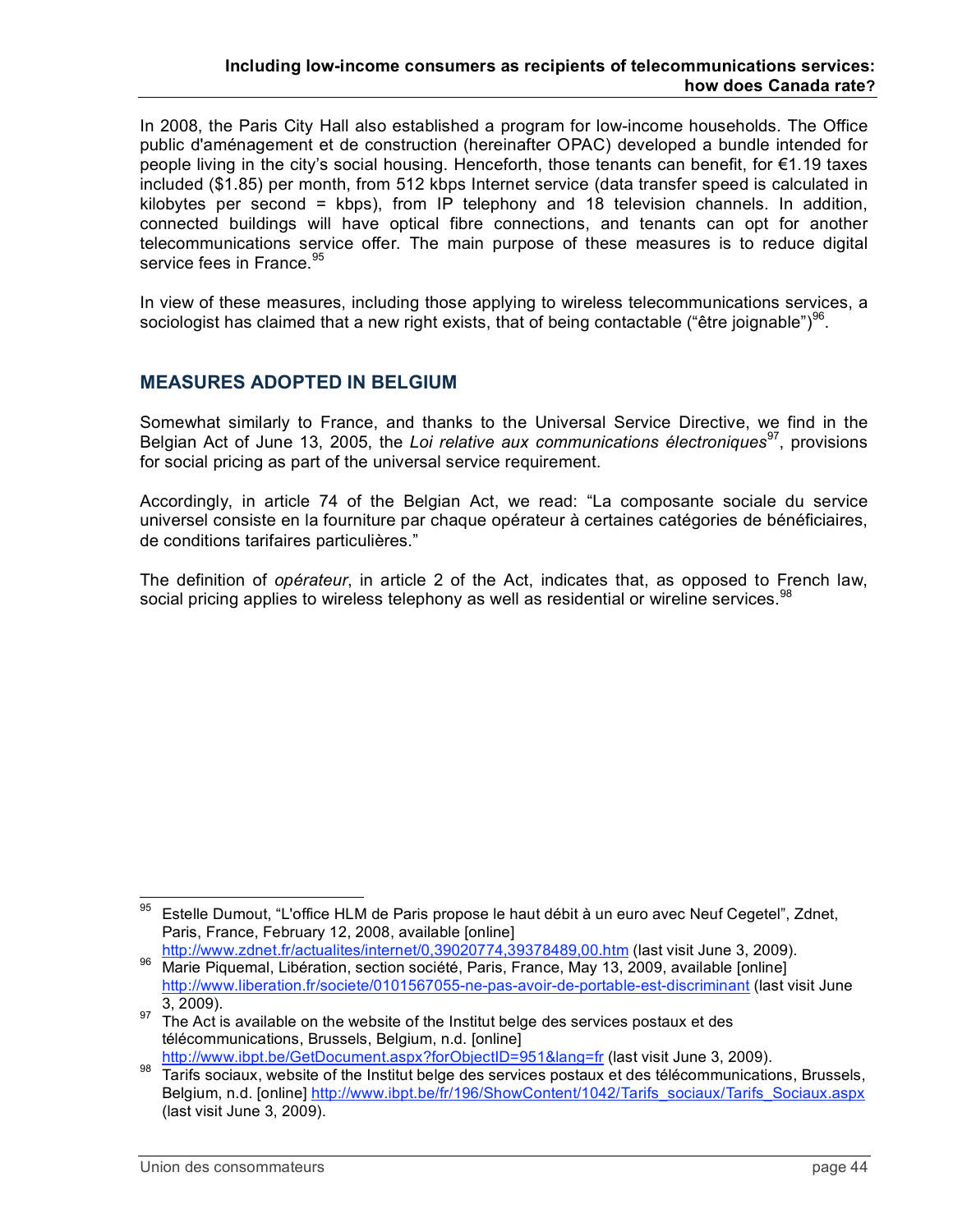In 2008, the Paris City Hall also established a program for low-income households. The Office public d'aménagement et de construction (hereinafter OPAC) developed a bundle intended for people living in the city's social housing. Henceforth, those tenants can benefit, for €1.19 taxes included ($1.85) per month, from 512 kbps Internet service (data transfer speed is calculated in kilobytes per second = kbps), from IP telephony and 18 television channels. In addition, connected buildings will have optical fibre connections, and tenants can opt for another telecommunications service offer. The main purpose of these measures is to reduce digital service fees in France.[95]

In view of these measures, including those applying to wireless telecommunications services, a sociologist has claimed that a new right exists, that of being contactable ("être joignable")[96].

## MEASURES ADOPTED IN BELGIUM

Somewhat similarly to France, and thanks to the Universal Service Directive, we find in the Belgian Act of June 13, 2005, the *Loi relative aux communications électroniques*[97], provisions for social pricing as part of the universal service requirement.

Accordingly, in article 74 of the Belgian Act, we read: "La composante sociale du service universel consiste en la fourniture par chaque opérateur à certaines catégories de bénéficiaires, de conditions tarifaires particulières."

The definition of *opérateur*, in article 2 of the Act, indicates that, as opposed to French law, social pricing applies to wireless telephony as well as residential or wireline services.[98]

---

[95] Estelle Dumout, "L'office HLM de Paris propose le haut débit à un euro avec Neuf Cegetel", Zdnet, Paris, France, February 12, 2008, available [online] http://www.zdnet.fr/actualites/internet/0,39020774,39378489,00.htm (last visit June 3, 2009).

[96] Marie Piquemal, Libération, section société, Paris, France, May 13, 2009, available [online] http://www.liberation.fr/societe/0101567055-ne-pas-avoir-de-portable-est-discriminant (last visit June 3, 2009).

[97] The Act is available on the website of the Institut belge des services postaux et des télécommunications, Brussels, Belgium, n.d. [online] http://www.ibpt.be/GetDocument.aspx?forObjectID=951&lang=fr (last visit June 3, 2009).

[98] Tarifs sociaux, website of the Institut belge des services postaux et des télécommunications, Brussels, Belgium, n.d. [online] http://www.ibpt.be/fr/196/ShowContent/1042/Tarifs_sociaux/Tarifs_Sociaux.aspx (last visit June 3, 2009).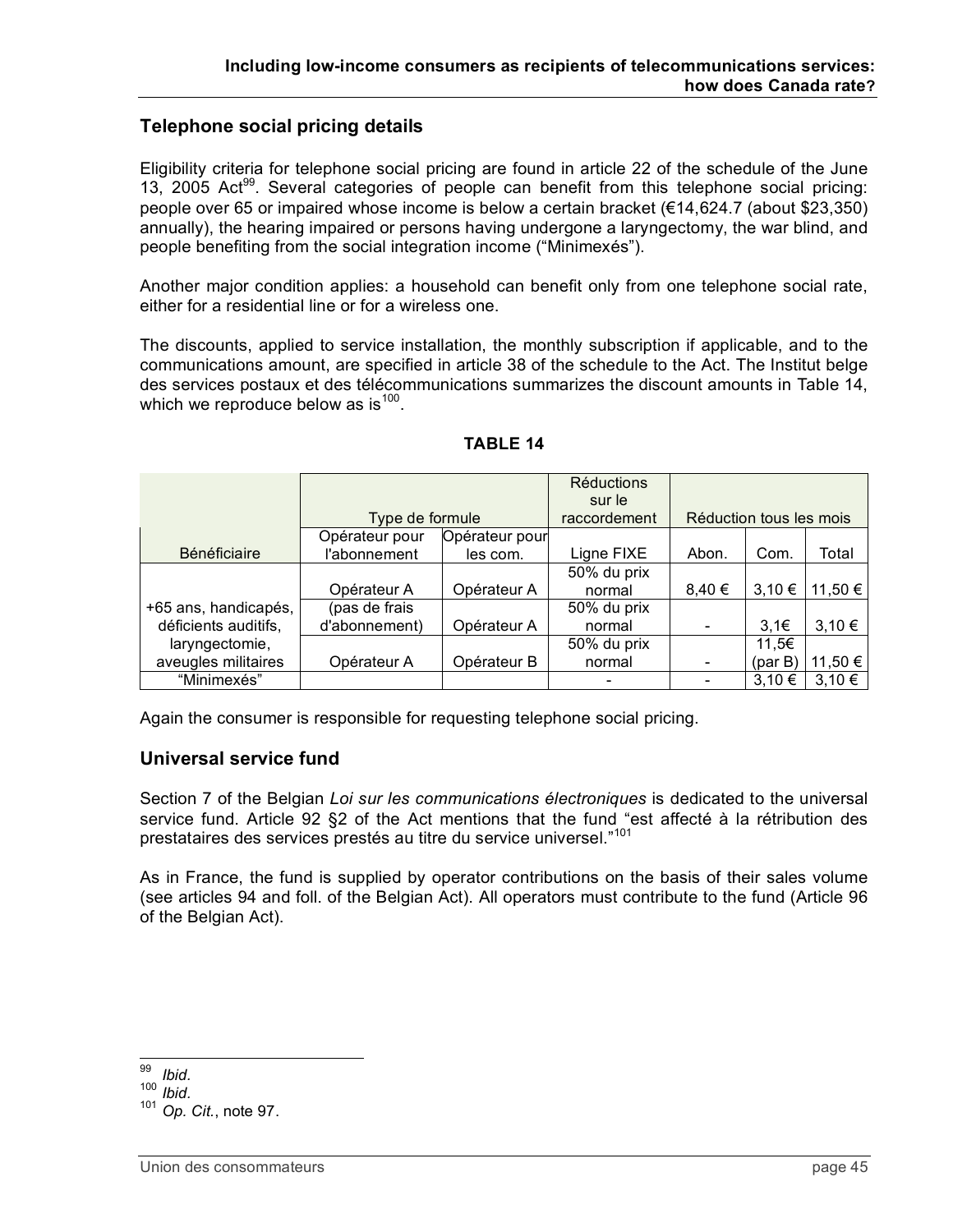## Telephone social pricing details

Eligibility criteria for telephone social pricing are found in article 22 of the schedule of the June 13, 2005 Act[99]. Several categories of people can benefit from this telephone social pricing: people over 65 or impaired whose income is below a certain bracket (€14,624.7 (about $23,350) annually), the hearing impaired or persons having undergone a laryngectomy, the war blind, and people benefiting from the social integration income (“Minimexés”).

Another major condition applies: a household can benefit only from one telephone social rate, either for a residential line or for a wireless one.

The discounts, applied to service installation, the monthly subscription if applicable, and to the communications amount, are specified in article 38 of the schedule to the Act. The Institut belge des services postaux et des télécommunications summarizes the discount amounts in Table 14, which we reproduce below as is[100].

**TABLE 14**

| | Type de formule | | Réductions sur le raccordement | Réduction tous les mois | | |
|---|---|---|---|---|---|---|
| Bénéficiaire | Opérateur pour l'abonnement | Opérateur pour les com. | Ligne FIXE | Abon. | Com. | Total |
| +65 ans, handicapés, déficients auditifs, laryngectomie, aveugles militaires | Opérateur A | Opérateur A | 50% du prix normal | 8,40 € | 3,10 € | 11,50 € |
| | (pas de frais d'abonnement) | Opérateur A | 50% du prix normal | - | 3,1€ | 3,10 € |
| | Opérateur A | Opérateur B | 50% du prix normal | - | 11,5€ (par B) | 11,50 € |
| “Minimexés” | | | - | - | 3,10 € | 3,10 € |

Again the consumer is responsible for requesting telephone social pricing.

## Universal service fund

Section 7 of the Belgian *Loi sur les communications électroniques* is dedicated to the universal service fund. Article 92 §2 of the Act mentions that the fund “est affecté à la rétribution des prestataires des services prestés au titre du service universel.”[101]

As in France, the fund is supplied by operator contributions on the basis of their sales volume (see articles 94 and foll. of the Belgian Act). All operators must contribute to the fund (Article 96 of the Belgian Act).

---

[99] *Ibid*.

[100] *Ibid.*

[101] *Op. Cit.*, note 97.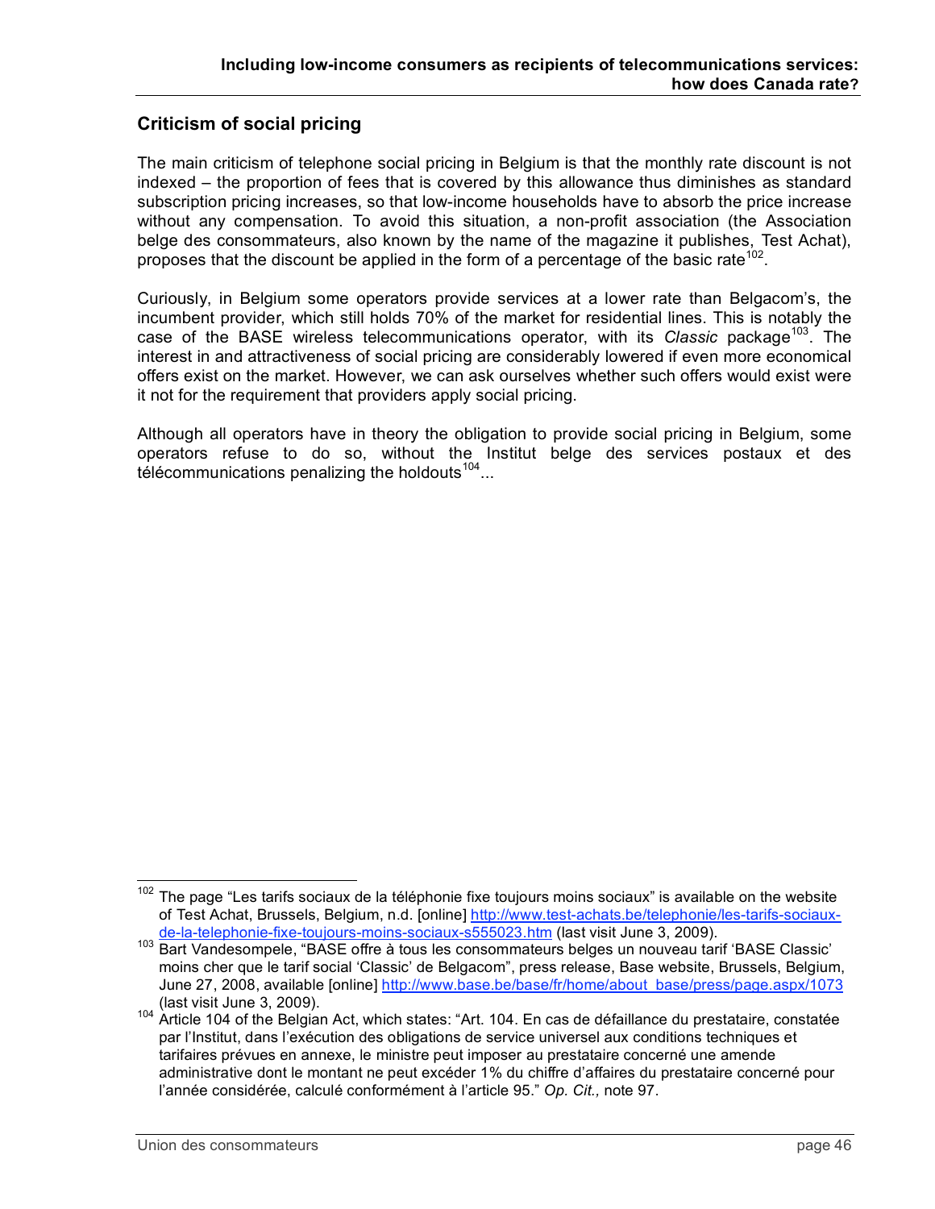## Criticism of social pricing

The main criticism of telephone social pricing in Belgium is that the monthly rate discount is not indexed – the proportion of fees that is covered by this allowance thus diminishes as standard subscription pricing increases, so that low-income households have to absorb the price increase without any compensation. To avoid this situation, a non-profit association (the Association belge des consommateurs, also known by the name of the magazine it publishes, Test Achat), proposes that the discount be applied in the form of a percentage of the basic rate[102].

Curiously, in Belgium some operators provide services at a lower rate than Belgacom's, the incumbent provider, which still holds 70% of the market for residential lines. This is notably the case of the BASE wireless telecommunications operator, with its *Classic* package[103]. The interest in and attractiveness of social pricing are considerably lowered if even more economical offers exist on the market. However, we can ask ourselves whether such offers would exist were it not for the requirement that providers apply social pricing.

Although all operators have in theory the obligation to provide social pricing in Belgium, some operators refuse to do so, without the Institut belge des services postaux et des télécommunications penalizing the holdouts[104]...

---

[102] The page "Les tarifs sociaux de la téléphonie fixe toujours moins sociaux" is available on the website of Test Achat, Brussels, Belgium, n.d. [online] http://www.test-achats.be/telephonie/les-tarifs-sociaux-de-la-telephonie-fixe-toujours-moins-sociaux-s555023.htm (last visit June 3, 2009).

[103] Bart Vandesompele, "BASE offre à tous les consommateurs belges un nouveau tarif 'BASE Classic' moins cher que le tarif social 'Classic' de Belgacom", press release, Base website, Brussels, Belgium, June 27, 2008, available [online] http://www.base.be/base/fr/home/about_base/press/page.aspx/1073 (last visit June 3, 2009).

[104] Article 104 of the Belgian Act, which states: "Art. 104. En cas de défaillance du prestataire, constatée par l'Institut, dans l'exécution des obligations de service universel aux conditions techniques et tarifaires prévues en annexe, le ministre peut imposer au prestataire concerné une amende administrative dont le montant ne peut excéder 1% du chiffre d'affaires du prestataire concerné pour l'année considérée, calculé conformément à l'article 95." *Op. Cit.,* note 97.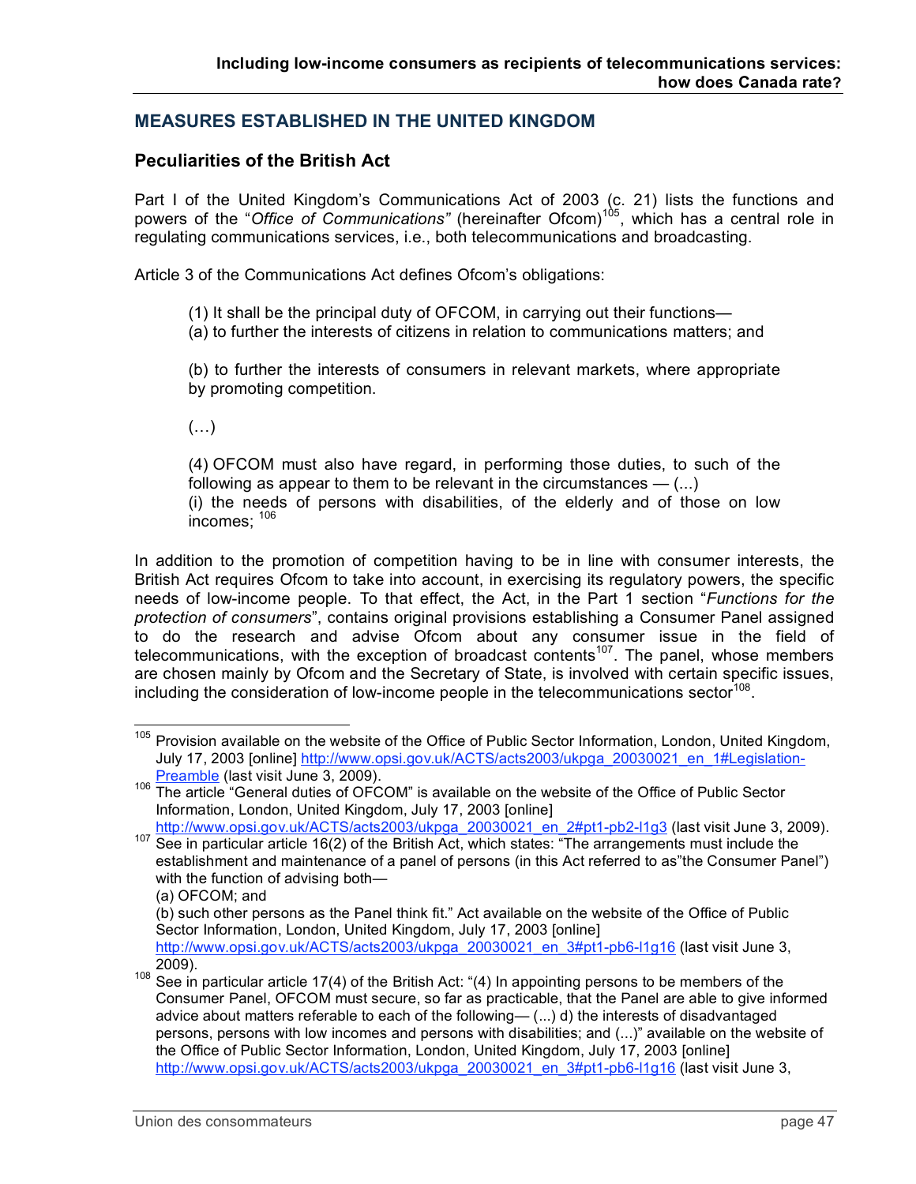## MEASURES ESTABLISHED IN THE UNITED KINGDOM

### Peculiarities of the British Act

Part I of the United Kingdom's Communications Act of 2003 (c. 21) lists the functions and powers of the "*Office of Communications*" (hereinafter Ofcom)[105], which has a central role in regulating communications services, i.e., both telecommunications and broadcasting.

Article 3 of the Communications Act defines Ofcom's obligations:

> (1) It shall be the principal duty of OFCOM, in carrying out their functions—
> (a) to further the interests of citizens in relation to communications matters; and
>
> (b) to further the interests of consumers in relevant markets, where appropriate by promoting competition.
>
> (…)
>
> (4) OFCOM must also have regard, in performing those duties, to such of the following as appear to them to be relevant in the circumstances — (...)
> (i) the needs of persons with disabilities, of the elderly and of those on low incomes; [106]

In addition to the promotion of competition having to be in line with consumer interests, the British Act requires Ofcom to take into account, in exercising its regulatory powers, the specific needs of low-income people. To that effect, the Act, in the Part 1 section "*Functions for the protection of consumers*", contains original provisions establishing a Consumer Panel assigned to do the research and advise Ofcom about any consumer issue in the field of telecommunications, with the exception of broadcast contents[107]. The panel, whose members are chosen mainly by Ofcom and the Secretary of State, is involved with certain specific issues, including the consideration of low-income people in the telecommunications sector[108].

---

[105] Provision available on the website of the Office of Public Sector Information, London, United Kingdom, July 17, 2003 [online] http://www.opsi.gov.uk/ACTS/acts2003/ukpga_20030021_en_1#Legislation-Preamble (last visit June 3, 2009).

[106] The article "General duties of OFCOM" is available on the website of the Office of Public Sector Information, London, United Kingdom, July 17, 2003 [online] http://www.opsi.gov.uk/ACTS/acts2003/ukpga_20030021_en_2#pt1-pb2-l1g3 (last visit June 3, 2009).

[107] See in particular article 16(2) of the British Act, which states: "The arrangements must include the establishment and maintenance of a panel of persons (in this Act referred to as"the Consumer Panel") with the function of advising both—
(a) OFCOM; and
(b) such other persons as the Panel think fit." Act available on the website of the Office of Public Sector Information, London, United Kingdom, July 17, 2003 [online] http://www.opsi.gov.uk/ACTS/acts2003/ukpga_20030021_en_3#pt1-pb6-l1g16 (last visit June 3, 2009).

[108] See in particular article 17(4) of the British Act: "(4) In appointing persons to be members of the Consumer Panel, OFCOM must secure, so far as practicable, that the Panel are able to give informed advice about matters referable to each of the following— (...) d) the interests of disadvantaged persons, persons with low incomes and persons with disabilities; and (...)" available on the website of the Office of Public Sector Information, London, United Kingdom, July 17, 2003 [online] http://www.opsi.gov.uk/ACTS/acts2003/ukpga_20030021_en_3#pt1-pb6-l1g16 (last visit June 3,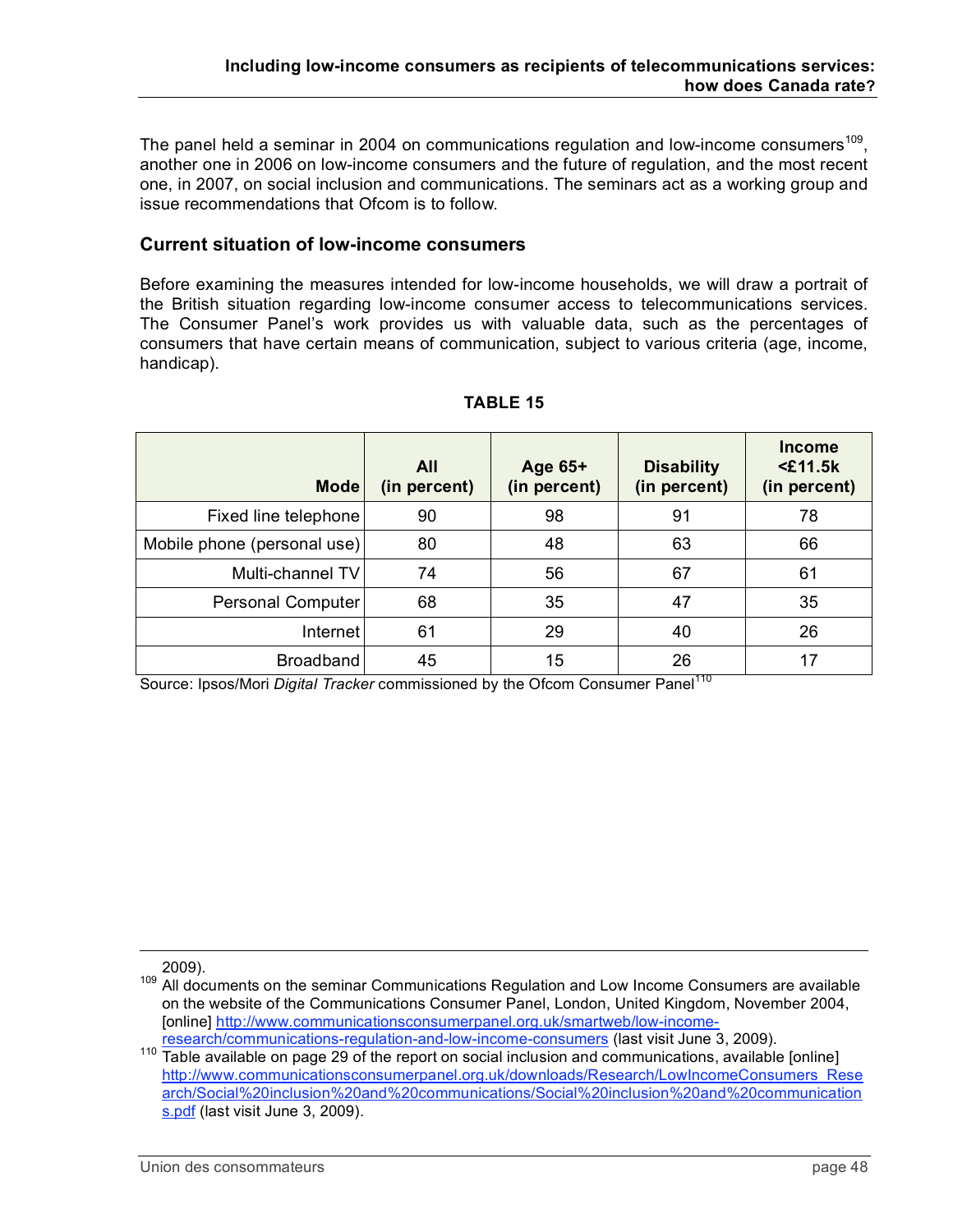The panel held a seminar in 2004 on communications regulation and low-income consumers[109], another one in 2006 on low-income consumers and the future of regulation, and the most recent one, in 2007, on social inclusion and communications. The seminars act as a working group and issue recommendations that Ofcom is to follow.

## Current situation of low-income consumers

Before examining the measures intended for low-income households, we will draw a portrait of the British situation regarding low-income consumer access to telecommunications services. The Consumer Panel's work provides us with valuable data, such as the percentages of consumers that have certain means of communication, subject to various criteria (age, income, handicap).

**TABLE 15**

| Mode | All (in percent) | Age 65+ (in percent) | Disability (in percent) | Income <£11.5k (in percent) |
|---|---|---|---|---|
| Fixed line telephone | 90 | 98 | 91 | 78 |
| Mobile phone (personal use) | 80 | 48 | 63 | 66 |
| Multi-channel TV | 74 | 56 | 67 | 61 |
| Personal Computer | 68 | 35 | 47 | 35 |
| Internet | 61 | 29 | 40 | 26 |
| Broadband | 45 | 15 | 26 | 17 |

Source: Ipsos/Mori *Digital Tracker* commissioned by the Ofcom Consumer Panel[110]

---

2009).

[109] All documents on the seminar Communications Regulation and Low Income Consumers are available on the website of the Communications Consumer Panel, London, United Kingdom, November 2004, [online] http://www.communicationsconsumerpanel.org.uk/smartweb/low-income-research/communications-regulation-and-low-income-consumers (last visit June 3, 2009).

[110] Table available on page 29 of the report on social inclusion and communications, available [online] http://www.communicationsconsumerpanel.org.uk/downloads/Research/LowIncomeConsumers_Research/Social%20inclusion%20and%20communications/Social%20inclusion%20and%20communications.pdf (last visit June 3, 2009).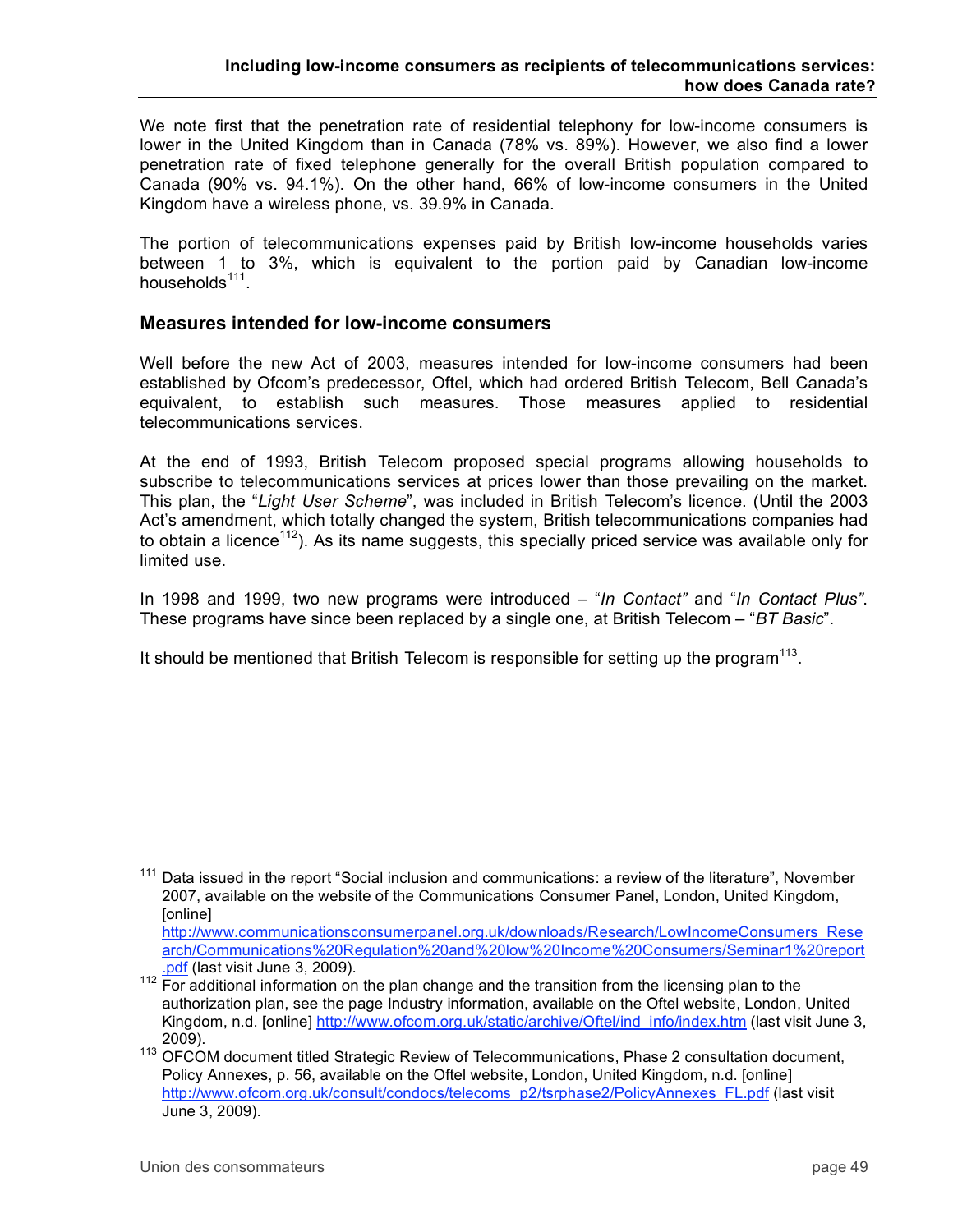We note first that the penetration rate of residential telephony for low-income consumers is lower in the United Kingdom than in Canada (78% vs. 89%). However, we also find a lower penetration rate of fixed telephone generally for the overall British population compared to Canada (90% vs. 94.1%). On the other hand, 66% of low-income consumers in the United Kingdom have a wireless phone, vs. 39.9% in Canada.

The portion of telecommunications expenses paid by British low-income households varies between 1 to 3%, which is equivalent to the portion paid by Canadian low-income households[111].

## Measures intended for low-income consumers

Well before the new Act of 2003, measures intended for low-income consumers had been established by Ofcom's predecessor, Oftel, which had ordered British Telecom, Bell Canada's equivalent, to establish such measures. Those measures applied to residential telecommunications services.

At the end of 1993, British Telecom proposed special programs allowing households to subscribe to telecommunications services at prices lower than those prevailing on the market. This plan, the "*Light User Scheme*", was included in British Telecom's licence. (Until the 2003 Act's amendment, which totally changed the system, British telecommunications companies had to obtain a licence[112]). As its name suggests, this specially priced service was available only for limited use.

In 1998 and 1999, two new programs were introduced – "*In Contact"* and "*In Contact Plus"*. These programs have since been replaced by a single one, at British Telecom – "*BT Basic*".

It should be mentioned that British Telecom is responsible for setting up the program[113].

---

[111] Data issued in the report "Social inclusion and communications: a review of the literature", November 2007, available on the website of the Communications Consumer Panel, London, United Kingdom, [online] http://www.communicationsconsumerpanel.org.uk/downloads/Research/LowIncomeConsumers_Research/Communications%20Regulation%20and%20low%20Income%20Consumers/Seminar1%20report.pdf (last visit June 3, 2009).

[112] For additional information on the plan change and the transition from the licensing plan to the authorization plan, see the page Industry information, available on the Oftel website, London, United Kingdom, n.d. [online] http://www.ofcom.org.uk/static/archive/Oftel/ind_info/index.htm (last visit June 3, 2009).

[113] OFCOM document titled Strategic Review of Telecommunications, Phase 2 consultation document, Policy Annexes, p. 56, available on the Oftel website, London, United Kingdom, n.d. [online] http://www.ofcom.org.uk/consult/condocs/telecoms_p2/tsrphase2/PolicyAnnexes_FL.pdf (last visit June 3, 2009).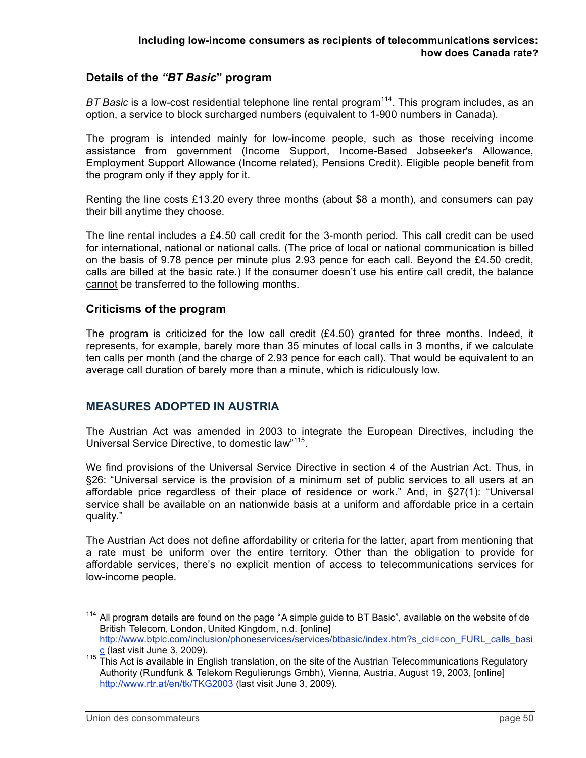### Details of the *"BT Basic"* program

*BT Basic* is a low-cost residential telephone line rental program[114]. This program includes, as an option, a service to block surcharged numbers (equivalent to 1-900 numbers in Canada).

The program is intended mainly for low-income people, such as those receiving income assistance from government (Income Support, Income-Based Jobseeker's Allowance, Employment Support Allowance (Income related), Pensions Credit). Eligible people benefit from the program only if they apply for it.

Renting the line costs £13.20 every three months (about $8 a month), and consumers can pay their bill anytime they choose.

The line rental includes a £4.50 call credit for the 3-month period. This call credit can be used for international, national or national calls. (The price of local or national communication is billed on the basis of 9.78 pence per minute plus 2.93 pence for each call. Beyond the £4.50 credit, calls are billed at the basic rate.) If the consumer doesn't use his entire call credit, the balance cannot be transferred to the following months.

### Criticisms of the program

The program is criticized for the low call credit (£4.50) granted for three months. Indeed, it represents, for example, barely more than 35 minutes of local calls in 3 months, if we calculate ten calls per month (and the charge of 2.93 pence for each call). That would be equivalent to an average call duration of barely more than a minute, which is ridiculously low.

## MEASURES ADOPTED IN AUSTRIA

The Austrian Act was amended in 2003 to integrate the European Directives, including the Universal Service Directive, to domestic law"[115].

We find provisions of the Universal Service Directive in section 4 of the Austrian Act. Thus, in §26: "Universal service is the provision of a minimum set of public services to all users at an affordable price regardless of their place of residence or work." And, in §27(1): "Universal service shall be available on an nationwide basis at a uniform and affordable price in a certain quality."

The Austrian Act does not define affordability or criteria for the latter, apart from mentioning that a rate must be uniform over the entire territory. Other than the obligation to provide for affordable services, there's no explicit mention of access to telecommunications services for low-income people.

---

[114] All program details are found on the page "A simple guide to BT Basic", available on the website of de British Telecom, London, United Kingdom, n.d. [online] http://www.btplc.com/inclusion/phoneservices/services/btbasic/index.htm?s_cid=con_FURL_calls_basic (last visit June 3, 2009).

[115] This Act is available in English translation, on the site of the Austrian Telecommunications Regulatory Authority (Rundfunk & Telekom Regulierungs Gmbh), Vienna, Austria, August 19, 2003, [online] http://www.rtr.at/en/tk/TKG2003 (last visit June 3, 2009).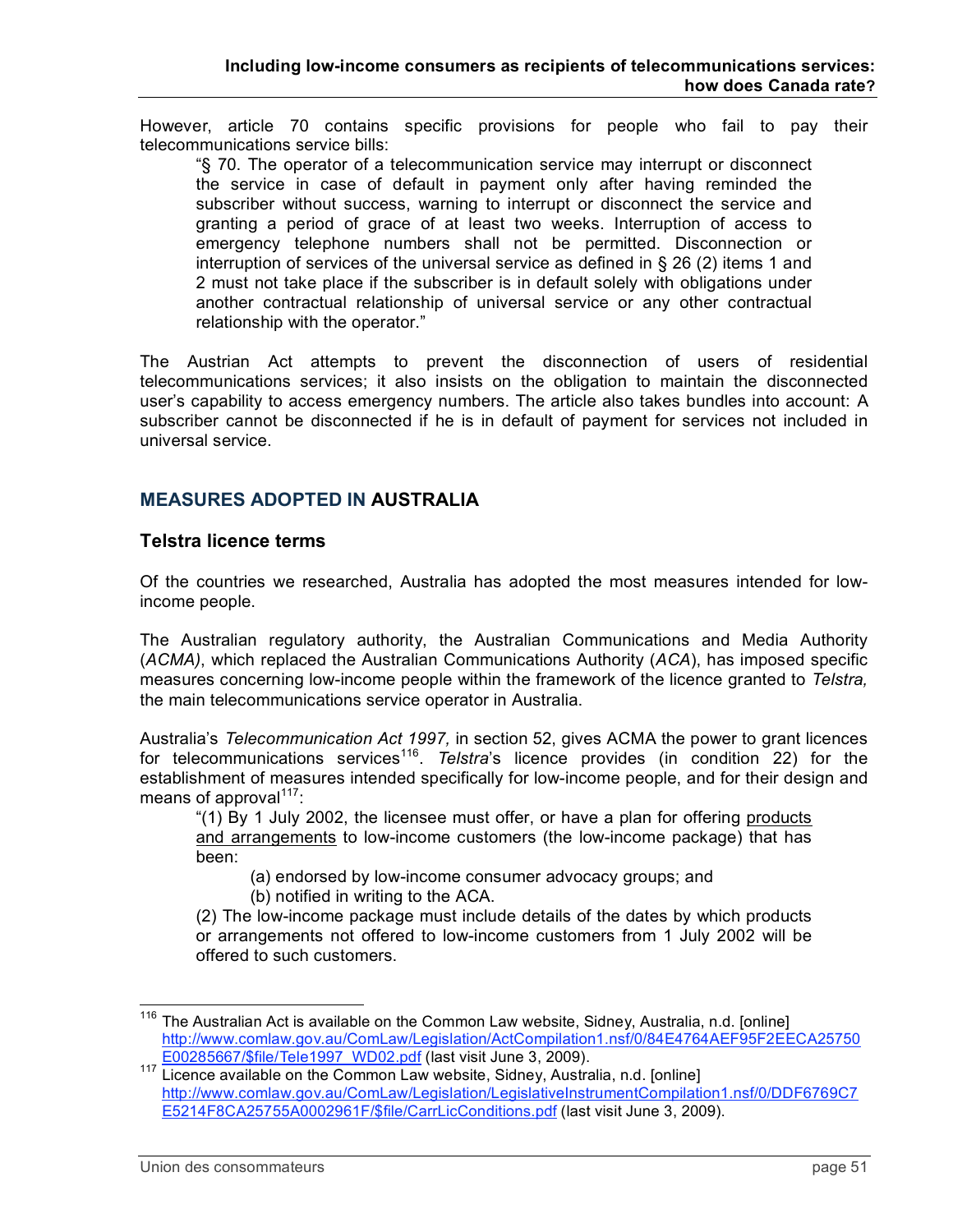However, article 70 contains specific provisions for people who fail to pay their telecommunications service bills:

> "§ 70. The operator of a telecommunication service may interrupt or disconnect the service in case of default in payment only after having reminded the subscriber without success, warning to interrupt or disconnect the service and granting a period of grace of at least two weeks. Interruption of access to emergency telephone numbers shall not be permitted. Disconnection or interruption of services of the universal service as defined in § 26 (2) items 1 and 2 must not take place if the subscriber is in default solely with obligations under another contractual relationship of universal service or any other contractual relationship with the operator."

The Austrian Act attempts to prevent the disconnection of users of residential telecommunications services; it also insists on the obligation to maintain the disconnected user's capability to access emergency numbers. The article also takes bundles into account: A subscriber cannot be disconnected if he is in default of payment for services not included in universal service.

## MEASURES ADOPTED IN **AUSTRALIA**

### Telstra licence terms

Of the countries we researched, Australia has adopted the most measures intended for low-income people.

The Australian regulatory authority, the Australian Communications and Media Authority (*ACMA)*, which replaced the Australian Communications Authority (*ACA*), has imposed specific measures concerning low-income people within the framework of the licence granted to *Telstra,* the main telecommunications service operator in Australia.

Australia's *Telecommunication Act 1997,* in section 52, gives ACMA the power to grant licences for telecommunications services[116]. *Telstra*'s licence provides (in condition 22) for the establishment of measures intended specifically for low-income people, and for their design and means of approval[117]:

> "(1) By 1 July 2002, the licensee must offer, or have a plan for offering <u>products and arrangements</u> to low-income customers (the low-income package) that has been:
>
> (a) endorsed by low-income consumer advocacy groups; and
>
> (b) notified in writing to the ACA.
>
> (2) The low-income package must include details of the dates by which products or arrangements not offered to low-income customers from 1 July 2002 will be offered to such customers.

---

[116] The Australian Act is available on the Common Law website, Sidney, Australia, n.d. [online] http://www.comlaw.gov.au/ComLaw/Legislation/ActCompilation1.nsf/0/84E4764AEF95F2EECA25750E00285667/$file/Tele1997_WD02.pdf (last visit June 3, 2009).

[117] Licence available on the Common Law website, Sidney, Australia, n.d. [online] http://www.comlaw.gov.au/ComLaw/Legislation/LegislativeInstrumentCompilation1.nsf/0/DDF6769C7E5214F8CA25755A0002961F/$file/CarrLicConditions.pdf (last visit June 3, 2009).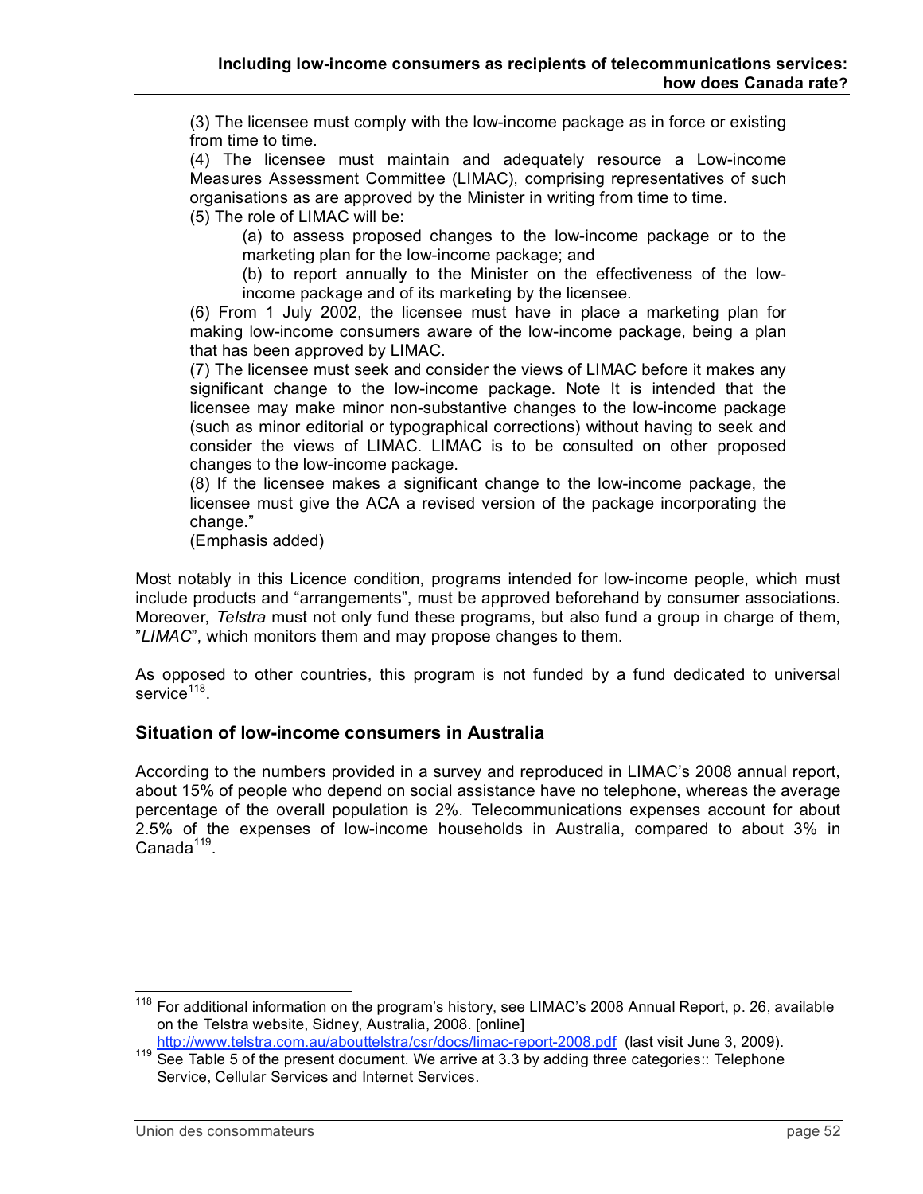(3) The licensee must comply with the low-income package as in force or existing from time to time.

(4) The licensee must maintain and adequately resource a Low-income Measures Assessment Committee (LIMAC), comprising representatives of such organisations as are approved by the Minister in writing from time to time.

(5) The role of LIMAC will be:

(a) to assess proposed changes to the low-income package or to the marketing plan for the low-income package; and

(b) to report annually to the Minister on the effectiveness of the low-income package and of its marketing by the licensee.

(6) From 1 July 2002, the licensee must have in place a marketing plan for making low-income consumers aware of the low-income package, being a plan that has been approved by LIMAC.

(7) The licensee must seek and consider the views of LIMAC before it makes any significant change to the low-income package. Note It is intended that the licensee may make minor non-substantive changes to the low-income package (such as minor editorial or typographical corrections) without having to seek and consider the views of LIMAC. LIMAC is to be consulted on other proposed changes to the low-income package.

(8) If the licensee makes a significant change to the low-income package, the licensee must give the ACA a revised version of the package incorporating the change."

(Emphasis added)

Most notably in this Licence condition, programs intended for low-income people, which must include products and "arrangements", must be approved beforehand by consumer associations. Moreover, *Telstra* must not only fund these programs, but also fund a group in charge of them, "*LIMAC*", which monitors them and may propose changes to them.

As opposed to other countries, this program is not funded by a fund dedicated to universal service[118].

### Situation of low-income consumers in Australia

According to the numbers provided in a survey and reproduced in LIMAC's 2008 annual report, about 15% of people who depend on social assistance have no telephone, whereas the average percentage of the overall population is 2%. Telecommunications expenses account for about 2.5% of the expenses of low-income households in Australia, compared to about 3% in Canada[119].

---

[118] For additional information on the program's history, see LIMAC's 2008 Annual Report, p. 26, available on the Telstra website, Sidney, Australia, 2008. [online] http://www.telstra.com.au/abouttelstra/csr/docs/limac-report-2008.pdf (last visit June 3, 2009).

[119] See Table 5 of the present document. We arrive at 3.3 by adding three categories:: Telephone Service, Cellular Services and Internet Services.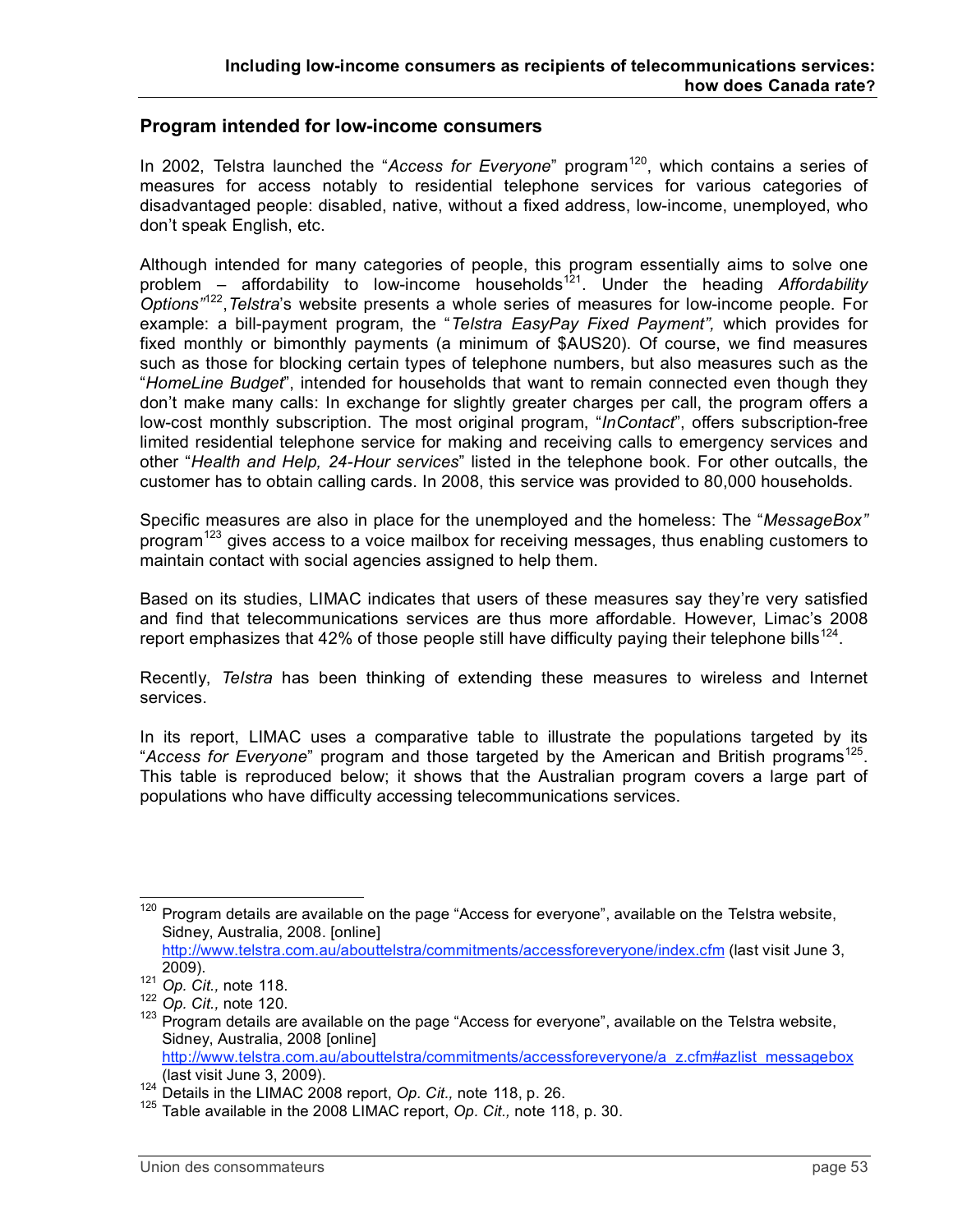## Program intended for low-income consumers

In 2002, Telstra launched the "*Access for Everyone*" program[120], which contains a series of measures for access notably to residential telephone services for various categories of disadvantaged people: disabled, native, without a fixed address, low-income, unemployed, who don't speak English, etc.

Although intended for many categories of people, this program essentially aims to solve one problem – affordability to low-income households[121]. Under the heading *Affordability Options"*[122], *Telstra*'s website presents a whole series of measures for low-income people. For example: a bill-payment program, the "*Telstra EasyPay Fixed Payment",* which provides for fixed monthly or bimonthly payments (a minimum of $AUS20). Of course, we find measures such as those for blocking certain types of telephone numbers, but also measures such as the "*HomeLine Budget*", intended for households that want to remain connected even though they don't make many calls: In exchange for slightly greater charges per call, the program offers a low-cost monthly subscription. The most original program, "*InContact*", offers subscription-free limited residential telephone service for making and receiving calls to emergency services and other "*Health and Help, 24-Hour services*" listed in the telephone book. For other outcalls, the customer has to obtain calling cards. In 2008, this service was provided to 80,000 households.

Specific measures are also in place for the unemployed and the homeless: The "*MessageBox"* program[123] gives access to a voice mailbox for receiving messages, thus enabling customers to maintain contact with social agencies assigned to help them.

Based on its studies, LIMAC indicates that users of these measures say they're very satisfied and find that telecommunications services are thus more affordable. However, Limac's 2008 report emphasizes that 42% of those people still have difficulty paying their telephone bills[124].

Recently, *Telstra* has been thinking of extending these measures to wireless and Internet services.

In its report, LIMAC uses a comparative table to illustrate the populations targeted by its "*Access for Everyone*" program and those targeted by the American and British programs[125]. This table is reproduced below; it shows that the Australian program covers a large part of populations who have difficulty accessing telecommunications services.

---

[120] Program details are available on the page "Access for everyone", available on the Telstra website, Sidney, Australia, 2008. [online] http://www.telstra.com.au/abouttelstra/commitments/accessforeveryone/index.cfm (last visit June 3, 2009).

[121] *Op. Cit.,* note 118.

[122] *Op. Cit.,* note 120.

[123] Program details are available on the page "Access for everyone", available on the Telstra website, Sidney, Australia, 2008 [online] http://www.telstra.com.au/abouttelstra/commitments/accessforeveryone/a_z.cfm#azlist_messagebox (last visit June 3, 2009).

[124] Details in the LIMAC 2008 report, *Op. Cit.,* note 118, p. 26.

[125] Table available in the 2008 LIMAC report, *Op. Cit.,* note 118, p. 30.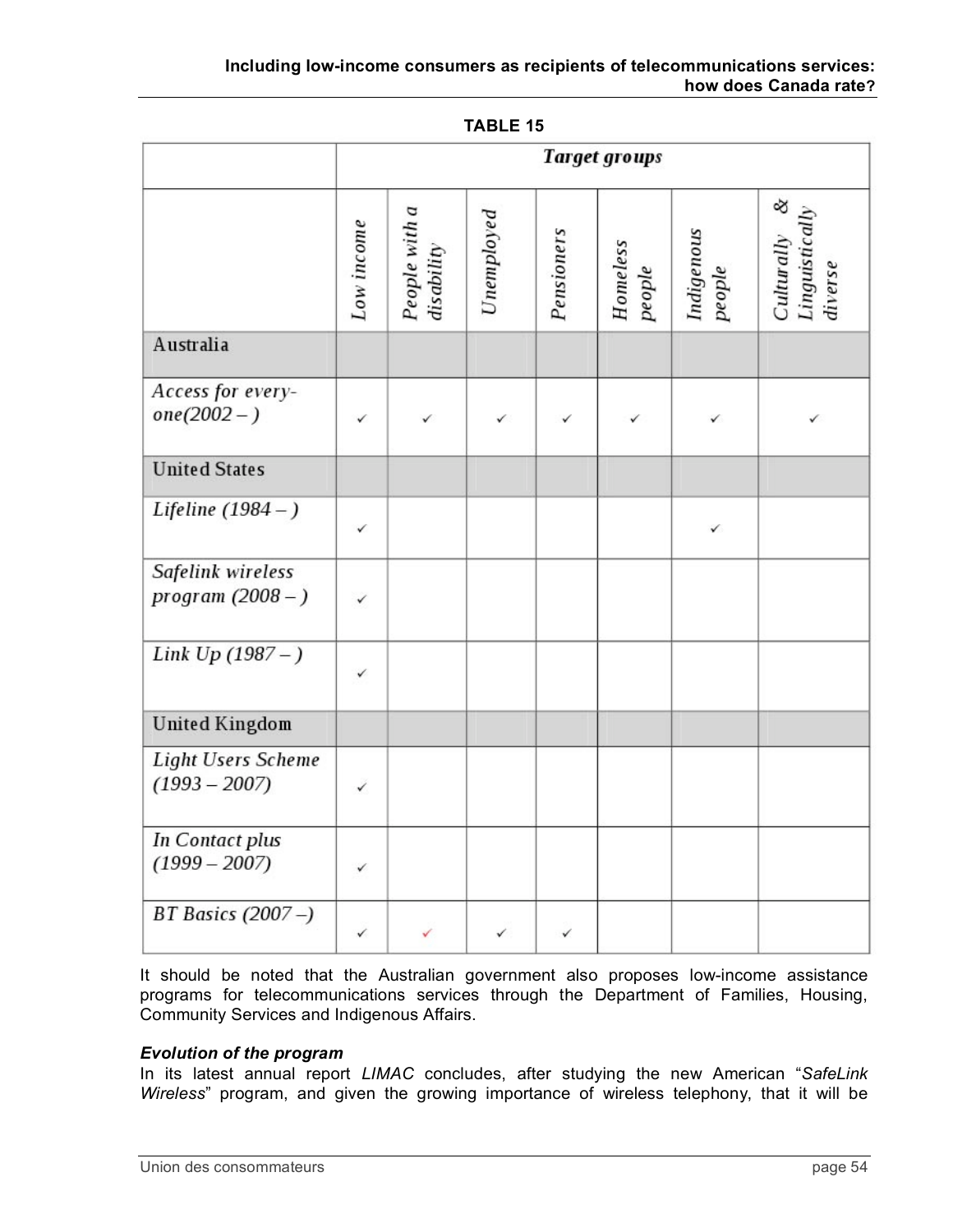**TABLE 15**

| | Target groups | | | | | | |
|---|---|---|---|---|---|---|---|
| | *Low income* | *People with a disability* | *Unemployed* | *Pensioners* | *Homeless people* | *Indigenous people* | *Culturally & Linguistically diverse* |
| Australia | | | | | | | |
| *Access for every-one(2002 – )* | ✓ | ✓ | ✓ | ✓ | ✓ | ✓ | ✓ |
| United States | | | | | | | |
| *Lifeline (1984 – )* | ✓ | | | | | ✓ | |
| *Safelink wireless program (2008 – )* | ✓ | | | | | | |
| *Link Up (1987 – )* | ✓ | | | | | | |
| United Kingdom | | | | | | | |
| *Light Users Scheme (1993 – 2007)* | ✓ | | | | | | |
| *In Contact plus (1999 – 2007)* | ✓ | | | | | | |
| *BT Basics (2007 –)* | ✓ | ✓ | ✓ | ✓ | | | |

It should be noted that the Australian government also proposes low-income assistance programs for telecommunications services through the Department of Families, Housing, Community Services and Indigenous Affairs.

***Evolution of the program***

In its latest annual report *LIMAC* concludes, after studying the new American "*SafeLink Wireless*" program, and given the growing importance of wireless telephony, that it will be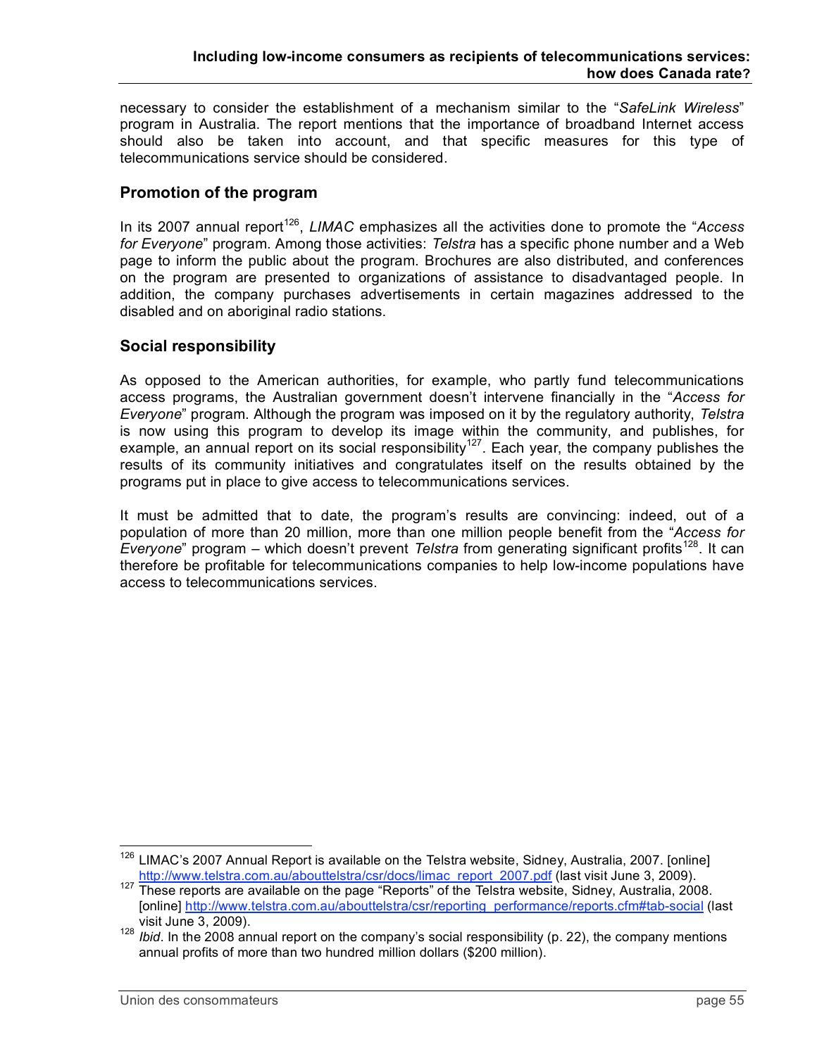necessary to consider the establishment of a mechanism similar to the "*SafeLink Wireless*" program in Australia. The report mentions that the importance of broadband Internet access should also be taken into account, and that specific measures for this type of telecommunications service should be considered.

## Promotion of the program

In its 2007 annual report[126], *LIMAC* emphasizes all the activities done to promote the "*Access for Everyone*" program. Among those activities: *Telstra* has a specific phone number and a Web page to inform the public about the program. Brochures are also distributed, and conferences on the program are presented to organizations of assistance to disadvantaged people. In addition, the company purchases advertisements in certain magazines addressed to the disabled and on aboriginal radio stations.

## Social responsibility

As opposed to the American authorities, for example, who partly fund telecommunications access programs, the Australian government doesn't intervene financially in the "*Access for Everyone*" program. Although the program was imposed on it by the regulatory authority, *Telstra* is now using this program to develop its image within the community, and publishes, for example, an annual report on its social responsibility[127]. Each year, the company publishes the results of its community initiatives and congratulates itself on the results obtained by the programs put in place to give access to telecommunications services.

It must be admitted that to date, the program's results are convincing: indeed, out of a population of more than 20 million, more than one million people benefit from the "*Access for Everyone*" program – which doesn't prevent *Telstra* from generating significant profits[128]. It can therefore be profitable for telecommunications companies to help low-income populations have access to telecommunications services.

---

[126] LIMAC's 2007 Annual Report is available on the Telstra website, Sidney, Australia, 2007. [online] http://www.telstra.com.au/abouttelstra/csr/docs/limac_report_2007.pdf (last visit June 3, 2009).

[127] These reports are available on the page "Reports" of the Telstra website, Sidney, Australia, 2008. [online] http://www.telstra.com.au/abouttelstra/csr/reporting_performance/reports.cfm#tab-social (last visit June 3, 2009).

[128] *Ibid*. In the 2008 annual report on the company's social responsibility (p. 22), the company mentions annual profits of more than two hundred million dollars ($200 million).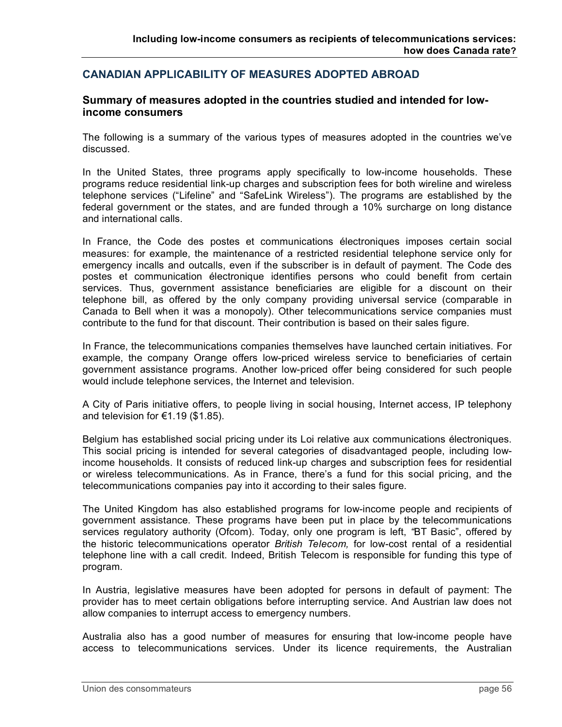## CANADIAN APPLICABILITY OF MEASURES ADOPTED ABROAD

### Summary of measures adopted in the countries studied and intended for low-income consumers

The following is a summary of the various types of measures adopted in the countries we've discussed.

In the United States, three programs apply specifically to low-income households. These programs reduce residential link-up charges and subscription fees for both wireline and wireless telephone services ("Lifeline" and "SafeLink Wireless"). The programs are established by the federal government or the states, and are funded through a 10% surcharge on long distance and international calls.

In France, the Code des postes et communications électroniques imposes certain social measures: for example, the maintenance of a restricted residential telephone service only for emergency incalls and outcalls, even if the subscriber is in default of payment. The Code des postes et communication électronique identifies persons who could benefit from certain services. Thus, government assistance beneficiaries are eligible for a discount on their telephone bill, as offered by the only company providing universal service (comparable in Canada to Bell when it was a monopoly). Other telecommunications service companies must contribute to the fund for that discount. Their contribution is based on their sales figure.

In France, the telecommunications companies themselves have launched certain initiatives. For example, the company Orange offers low-priced wireless service to beneficiaries of certain government assistance programs. Another low-priced offer being considered for such people would include telephone services, the Internet and television.

A City of Paris initiative offers, to people living in social housing, Internet access, IP telephony and television for €1.19 ($1.85).

Belgium has established social pricing under its Loi relative aux communications électroniques. This social pricing is intended for several categories of disadvantaged people, including low-income households. It consists of reduced link-up charges and subscription fees for residential or wireless telecommunications. As in France, there's a fund for this social pricing, and the telecommunications companies pay into it according to their sales figure.

The United Kingdom has also established programs for low-income people and recipients of government assistance. These programs have been put in place by the telecommunications services regulatory authority (Ofcom). Today, only one program is left, "BT Basic", offered by the historic telecommunications operator *British Telecom,* for low-cost rental of a residential telephone line with a call credit. Indeed, British Telecom is responsible for funding this type of program.

In Austria, legislative measures have been adopted for persons in default of payment: The provider has to meet certain obligations before interrupting service. And Austrian law does not allow companies to interrupt access to emergency numbers.

Australia also has a good number of measures for ensuring that low-income people have access to telecommunications services. Under its licence requirements, the Australian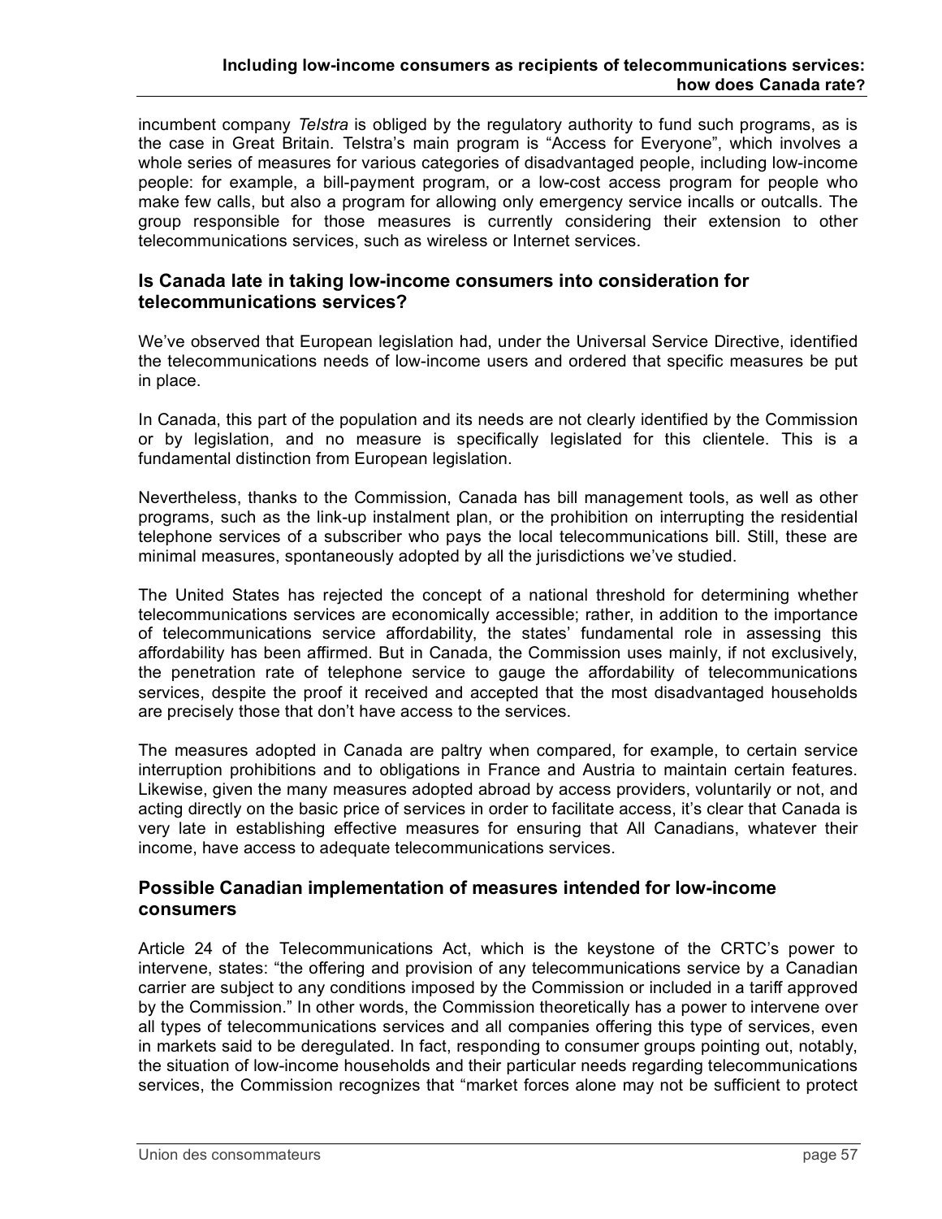incumbent company *Telstra* is obliged by the regulatory authority to fund such programs, as is the case in Great Britain. Telstra's main program is "Access for Everyone", which involves a whole series of measures for various categories of disadvantaged people, including low-income people: for example, a bill-payment program, or a low-cost access program for people who make few calls, but also a program for allowing only emergency service incalls or outcalls. The group responsible for those measures is currently considering their extension to other telecommunications services, such as wireless or Internet services.

## Is Canada late in taking low-income consumers into consideration for telecommunications services?

We've observed that European legislation had, under the Universal Service Directive, identified the telecommunications needs of low-income users and ordered that specific measures be put in place.

In Canada, this part of the population and its needs are not clearly identified by the Commission or by legislation, and no measure is specifically legislated for this clientele. This is a fundamental distinction from European legislation.

Nevertheless, thanks to the Commission, Canada has bill management tools, as well as other programs, such as the link-up instalment plan, or the prohibition on interrupting the residential telephone services of a subscriber who pays the local telecommunications bill. Still, these are minimal measures, spontaneously adopted by all the jurisdictions we've studied.

The United States has rejected the concept of a national threshold for determining whether telecommunications services are economically accessible; rather, in addition to the importance of telecommunications service affordability, the states' fundamental role in assessing this affordability has been affirmed. But in Canada, the Commission uses mainly, if not exclusively, the penetration rate of telephone service to gauge the affordability of telecommunications services, despite the proof it received and accepted that the most disadvantaged households are precisely those that don't have access to the services.

The measures adopted in Canada are paltry when compared, for example, to certain service interruption prohibitions and to obligations in France and Austria to maintain certain features. Likewise, given the many measures adopted abroad by access providers, voluntarily or not, and acting directly on the basic price of services in order to facilitate access, it's clear that Canada is very late in establishing effective measures for ensuring that All Canadians, whatever their income, have access to adequate telecommunications services.

## Possible Canadian implementation of measures intended for low-income consumers

Article 24 of the Telecommunications Act, which is the keystone of the CRTC's power to intervene, states: "the offering and provision of any telecommunications service by a Canadian carrier are subject to any conditions imposed by the Commission or included in a tariff approved by the Commission." In other words, the Commission theoretically has a power to intervene over all types of telecommunications services and all companies offering this type of services, even in markets said to be deregulated. In fact, responding to consumer groups pointing out, notably, the situation of low-income households and their particular needs regarding telecommunications services, the Commission recognizes that "market forces alone may not be sufficient to protect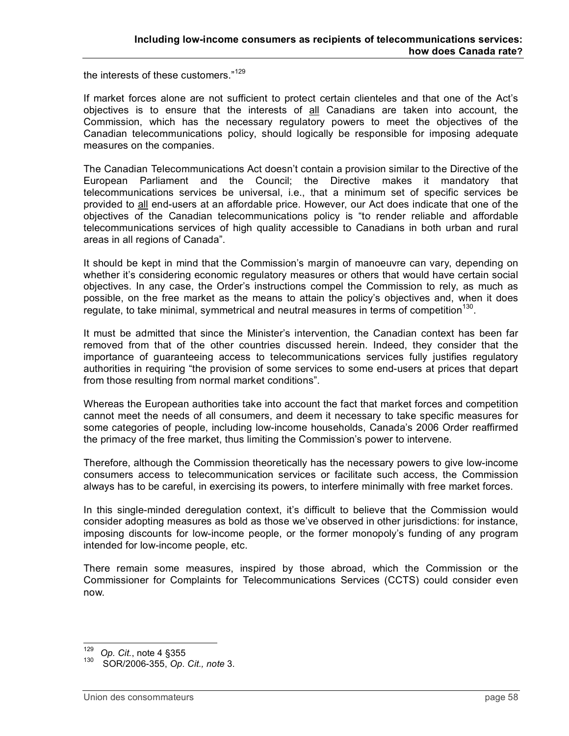the interests of these customers."[129]

If market forces alone are not sufficient to protect certain clienteles and that one of the Act's objectives is to ensure that the interests of all Canadians are taken into account, the Commission, which has the necessary regulatory powers to meet the objectives of the Canadian telecommunications policy, should logically be responsible for imposing adequate measures on the companies.

The Canadian Telecommunications Act doesn't contain a provision similar to the Directive of the European Parliament and the Council; the Directive makes it mandatory that telecommunications services be universal, i.e., that a minimum set of specific services be provided to all end-users at an affordable price. However, our Act does indicate that one of the objectives of the Canadian telecommunications policy is "to render reliable and affordable telecommunications services of high quality accessible to Canadians in both urban and rural areas in all regions of Canada".

It should be kept in mind that the Commission's margin of manoeuvre can vary, depending on whether it's considering economic regulatory measures or others that would have certain social objectives. In any case, the Order's instructions compel the Commission to rely, as much as possible, on the free market as the means to attain the policy's objectives and, when it does regulate, to take minimal, symmetrical and neutral measures in terms of competition[130].

It must be admitted that since the Minister's intervention, the Canadian context has been far removed from that of the other countries discussed herein. Indeed, they consider that the importance of guaranteeing access to telecommunications services fully justifies regulatory authorities in requiring "the provision of some services to some end-users at prices that depart from those resulting from normal market conditions".

Whereas the European authorities take into account the fact that market forces and competition cannot meet the needs of all consumers, and deem it necessary to take specific measures for some categories of people, including low-income households, Canada's 2006 Order reaffirmed the primacy of the free market, thus limiting the Commission's power to intervene.

Therefore, although the Commission theoretically has the necessary powers to give low-income consumers access to telecommunication services or facilitate such access, the Commission always has to be careful, in exercising its powers, to interfere minimally with free market forces.

In this single-minded deregulation context, it's difficult to believe that the Commission would consider adopting measures as bold as those we've observed in other jurisdictions: for instance, imposing discounts for low-income people, or the former monopoly's funding of any program intended for low-income people, etc.

There remain some measures, inspired by those abroad, which the Commission or the Commissioner for Complaints for Telecommunications Services (CCTS) could consider even now.

---

[129] *Op. Cit.*, note 4 §355

[130] SOR/2006-355, *Op. Cit., note* 3.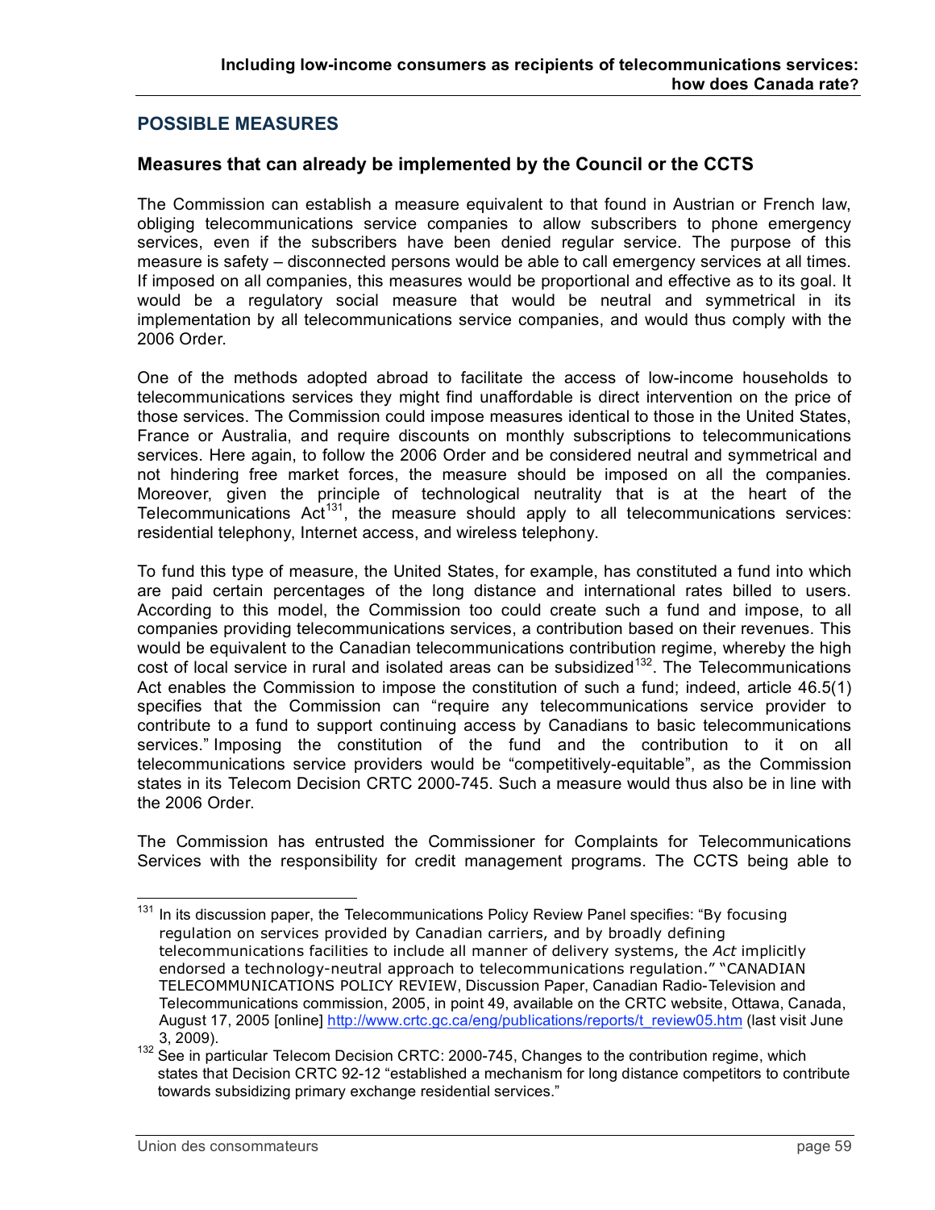## POSSIBLE MEASURES

### Measures that can already be implemented by the Council or the CCTS

The Commission can establish a measure equivalent to that found in Austrian or French law, obliging telecommunications service companies to allow subscribers to phone emergency services, even if the subscribers have been denied regular service. The purpose of this measure is safety – disconnected persons would be able to call emergency services at all times. If imposed on all companies, this measures would be proportional and effective as to its goal. It would be a regulatory social measure that would be neutral and symmetrical in its implementation by all telecommunications service companies, and would thus comply with the 2006 Order.

One of the methods adopted abroad to facilitate the access of low-income households to telecommunications services they might find unaffordable is direct intervention on the price of those services. The Commission could impose measures identical to those in the United States, France or Australia, and require discounts on monthly subscriptions to telecommunications services. Here again, to follow the 2006 Order and be considered neutral and symmetrical and not hindering free market forces, the measure should be imposed on all the companies. Moreover, given the principle of technological neutrality that is at the heart of the Telecommunications Act[131], the measure should apply to all telecommunications services: residential telephony, Internet access, and wireless telephony.

To fund this type of measure, the United States, for example, has constituted a fund into which are paid certain percentages of the long distance and international rates billed to users. According to this model, the Commission too could create such a fund and impose, to all companies providing telecommunications services, a contribution based on their revenues. This would be equivalent to the Canadian telecommunications contribution regime, whereby the high cost of local service in rural and isolated areas can be subsidized[132]. The Telecommunications Act enables the Commission to impose the constitution of such a fund; indeed, article 46.5(1) specifies that the Commission can "require any telecommunications service provider to contribute to a fund to support continuing access by Canadians to basic telecommunications services." Imposing the constitution of the fund and the contribution to it on all telecommunications service providers would be "competitively-equitable", as the Commission states in its Telecom Decision CRTC 2000-745. Such a measure would thus also be in line with the 2006 Order.

The Commission has entrusted the Commissioner for Complaints for Telecommunications Services with the responsibility for credit management programs. The CCTS being able to

---

[131] In its discussion paper, the Telecommunications Policy Review Panel specifies: "By focusing regulation on services provided by Canadian carriers, and by broadly defining telecommunications facilities to include all manner of delivery systems, the *Act* implicitly endorsed a technology-neutral approach to telecommunications regulation." "CANADIAN TELECOMMUNICATIONS POLICY REVIEW, Discussion Paper, Canadian Radio-Television and Telecommunications commission, 2005, in point 49, available on the CRTC website, Ottawa, Canada, August 17, 2005 [online] http://www.crtc.gc.ca/eng/publications/reports/t_review05.htm (last visit June 3, 2009).

[132] See in particular Telecom Decision CRTC: 2000-745, Changes to the contribution regime, which states that Decision CRTC 92-12 "established a mechanism for long distance competitors to contribute towards subsidizing primary exchange residential services."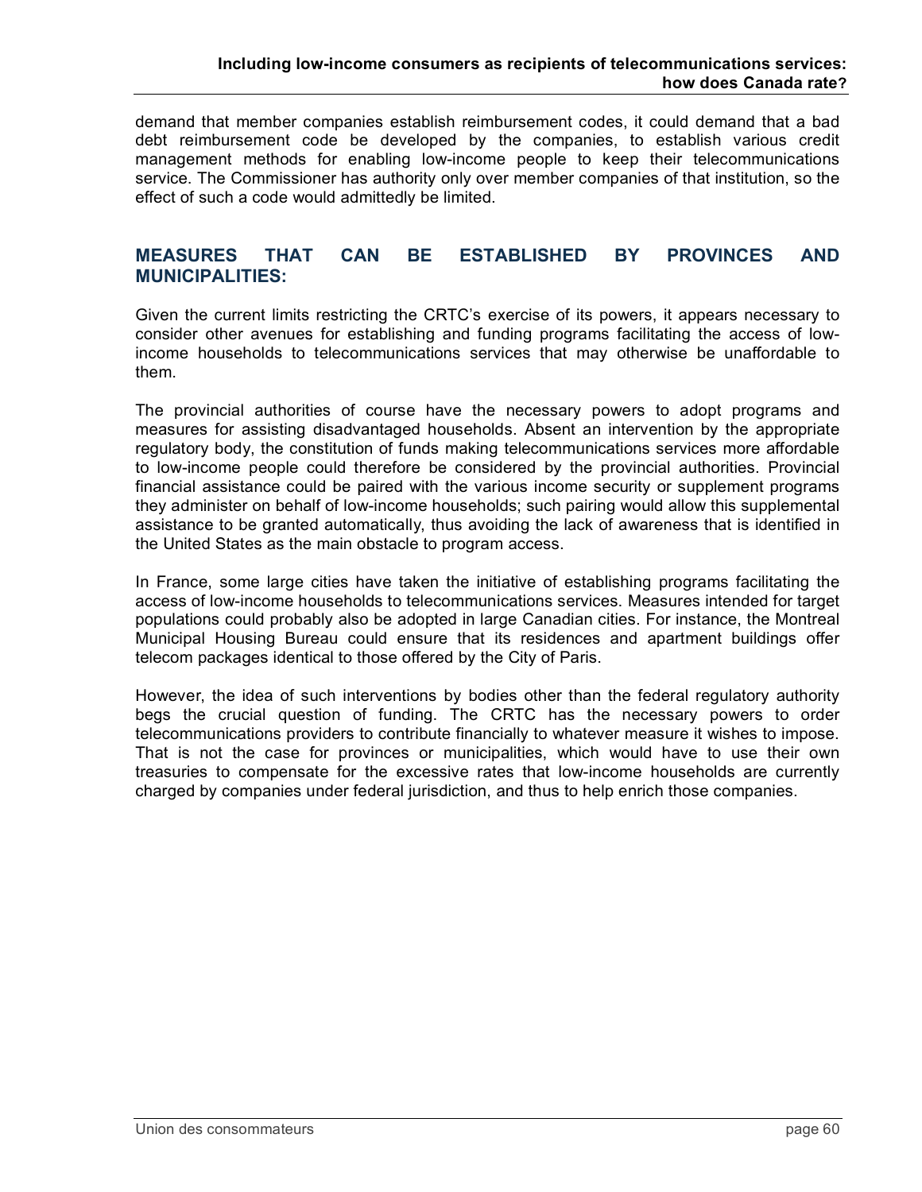demand that member companies establish reimbursement codes, it could demand that a bad debt reimbursement code be developed by the companies, to establish various credit management methods for enabling low-income people to keep their telecommunications service. The Commissioner has authority only over member companies of that institution, so the effect of such a code would admittedly be limited.

## MEASURES THAT CAN BE ESTABLISHED BY PROVINCES AND MUNICIPALITIES:

Given the current limits restricting the CRTC's exercise of its powers, it appears necessary to consider other avenues for establishing and funding programs facilitating the access of low-income households to telecommunications services that may otherwise be unaffordable to them.

The provincial authorities of course have the necessary powers to adopt programs and measures for assisting disadvantaged households. Absent an intervention by the appropriate regulatory body, the constitution of funds making telecommunications services more affordable to low-income people could therefore be considered by the provincial authorities. Provincial financial assistance could be paired with the various income security or supplement programs they administer on behalf of low-income households; such pairing would allow this supplemental assistance to be granted automatically, thus avoiding the lack of awareness that is identified in the United States as the main obstacle to program access.

In France, some large cities have taken the initiative of establishing programs facilitating the access of low-income households to telecommunications services. Measures intended for target populations could probably also be adopted in large Canadian cities. For instance, the Montreal Municipal Housing Bureau could ensure that its residences and apartment buildings offer telecom packages identical to those offered by the City of Paris.

However, the idea of such interventions by bodies other than the federal regulatory authority begs the crucial question of funding. The CRTC has the necessary powers to order telecommunications providers to contribute financially to whatever measure it wishes to impose. That is not the case for provinces or municipalities, which would have to use their own treasuries to compensate for the excessive rates that low-income households are currently charged by companies under federal jurisdiction, and thus to help enrich those companies.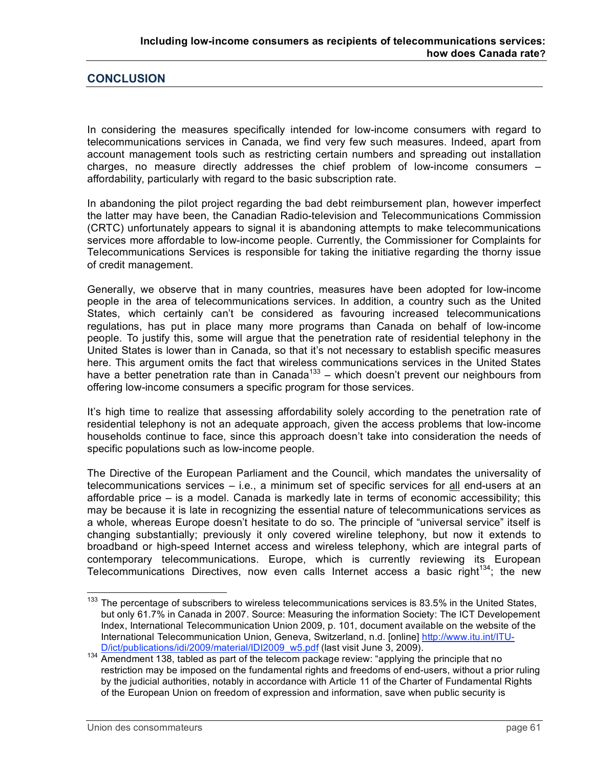## CONCLUSION

In considering the measures specifically intended for low-income consumers with regard to telecommunications services in Canada, we find very few such measures. Indeed, apart from account management tools such as restricting certain numbers and spreading out installation charges, no measure directly addresses the chief problem of low-income consumers – affordability, particularly with regard to the basic subscription rate.

In abandoning the pilot project regarding the bad debt reimbursement plan, however imperfect the latter may have been, the Canadian Radio-television and Telecommunications Commission (CRTC) unfortunately appears to signal it is abandoning attempts to make telecommunications services more affordable to low-income people. Currently, the Commissioner for Complaints for Telecommunications Services is responsible for taking the initiative regarding the thorny issue of credit management.

Generally, we observe that in many countries, measures have been adopted for low-income people in the area of telecommunications services. In addition, a country such as the United States, which certainly can't be considered as favouring increased telecommunications regulations, has put in place many more programs than Canada on behalf of low-income people. To justify this, some will argue that the penetration rate of residential telephony in the United States is lower than in Canada, so that it's not necessary to establish specific measures here. This argument omits the fact that wireless communications services in the United States have a better penetration rate than in Canada[133] – which doesn't prevent our neighbours from offering low-income consumers a specific program for those services.

It's high time to realize that assessing affordability solely according to the penetration rate of residential telephony is not an adequate approach, given the access problems that low-income households continue to face, since this approach doesn't take into consideration the needs of specific populations such as low-income people.

The Directive of the European Parliament and the Council, which mandates the universality of telecommunications services – i.e., a minimum set of specific services for <u>all</u> end-users at an affordable price – is a model. Canada is markedly late in terms of economic accessibility; this may be because it is late in recognizing the essential nature of telecommunications services as a whole, whereas Europe doesn't hesitate to do so. The principle of "universal service" itself is changing substantially; previously it only covered wireline telephony, but now it extends to broadband or high-speed Internet access and wireless telephony, which are integral parts of contemporary telecommunications. Europe, which is currently reviewing its European Telecommunications Directives, now even calls Internet access a basic right[134]; the new

---

[133] The percentage of subscribers to wireless telecommunications services is 83.5% in the United States, but only 61.7% in Canada in 2007. Source: Measuring the information Society: The ICT Developement Index, International Telecommunication Union 2009, p. 101, document available on the website of the International Telecommunication Union, Geneva, Switzerland, n.d. [online] http://www.itu.int/ITU-D/ict/publications/idi/2009/material/IDI2009_w5.pdf (last visit June 3, 2009).

[134] Amendment 138, tabled as part of the telecom package review: "applying the principle that no restriction may be imposed on the fundamental rights and freedoms of end-users, without a prior ruling by the judicial authorities, notably in accordance with Article 11 of the Charter of Fundamental Rights of the European Union on freedom of expression and information, save when public security is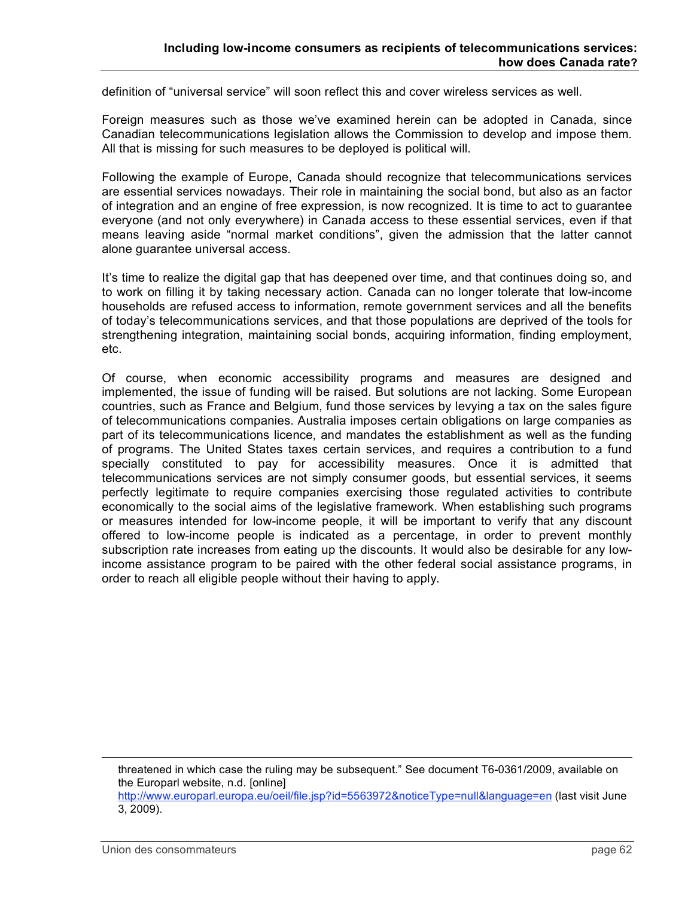definition of "universal service" will soon reflect this and cover wireless services as well.

Foreign measures such as those we've examined herein can be adopted in Canada, since Canadian telecommunications legislation allows the Commission to develop and impose them. All that is missing for such measures to be deployed is political will.

Following the example of Europe, Canada should recognize that telecommunications services are essential services nowadays. Their role in maintaining the social bond, but also as an factor of integration and an engine of free expression, is now recognized. It is time to act to guarantee everyone (and not only everywhere) in Canada access to these essential services, even if that means leaving aside "normal market conditions", given the admission that the latter cannot alone guarantee universal access.

It's time to realize the digital gap that has deepened over time, and that continues doing so, and to work on filling it by taking necessary action. Canada can no longer tolerate that low-income households are refused access to information, remote government services and all the benefits of today's telecommunications services, and that those populations are deprived of the tools for strengthening integration, maintaining social bonds, acquiring information, finding employment, etc.

Of course, when economic accessibility programs and measures are designed and implemented, the issue of funding will be raised. But solutions are not lacking. Some European countries, such as France and Belgium, fund those services by levying a tax on the sales figure of telecommunications companies. Australia imposes certain obligations on large companies as part of its telecommunications licence, and mandates the establishment as well as the funding of programs. The United States taxes certain services, and requires a contribution to a fund specially constituted to pay for accessibility measures. Once it is admitted that telecommunications services are not simply consumer goods, but essential services, it seems perfectly legitimate to require companies exercising those regulated activities to contribute economically to the social aims of the legislative framework. When establishing such programs or measures intended for low-income people, it will be important to verify that any discount offered to low-income people is indicated as a percentage, in order to prevent monthly subscription rate increases from eating up the discounts. It would also be desirable for any low-income assistance program to be paired with the other federal social assistance programs, in order to reach all eligible people without their having to apply.

---

threatened in which case the ruling may be subsequent." See document T6-0361/2009, available on the Europarl website, n.d. [online] http://www.europarl.europa.eu/oeil/file.jsp?id=5563972&noticeType=null&language=en (last visit June 3, 2009).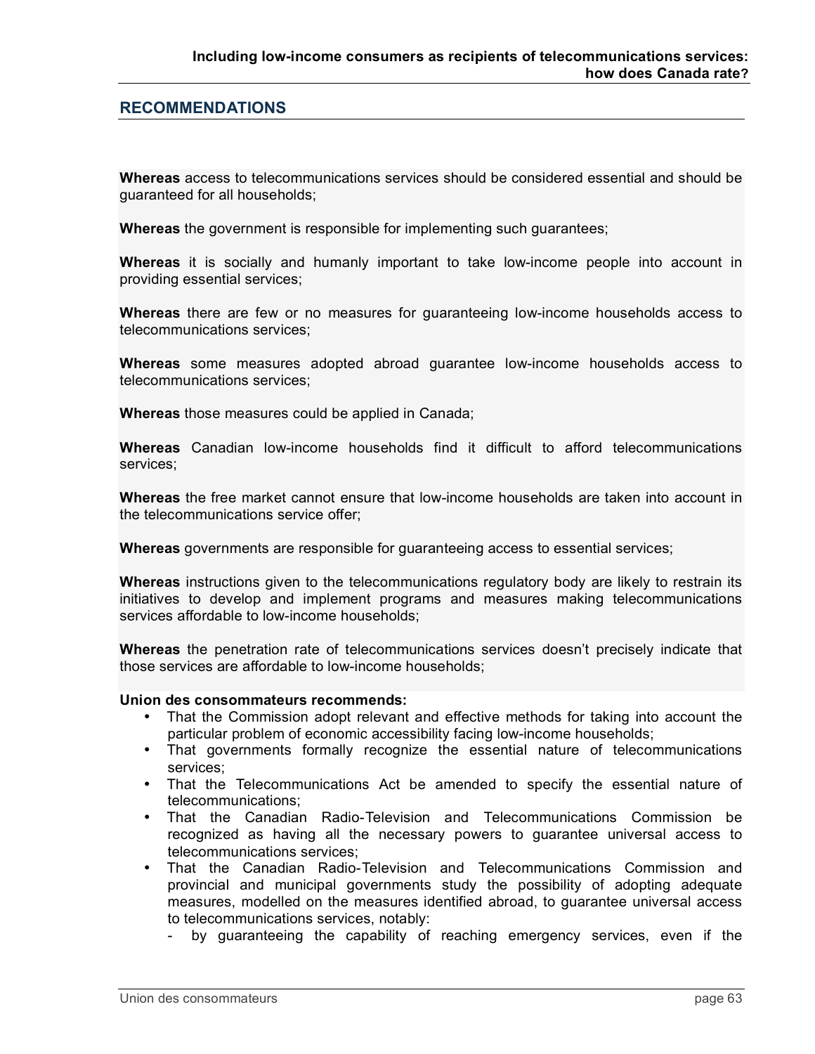## RECOMMENDATIONS

**Whereas** access to telecommunications services should be considered essential and should be guaranteed for all households;

**Whereas** the government is responsible for implementing such guarantees;

**Whereas** it is socially and humanly important to take low-income people into account in providing essential services;

**Whereas** there are few or no measures for guaranteeing low-income households access to telecommunications services;

**Whereas** some measures adopted abroad guarantee low-income households access to telecommunications services;

**Whereas** those measures could be applied in Canada;

**Whereas** Canadian low-income households find it difficult to afford telecommunications services;

**Whereas** the free market cannot ensure that low-income households are taken into account in the telecommunications service offer;

**Whereas** governments are responsible for guaranteeing access to essential services;

**Whereas** instructions given to the telecommunications regulatory body are likely to restrain its initiatives to develop and implement programs and measures making telecommunications services affordable to low-income households;

**Whereas** the penetration rate of telecommunications services doesn't precisely indicate that those services are affordable to low-income households;

**Union des consommateurs recommends:**

- That the Commission adopt relevant and effective methods for taking into account the particular problem of economic accessibility facing low-income households;
- That governments formally recognize the essential nature of telecommunications services;
- That the Telecommunications Act be amended to specify the essential nature of telecommunications;
- That the Canadian Radio-Television and Telecommunications Commission be recognized as having all the necessary powers to guarantee universal access to telecommunications services;
- That the Canadian Radio-Television and Telecommunications Commission and provincial and municipal governments study the possibility of adopting adequate measures, modelled on the measures identified abroad, to guarantee universal access to telecommunications services, notably:
  - by guaranteeing the capability of reaching emergency services, even if the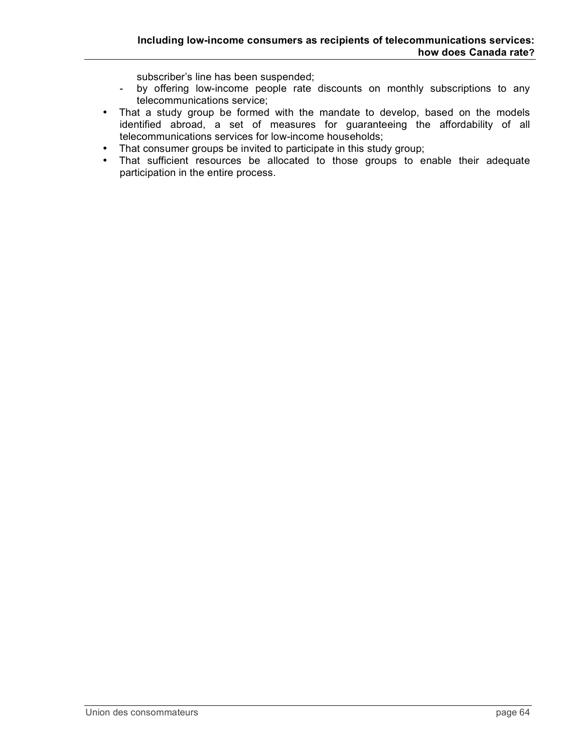subscriber's line has been suspended;

   - by offering low-income people rate discounts on monthly subscriptions to any telecommunications service;

- That a study group be formed with the mandate to develop, based on the models identified abroad, a set of measures for guaranteeing the affordability of all telecommunications services for low-income households;
- That consumer groups be invited to participate in this study group;
- That sufficient resources be allocated to those groups to enable their adequate participation in the entire process.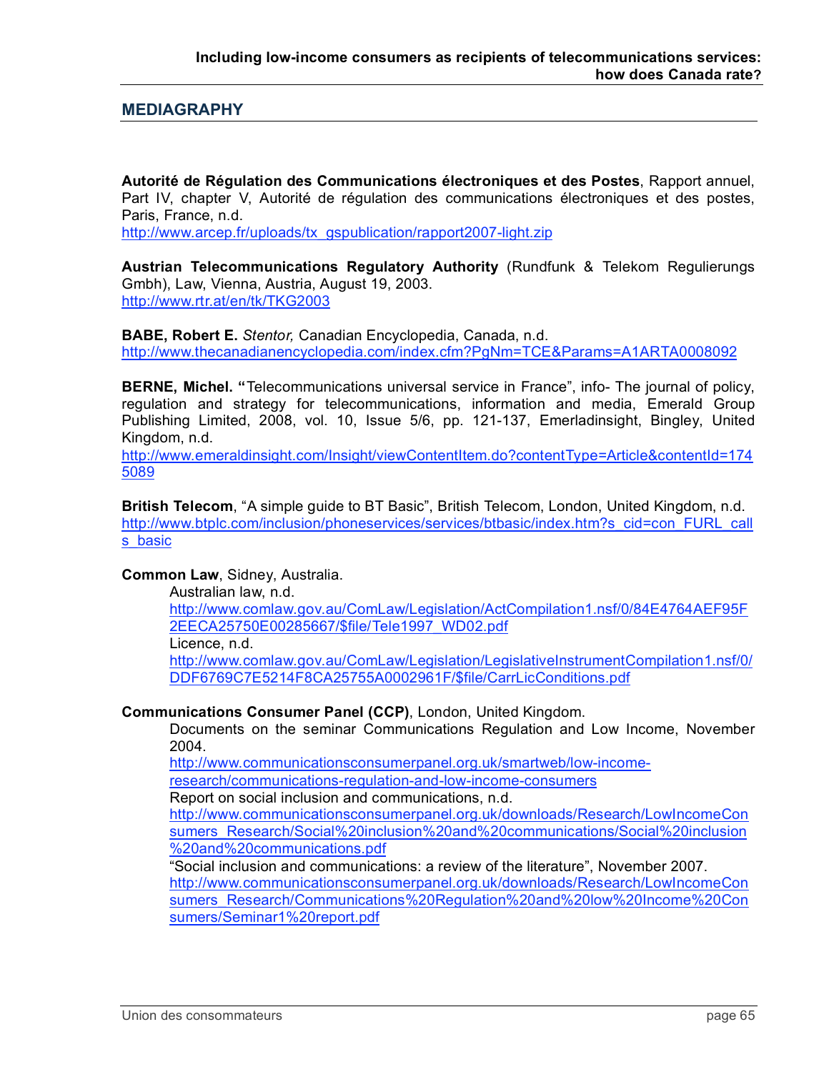## MEDIAGRAPHY

**Autorité de Régulation des Communications électroniques et des Postes**, Rapport annuel, Part IV, chapter V, Autorité de régulation des communications électroniques et des postes, Paris, France, n.d.
http://www.arcep.fr/uploads/tx_gspublication/rapport2007-light.zip

**Austrian Telecommunications Regulatory Authority** (Rundfunk & Telekom Regulierungs Gmbh), Law, Vienna, Austria, August 19, 2003.
http://www.rtr.at/en/tk/TKG2003

**BABE, Robert E.** *Stentor,* Canadian Encyclopedia, Canada, n.d.
http://www.thecanadianencyclopedia.com/index.cfm?PgNm=TCE&Params=A1ARTA0008092

**BERNE, Michel. "**Telecommunications universal service in France", info- The journal of policy, regulation and strategy for telecommunications, information and media, Emerald Group Publishing Limited, 2008, vol. 10, Issue 5/6, pp. 121-137, Emerladinsight, Bingley, United Kingdom, n.d.
http://www.emeraldinsight.com/Insight/viewContentItem.do?contentType=Article&contentId=1745089

**British Telecom**, "A simple guide to BT Basic", British Telecom, London, United Kingdom, n.d.
http://www.btplc.com/inclusion/phoneservices/services/btbasic/index.htm?s_cid=con_FURL_calls_basic

**Common Law**, Sidney, Australia.

Australian law, n.d.
http://www.comlaw.gov.au/ComLaw/Legislation/ActCompilation1.nsf/0/84E4764AEF95F2EECA25750E00285667/$file/Tele1997_WD02.pdf

Licence, n.d.
http://www.comlaw.gov.au/ComLaw/Legislation/LegislativeInstrumentCompilation1.nsf/0/DDF6769C7E5214F8CA25755A0002961F/$file/CarrLicConditions.pdf

**Communications Consumer Panel (CCP)**, London, United Kingdom.

Documents on the seminar Communications Regulation and Low Income, November 2004.
http://www.communicationsconsumerpanel.org.uk/smartweb/low-income-research/communications-regulation-and-low-income-consumers

Report on social inclusion and communications, n.d.
http://www.communicationsconsumerpanel.org.uk/downloads/Research/LowIncomeConsumers_Research/Social%20inclusion%20and%20communications/Social%20inclusion%20and%20communications.pdf

"Social inclusion and communications: a review of the literature", November 2007.
http://www.communicationsconsumerpanel.org.uk/downloads/Research/LowIncomeConsumers_Research/Communications%20Regulation%20and%20low%20Income%20Consumers/Seminar1%20report.pdf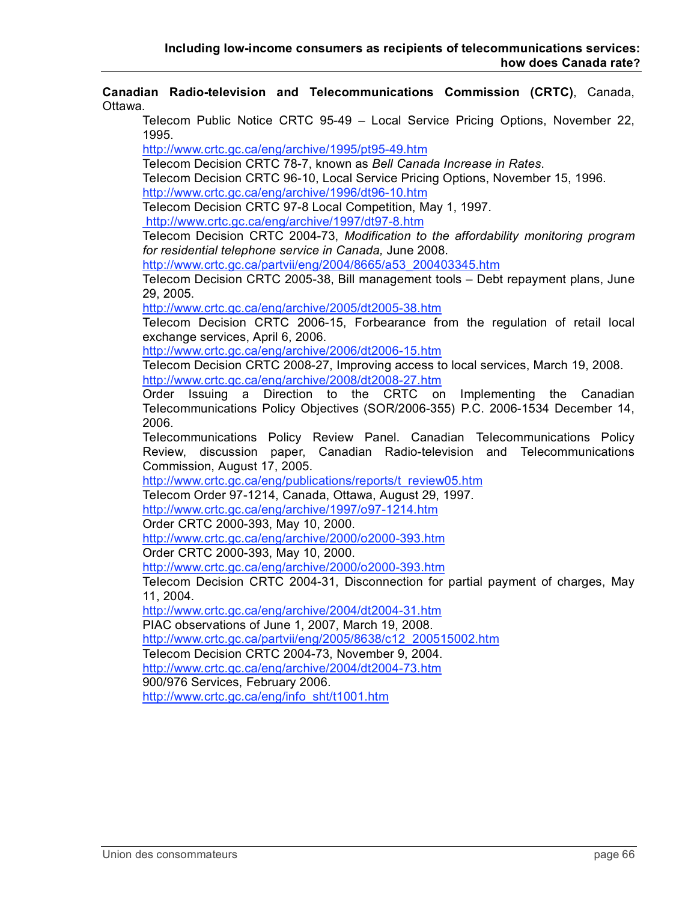**Canadian Radio-television and Telecommunications Commission (CRTC)**, Canada, Ottawa.

Telecom Public Notice CRTC 95-49 – Local Service Pricing Options, November 22, 1995.
http://www.crtc.gc.ca/eng/archive/1995/pt95-49.htm

Telecom Decision CRTC 78-7, known as *Bell Canada Increase in Rates*.

Telecom Decision CRTC 96-10, Local Service Pricing Options, November 15, 1996.
http://www.crtc.gc.ca/eng/archive/1996/dt96-10.htm

Telecom Decision CRTC 97-8 Local Competition, May 1, 1997.
http://www.crtc.gc.ca/eng/archive/1997/dt97-8.htm

Telecom Decision CRTC 2004-73, *Modification to the affordability monitoring program for residential telephone service in Canada,* June 2008.
http://www.crtc.gc.ca/partvii/eng/2004/8665/a53_200403345.htm

Telecom Decision CRTC 2005-38, Bill management tools – Debt repayment plans, June 29, 2005.
http://www.crtc.gc.ca/eng/archive/2005/dt2005-38.htm

Telecom Decision CRTC 2006-15, Forbearance from the regulation of retail local exchange services, April 6, 2006.
http://www.crtc.gc.ca/eng/archive/2006/dt2006-15.htm

Telecom Decision CRTC 2008-27, Improving access to local services, March 19, 2008.
http://www.crtc.gc.ca/eng/archive/2008/dt2008-27.htm

Order Issuing a Direction to the CRTC on Implementing the Canadian Telecommunications Policy Objectives (SOR/2006-355) P.C. 2006-1534 December 14, 2006.

Telecommunications Policy Review Panel. Canadian Telecommunications Policy Review, discussion paper, Canadian Radio-television and Telecommunications Commission, August 17, 2005.
http://www.crtc.gc.ca/eng/publications/reports/t_review05.htm

Telecom Order 97-1214, Canada, Ottawa, August 29, 1997.
http://www.crtc.gc.ca/eng/archive/1997/o97-1214.htm

Order CRTC 2000-393, May 10, 2000.
http://www.crtc.gc.ca/eng/archive/2000/o2000-393.htm

Order CRTC 2000-393, May 10, 2000.
http://www.crtc.gc.ca/eng/archive/2000/o2000-393.htm

Telecom Decision CRTC 2004-31, Disconnection for partial payment of charges, May 11, 2004.
http://www.crtc.gc.ca/eng/archive/2004/dt2004-31.htm

PIAC observations of June 1, 2007, March 19, 2008.
http://www.crtc.gc.ca/partvii/eng/2005/8638/c12_200515002.htm

Telecom Decision CRTC 2004-73, November 9, 2004.
http://www.crtc.gc.ca/eng/archive/2004/dt2004-73.htm

900/976 Services, February 2006.
http://www.crtc.gc.ca/eng/info_sht/t1001.htm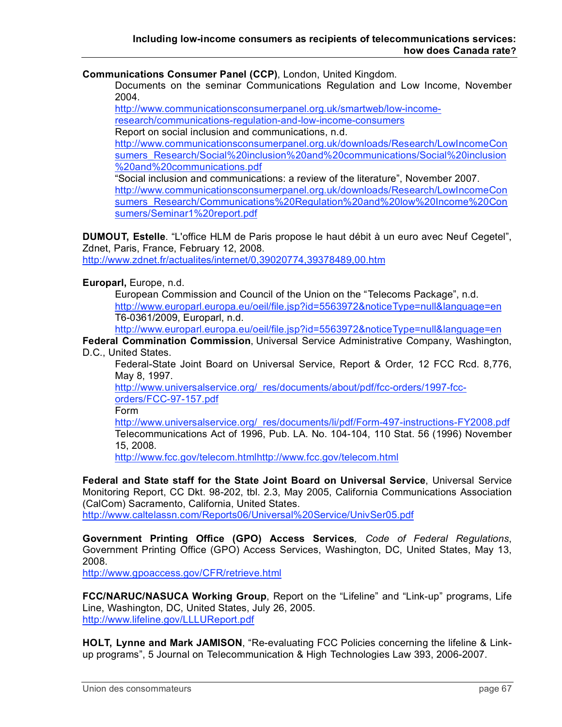**Communications Consumer Panel (CCP)**, London, United Kingdom.

Documents on the seminar Communications Regulation and Low Income, November 2004.
http://www.communicationsconsumerpanel.org.uk/smartweb/low-income-research/communications-regulation-and-low-income-consumers
Report on social inclusion and communications, n.d.
http://www.communicationsconsumerpanel.org.uk/downloads/Research/LowIncomeConsumers_Research/Social%20inclusion%20and%20communications/Social%20inclusion%20and%20communications.pdf
"Social inclusion and communications: a review of the literature", November 2007.
http://www.communicationsconsumerpanel.org.uk/downloads/Research/LowIncomeConsumers_Research/Communications%20Regulation%20and%20low%20Income%20Consumers/Seminar1%20report.pdf

**DUMOUT, Estelle**. "L'office HLM de Paris propose le haut débit à un euro avec Neuf Cegetel", Zdnet, Paris, France, February 12, 2008.
http://www.zdnet.fr/actualites/internet/0,39020774,39378489,00.htm

**Europarl,** Europe, n.d.

European Commission and Council of the Union on the "Telecoms Package", n.d.
http://www.europarl.europa.eu/oeil/file.jsp?id=5563972&noticeType=null&language=en
T6-0361/2009, Europarl, n.d.
http://www.europarl.europa.eu/oeil/file.jsp?id=5563972&noticeType=null&language=en

**Federal Commination Commission**, Universal Service Administrative Company, Washington, D.C., United States.

Federal-State Joint Board on Universal Service, Report & Order, 12 FCC Rcd. 8,776, May 8, 1997.
http://www.universalservice.org/_res/documents/about/pdf/fcc-orders/1997-fcc-orders/FCC-97-157.pdf
Form
http://www.universalservice.org/_res/documents/li/pdf/Form-497-instructions-FY2008.pdf
Telecommunications Act of 1996, Pub. LA. No. 104-104, 110 Stat. 56 (1996) November 15, 2008.
http://www.fcc.gov/telecom.htmlhttp://www.fcc.gov/telecom.html

**Federal and State staff for the State Joint Board on Universal Service**, Universal Service Monitoring Report, CC Dkt. 98-202, tbl. 2.3, May 2005, California Communications Association (CalCom) Sacramento, California, United States.
http://www.caltelassn.com/Reports06/Universal%20Service/UnivSer05.pdf

**Government Printing Office (GPO) Access Services**, *Code of Federal Regulations*, Government Printing Office (GPO) Access Services, Washington, DC, United States, May 13, 2008.
http://www.gpoaccess.gov/CFR/retrieve.html

**FCC/NARUC/NASUCA Working Group**, Report on the "Lifeline" and "Link-up" programs, Life Line, Washington, DC, United States, July 26, 2005.
http://www.lifeline.gov/LLLUReport.pdf

**HOLT, Lynne and Mark JAMISON**, "Re-evaluating FCC Policies concerning the lifeline & Link-up programs", 5 Journal on Telecommunication & High Technologies Law 393, 2006-2007.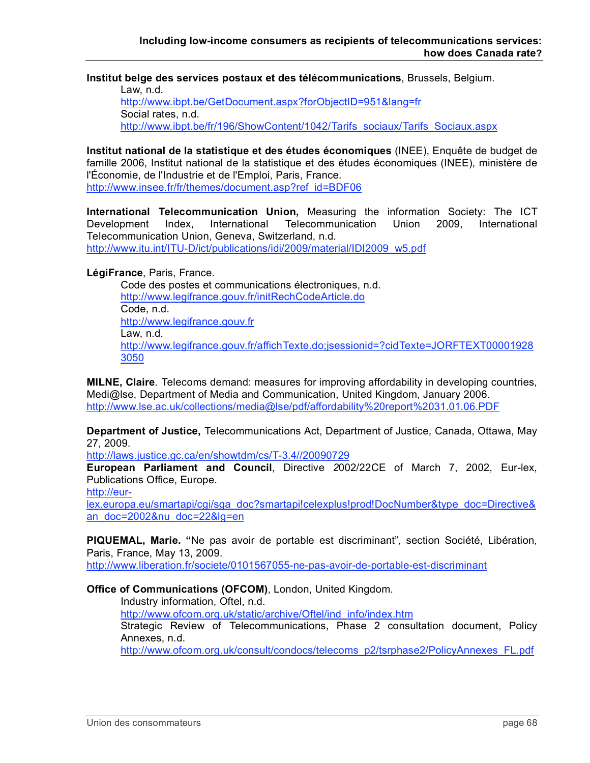**Institut belge des services postaux et des télécommunications**, Brussels, Belgium.

Law, n.d.
http://www.ibpt.be/GetDocument.aspx?forObjectID=951&lang=fr
Social rates, n.d.
http://www.ibpt.be/fr/196/ShowContent/1042/Tarifs_sociaux/Tarifs_Sociaux.aspx

**Institut national de la statistique et des études économiques** (INEE), Enquête de budget de famille 2006, Institut national de la statistique et des études économiques (INEE), ministère de l'Économie, de l'Industrie et de l'Emploi, Paris, France.
http://www.insee.fr/fr/themes/document.asp?ref_id=BDF06

**International Telecommunication Union,** Measuring the information Society: The ICT Development Index, International Telecommunication Union 2009, International Telecommunication Union, Geneva, Switzerland, n.d.
http://www.itu.int/ITU-D/ict/publications/idi/2009/material/IDI2009_w5.pdf

**LégiFrance**, Paris, France.

Code des postes et communications électroniques, n.d.
http://www.legifrance.gouv.fr/initRechCodeArticle.do
Code, n.d.
http://www.legifrance.gouv.fr
Law, n.d.
http://www.legifrance.gouv.fr/affichTexte.do;jsessionid=?cidTexte=JORFTEXT000019283050

**MILNE, Claire**. Telecoms demand: measures for improving affordability in developing countries, Medi@lse, Department of Media and Communication, United Kingdom, January 2006.
http://www.lse.ac.uk/collections/media@lse/pdf/affordability%20report%2031.01.06.PDF

**Department of Justice,** Telecommunications Act, Department of Justice, Canada, Ottawa, May 27, 2009.
http://laws.justice.gc.ca/en/showtdm/cs/T-3.4//20090729

**European Parliament and Council**, Directive 2002/22CE of March 7, 2002, Eur-lex, Publications Office, Europe.
http://eur-lex.europa.eu/smartapi/cgi/sga_doc?smartapi!celexplus!prod!DocNumber&type_doc=Directive&an_doc=2002&nu_doc=22&lg=en

**PIQUEMAL, Marie. "**Ne pas avoir de portable est discriminant", section Société, Libération, Paris, France, May 13, 2009.
http://www.liberation.fr/societe/0101567055-ne-pas-avoir-de-portable-est-discriminant

**Office of Communications (OFCOM)**, London, United Kingdom.

Industry information, Oftel, n.d.
http://www.ofcom.org.uk/static/archive/Oftel/ind_info/index.htm
Strategic Review of Telecommunications, Phase 2 consultation document, Policy Annexes, n.d.
http://www.ofcom.org.uk/consult/condocs/telecoms_p2/tsrphase2/PolicyAnnexes_FL.pdf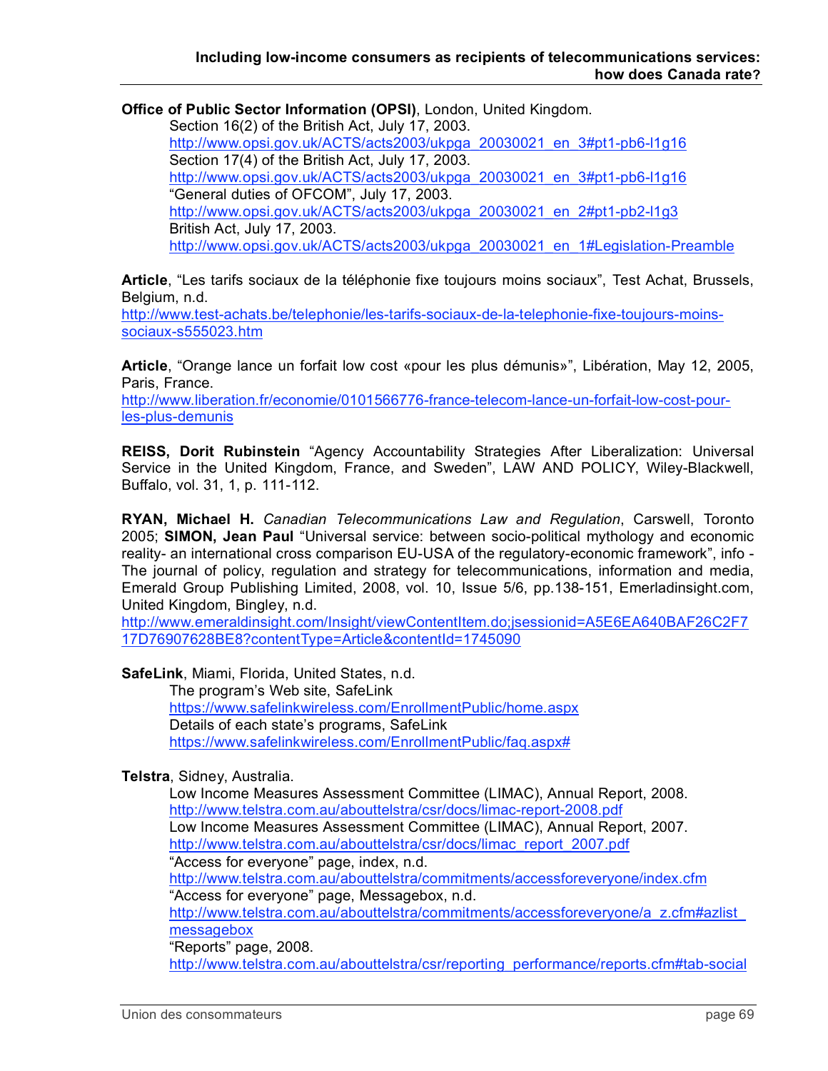**Office of Public Sector Information (OPSI)**, London, United Kingdom.

Section 16(2) of the British Act, July 17, 2003.
http://www.opsi.gov.uk/ACTS/acts2003/ukpga_20030021_en_3#pt1-pb6-l1g16
Section 17(4) of the British Act, July 17, 2003.
http://www.opsi.gov.uk/ACTS/acts2003/ukpga_20030021_en_3#pt1-pb6-l1g16
"General duties of OFCOM", July 17, 2003.
http://www.opsi.gov.uk/ACTS/acts2003/ukpga_20030021_en_2#pt1-pb2-l1g3
British Act, July 17, 2003.
http://www.opsi.gov.uk/ACTS/acts2003/ukpga_20030021_en_1#Legislation-Preamble

**Article**, "Les tarifs sociaux de la téléphonie fixe toujours moins sociaux", Test Achat, Brussels, Belgium, n.d.
http://www.test-achats.be/telephonie/les-tarifs-sociaux-de-la-telephonie-fixe-toujours-moins-sociaux-s555023.htm

**Article**, "Orange lance un forfait low cost «pour les plus démunis»", Libération, May 12, 2005, Paris, France.
http://www.liberation.fr/economie/0101566776-france-telecom-lance-un-forfait-low-cost-pour-les-plus-demunis

**REISS, Dorit Rubinstein** "Agency Accountability Strategies After Liberalization: Universal Service in the United Kingdom, France, and Sweden", LAW AND POLICY, Wiley-Blackwell, Buffalo, vol. 31, 1, p. 111-112.

**RYAN, Michael H.** *Canadian Telecommunications Law and Regulation*, Carswell, Toronto 2005; **SIMON, Jean Paul** "Universal service: between socio-political mythology and economic reality- an international cross comparison EU-USA of the regulatory-economic framework", info - The journal of policy, regulation and strategy for telecommunications, information and media, Emerald Group Publishing Limited, 2008, vol. 10, Issue 5/6, pp.138-151, Emerladinsight.com, United Kingdom, Bingley, n.d.
http://www.emeraldinsight.com/Insight/viewContentItem.do;jsessionid=A5E6EA640BAF26C2F717D76907628BE8?contentType=Article&contentId=1745090

**SafeLink**, Miami, Florida, United States, n.d.

The program's Web site, SafeLink
https://www.safelinkwireless.com/EnrollmentPublic/home.aspx
Details of each state's programs, SafeLink
https://www.safelinkwireless.com/EnrollmentPublic/faq.aspx#

**Telstra**, Sidney, Australia.

Low Income Measures Assessment Committee (LIMAC), Annual Report, 2008.
http://www.telstra.com.au/abouttelstra/csr/docs/limac-report-2008.pdf
Low Income Measures Assessment Committee (LIMAC), Annual Report, 2007.
http://www.telstra.com.au/abouttelstra/csr/docs/limac_report_2007.pdf
"Access for everyone" page, index, n.d.
http://www.telstra.com.au/abouttelstra/commitments/accessforeveryone/index.cfm
"Access for everyone" page, Messagebox, n.d.
http://www.telstra.com.au/abouttelstra/commitments/accessforeveryone/a_z.cfm#azlist_messagebox
"Reports" page, 2008.
http://www.telstra.com.au/abouttelstra/csr/reporting_performance/reports.cfm#tab-social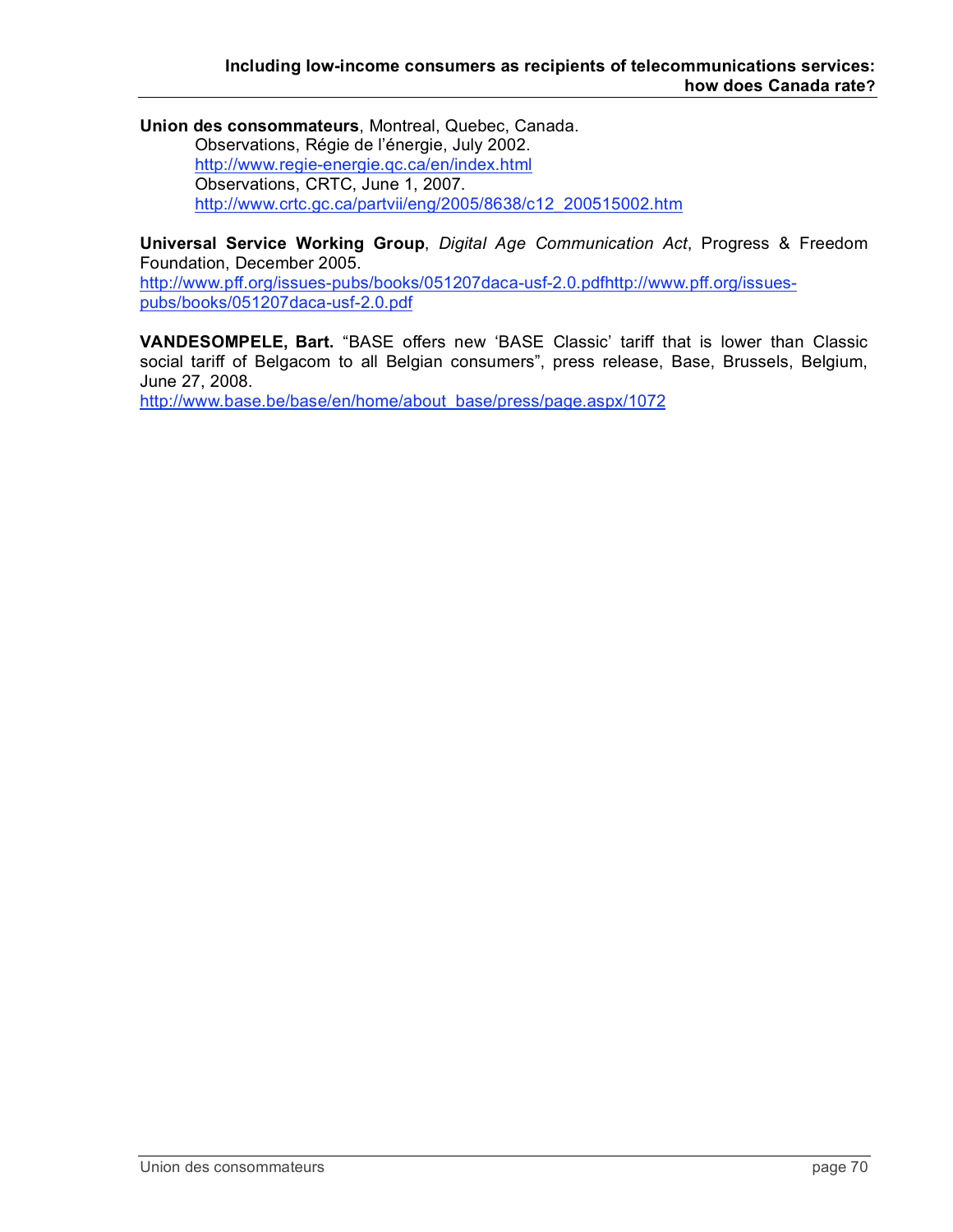**Union des consommateurs**, Montreal, Quebec, Canada.

Observations, Régie de l'énergie, July 2002.
http://www.regie-energie.qc.ca/en/index.html
Observations, CRTC, June 1, 2007.
http://www.crtc.gc.ca/partvii/eng/2005/8638/c12_200515002.htm

**Universal Service Working Group**, *Digital Age Communication Act*, Progress & Freedom Foundation, December 2005.
http://www.pff.org/issues-pubs/books/051207daca-usf-2.0.pdfhttp://www.pff.org/issues-pubs/books/051207daca-usf-2.0.pdf

**VANDESOMPELE, Bart.** "BASE offers new 'BASE Classic' tariff that is lower than Classic social tariff of Belgacom to all Belgian consumers", press release, Base, Brussels, Belgium, June 27, 2008.
http://www.base.be/base/en/home/about_base/press/page.aspx/1072